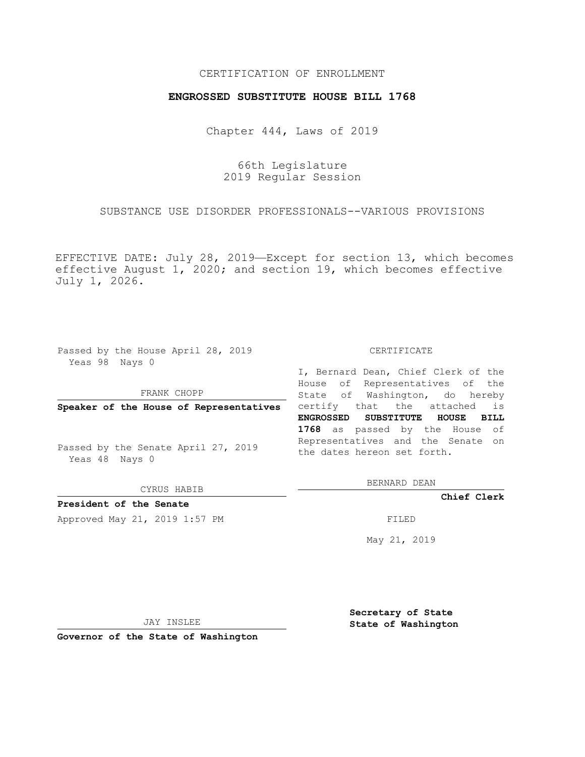CERTIFICATION OF ENROLLMENT

**ENGROSSED SUBSTITUTE HOUSE BILL 1768**

Chapter 444, Laws of 2019

66th Legislature
2019 Regular Session

SUBSTANCE USE DISORDER PROFESSIONALS--VARIOUS PROVISIONS

EFFECTIVE DATE: July 28, 2019—Except for section 13, which becomes effective August 1, 2020; and section 19, which becomes effective July 1, 2026.

Passed by the House April 28, 2019
Yeas 98 Nays 0

FRANK CHOPP

**Speaker of the House of Representatives**

Passed by the Senate April 27, 2019
Yeas 48 Nays 0

CYRUS HABIB

**President of the Senate**

Approved May 21, 2019 1:57 PM

CERTIFICATE

I, Bernard Dean, Chief Clerk of the House of Representatives of the State of Washington, do hereby certify that the attached is **ENGROSSED SUBSTITUTE HOUSE BILL 1768** as passed by the House of Representatives and the Senate on the dates hereon set forth.

BERNARD DEAN

**Chief Clerk**

FILED

May 21, 2019

JAY INSLEE

**Governor of the State of Washington**

**Secretary of State**
**State of Washington**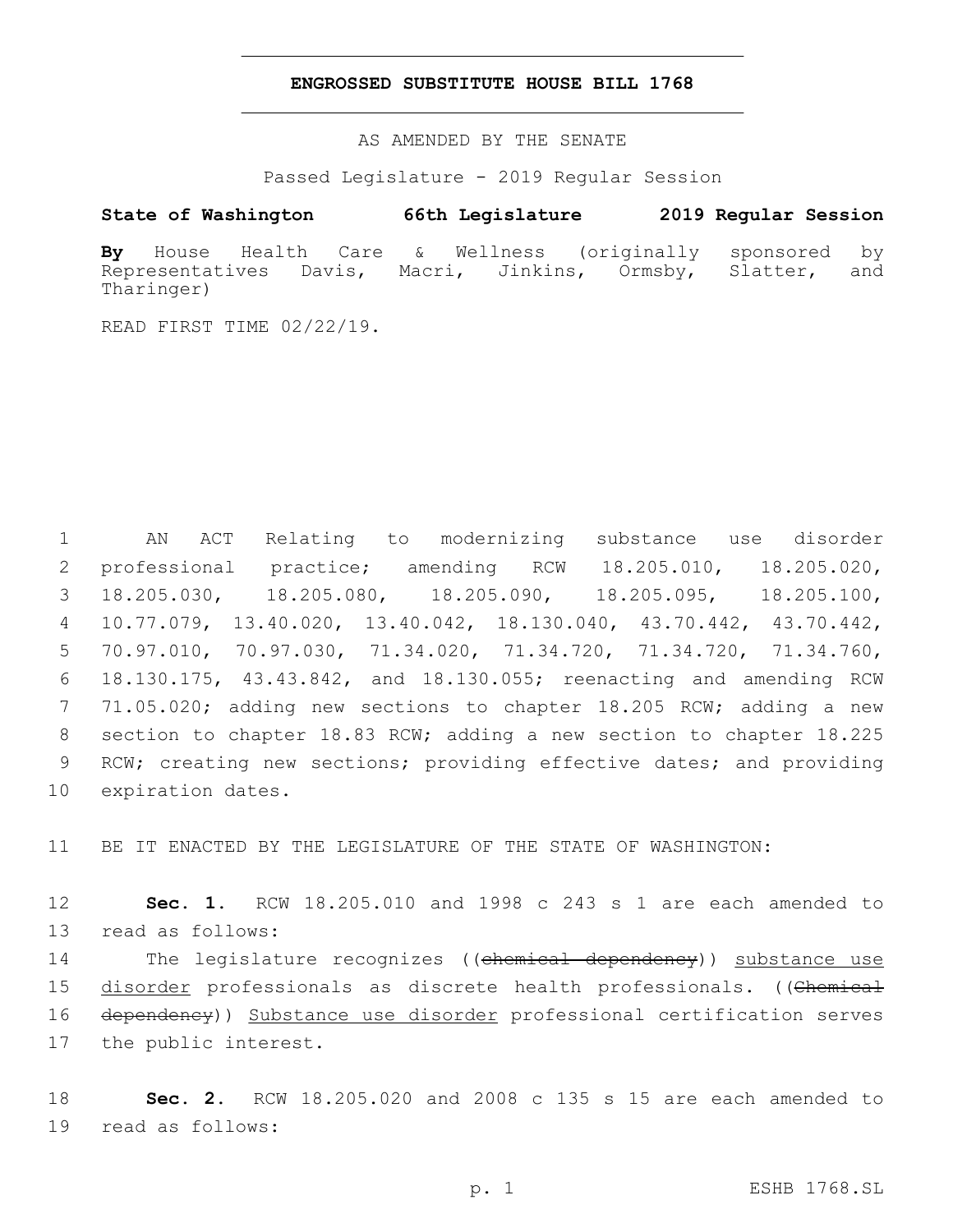# ENGROSSED SUBSTITUTE HOUSE BILL 1768

AS AMENDED BY THE SENATE

Passed Legislature - 2019 Regular Session

**State of Washington 66th Legislature 2019 Regular Session**

**By** House Health Care & Wellness (originally sponsored by Representatives Davis, Macri, Jinkins, Ormsby, Slatter, and Tharinger)

READ FIRST TIME 02/22/19.

AN ACT Relating to modernizing substance use disorder professional practice; amending RCW 18.205.010, 18.205.020, 18.205.030, 18.205.080, 18.205.090, 18.205.095, 18.205.100, 10.77.079, 13.40.020, 13.40.042, 18.130.040, 43.70.442, 43.70.442, 70.97.010, 70.97.030, 71.34.020, 71.34.720, 71.34.720, 71.34.760, 18.130.175, 43.43.842, and 18.130.055; reenacting and amending RCW 71.05.020; adding new sections to chapter 18.205 RCW; adding a new section to chapter 18.83 RCW; adding a new section to chapter 18.225 RCW; creating new sections; providing effective dates; and providing expiration dates.

BE IT ENACTED BY THE LEGISLATURE OF THE STATE OF WASHINGTON:

**Sec. 1.** RCW 18.205.010 and 1998 c 243 s 1 are each amended to read as follows:

The legislature recognizes ((~~chemical dependency~~)) <u>substance use disorder</u> professionals as discrete health professionals. ((~~Chemical dependency~~)) <u>Substance use disorder</u> professional certification serves the public interest.

**Sec. 2.** RCW 18.205.020 and 2008 c 135 s 15 are each amended to read as follows: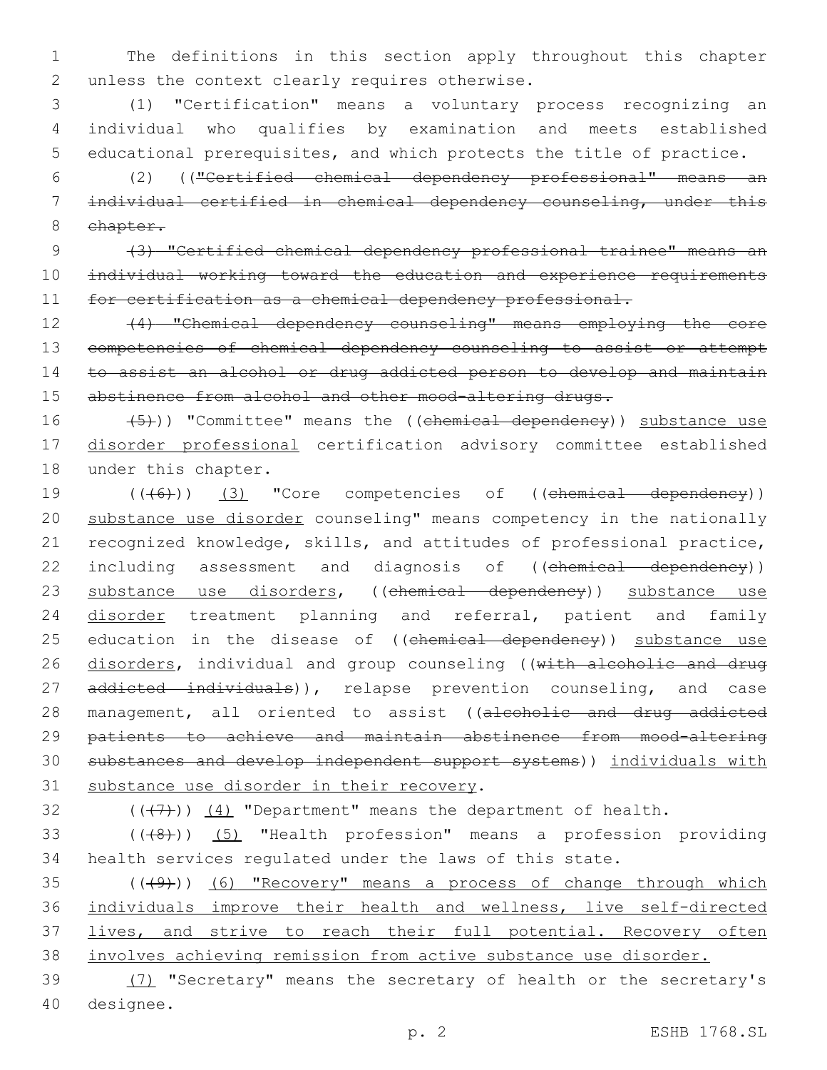The definitions in this section apply throughout this chapter unless the context clearly requires otherwise.

(1) "Certification" means a voluntary process recognizing an individual who qualifies by examination and meets established educational prerequisites, and which protects the title of practice.

(2) ((~~"Certified chemical dependency professional" means an individual certified in chemical dependency counseling, under this chapter.~~

~~(3) "Certified chemical dependency professional trainee" means an individual working toward the education and experience requirements for certification as a chemical dependency professional.~~

~~(4) "Chemical dependency counseling" means employing the core competencies of chemical dependency counseling to assist or attempt to assist an alcohol or drug addicted person to develop and maintain abstinence from alcohol and other mood-altering drugs.~~

~~(5)~~)) "Committee" means the ((~~chemical dependency~~)) <u>substance use disorder professional</u> certification advisory committee established under this chapter.

((~~(6)~~)) <u>(3)</u> "Core competencies of ((~~chemical dependency~~)) <u>substance use disorder</u> counseling" means competency in the nationally recognized knowledge, skills, and attitudes of professional practice, including assessment and diagnosis of ((~~chemical dependency~~)) <u>substance use disorders</u>, ((~~chemical dependency~~)) <u>substance use disorder</u> treatment planning and referral, patient and family education in the disease of ((~~chemical dependency~~)) <u>substance use disorders</u>, individual and group counseling ((~~with alcoholic and drug addicted individuals~~)), relapse prevention counseling, and case management, all oriented to assist ((~~alcoholic and drug addicted patients to achieve and maintain abstinence from mood-altering substances and develop independent support systems~~)) <u>individuals with substance use disorder in their recovery</u>.

((~~(7)~~)) <u>(4)</u> "Department" means the department of health.

((~~(8)~~)) <u>(5)</u> "Health profession" means a profession providing health services regulated under the laws of this state.

((~~(9)~~)) <u>(6) "Recovery" means a process of change through which individuals improve their health and wellness, live self-directed lives, and strive to reach their full potential. Recovery often involves achieving remission from active substance use disorder.</u>

<u>(7)</u> "Secretary" means the secretary of health or the secretary's designee.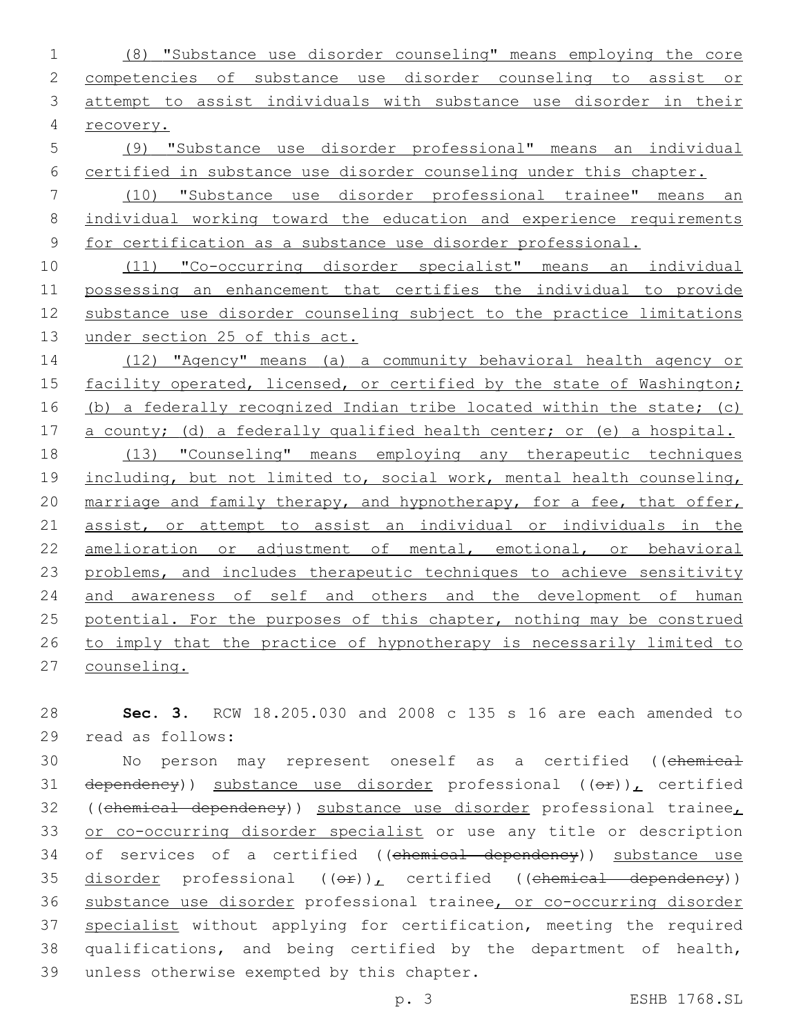(8) "Substance use disorder counseling" means employing the core competencies of substance use disorder counseling to assist or attempt to assist individuals with substance use disorder in their recovery.

(9) "Substance use disorder professional" means an individual certified in substance use disorder counseling under this chapter.

(10) "Substance use disorder professional trainee" means an individual working toward the education and experience requirements for certification as a substance use disorder professional.

(11) "Co-occurring disorder specialist" means an individual possessing an enhancement that certifies the individual to provide substance use disorder counseling subject to the practice limitations under section 25 of this act.

(12) "Agency" means (a) a community behavioral health agency or facility operated, licensed, or certified by the state of Washington; (b) a federally recognized Indian tribe located within the state; (c) a county; (d) a federally qualified health center; or (e) a hospital.

(13) "Counseling" means employing any therapeutic techniques including, but not limited to, social work, mental health counseling, marriage and family therapy, and hypnotherapy, for a fee, that offer, assist, or attempt to assist an individual or individuals in the amelioration or adjustment of mental, emotional, or behavioral problems, and includes therapeutic techniques to achieve sensitivity and awareness of self and others and the development of human potential. For the purposes of this chapter, nothing may be construed to imply that the practice of hypnotherapy is necessarily limited to counseling.

**Sec. 3.** RCW 18.205.030 and 2008 c 135 s 16 are each amended to read as follows:

No person may represent oneself as a certified ((~~chemical dependency~~)) substance use disorder professional ((~~or~~)), certified ((~~chemical dependency~~)) substance use disorder professional trainee, or co-occurring disorder specialist or use any title or description of services of a certified ((~~chemical dependency~~)) substance use disorder professional ((~~or~~)), certified ((~~chemical dependency~~)) substance use disorder professional trainee, or co-occurring disorder specialist without applying for certification, meeting the required qualifications, and being certified by the department of health, unless otherwise exempted by this chapter.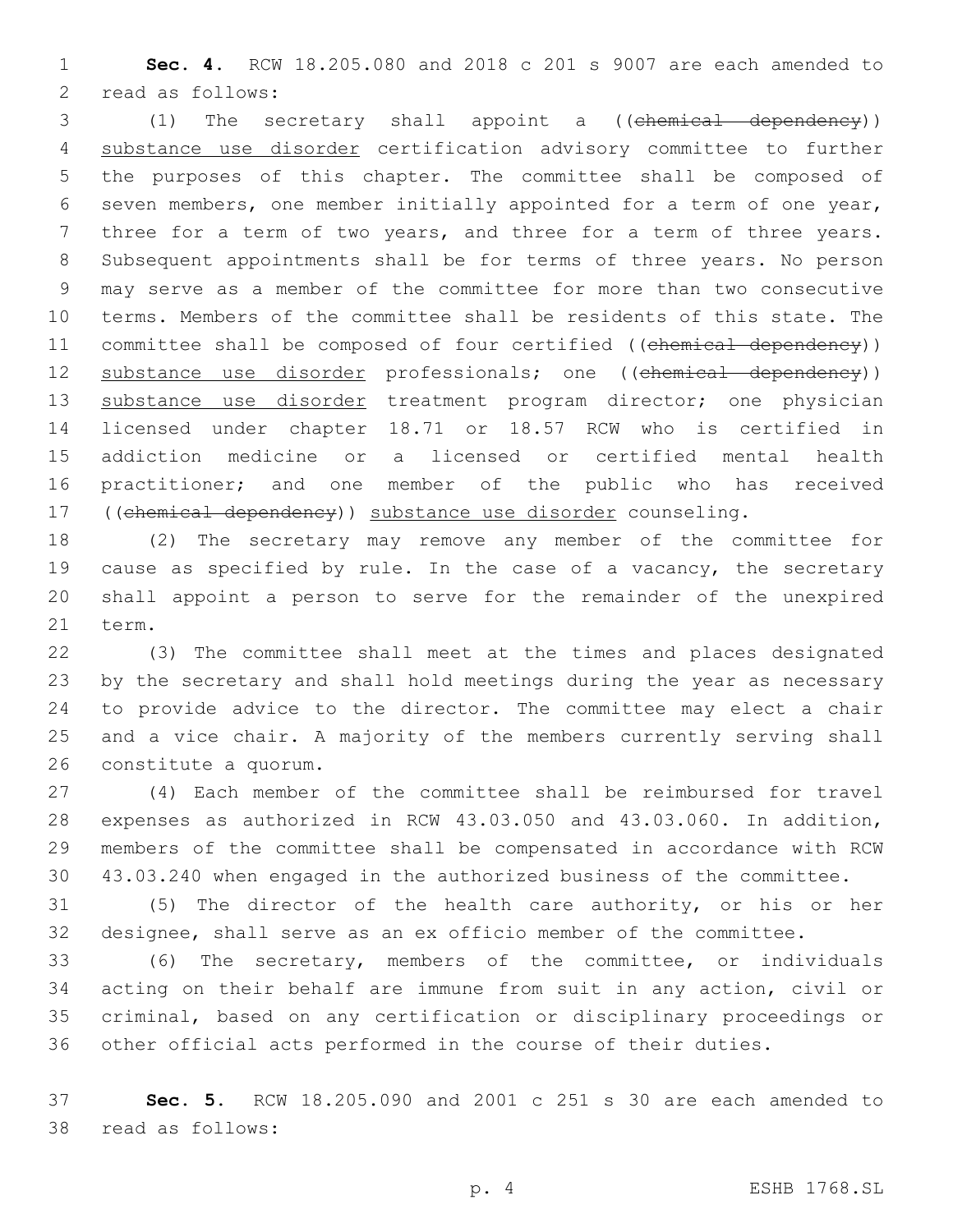**Sec. 4.** RCW 18.205.080 and 2018 c 201 s 9007 are each amended to read as follows:

(1) The secretary shall appoint a ((~~chemical dependency~~)) substance use disorder certification advisory committee to further the purposes of this chapter. The committee shall be composed of seven members, one member initially appointed for a term of one year, three for a term of two years, and three for a term of three years. Subsequent appointments shall be for terms of three years. No person may serve as a member of the committee for more than two consecutive terms. Members of the committee shall be residents of this state. The committee shall be composed of four certified ((~~chemical dependency~~)) substance use disorder professionals; one ((~~chemical dependency~~)) substance use disorder treatment program director; one physician licensed under chapter 18.71 or 18.57 RCW who is certified in addiction medicine or a licensed or certified mental health practitioner; and one member of the public who has received ((~~chemical dependency~~)) substance use disorder counseling.

(2) The secretary may remove any member of the committee for cause as specified by rule. In the case of a vacancy, the secretary shall appoint a person to serve for the remainder of the unexpired term.

(3) The committee shall meet at the times and places designated by the secretary and shall hold meetings during the year as necessary to provide advice to the director. The committee may elect a chair and a vice chair. A majority of the members currently serving shall constitute a quorum.

(4) Each member of the committee shall be reimbursed for travel expenses as authorized in RCW 43.03.050 and 43.03.060. In addition, members of the committee shall be compensated in accordance with RCW 43.03.240 when engaged in the authorized business of the committee.

(5) The director of the health care authority, or his or her designee, shall serve as an ex officio member of the committee.

(6) The secretary, members of the committee, or individuals acting on their behalf are immune from suit in any action, civil or criminal, based on any certification or disciplinary proceedings or other official acts performed in the course of their duties.

**Sec. 5.** RCW 18.205.090 and 2001 c 251 s 30 are each amended to read as follows: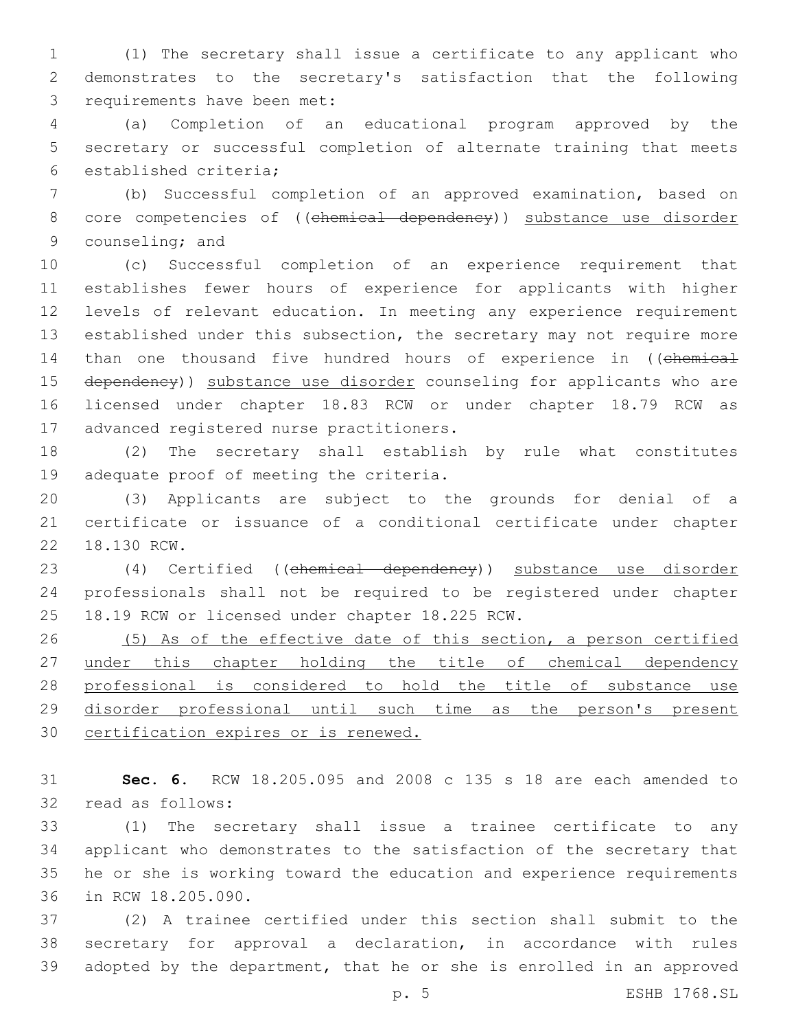(1) The secretary shall issue a certificate to any applicant who demonstrates to the secretary's satisfaction that the following requirements have been met:

(a) Completion of an educational program approved by the secretary or successful completion of alternate training that meets established criteria;

(b) Successful completion of an approved examination, based on core competencies of ((~~chemical dependency~~)) substance use disorder counseling; and

(c) Successful completion of an experience requirement that establishes fewer hours of experience for applicants with higher levels of relevant education. In meeting any experience requirement established under this subsection, the secretary may not require more than one thousand five hundred hours of experience in ((~~chemical dependency~~)) substance use disorder counseling for applicants who are licensed under chapter 18.83 RCW or under chapter 18.79 RCW as advanced registered nurse practitioners.

(2) The secretary shall establish by rule what constitutes adequate proof of meeting the criteria.

(3) Applicants are subject to the grounds for denial of a certificate or issuance of a conditional certificate under chapter 18.130 RCW.

(4) Certified ((~~chemical dependency~~)) substance use disorder professionals shall not be required to be registered under chapter 18.19 RCW or licensed under chapter 18.225 RCW.

(5) As of the effective date of this section, a person certified under this chapter holding the title of chemical dependency professional is considered to hold the title of substance use disorder professional until such time as the person's present certification expires or is renewed.

**Sec. 6.** RCW 18.205.095 and 2008 c 135 s 18 are each amended to read as follows:

(1) The secretary shall issue a trainee certificate to any applicant who demonstrates to the satisfaction of the secretary that he or she is working toward the education and experience requirements in RCW 18.205.090.

(2) A trainee certified under this section shall submit to the secretary for approval a declaration, in accordance with rules adopted by the department, that he or she is enrolled in an approved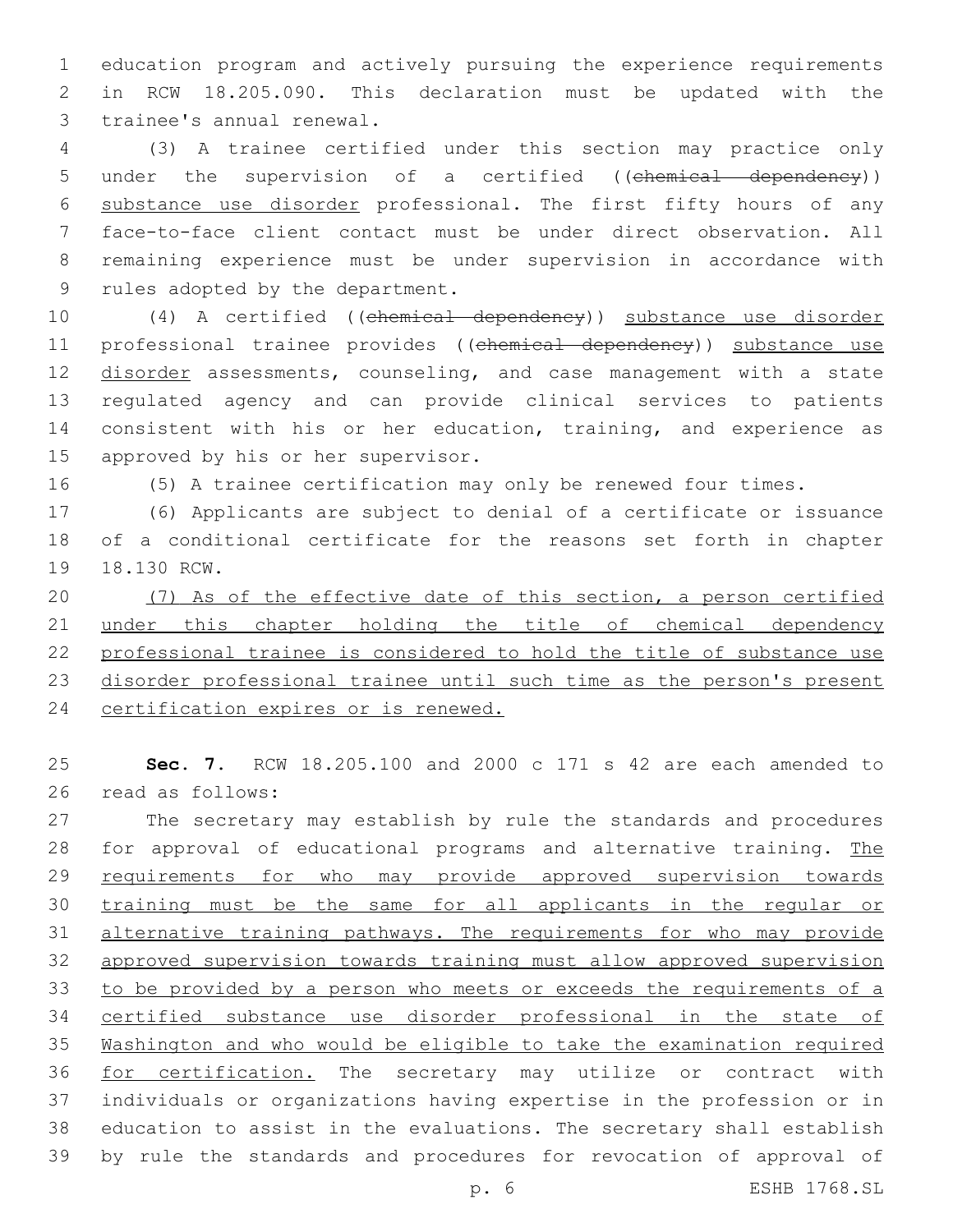education program and actively pursuing the experience requirements in RCW 18.205.090. This declaration must be updated with the trainee's annual renewal.

(3) A trainee certified under this section may practice only under the supervision of a certified ((~~chemical dependency~~)) <u>substance use disorder</u> professional. The first fifty hours of any face-to-face client contact must be under direct observation. All remaining experience must be under supervision in accordance with rules adopted by the department.

(4) A certified ((~~chemical dependency~~)) <u>substance use disorder</u> professional trainee provides ((~~chemical dependency~~)) <u>substance use disorder</u> assessments, counseling, and case management with a state regulated agency and can provide clinical services to patients consistent with his or her education, training, and experience as approved by his or her supervisor.

(5) A trainee certification may only be renewed four times.

(6) Applicants are subject to denial of a certificate or issuance of a conditional certificate for the reasons set forth in chapter 18.130 RCW.

<u>(7) As of the effective date of this section, a person certified under this chapter holding the title of chemical dependency professional trainee is considered to hold the title of substance use disorder professional trainee until such time as the person's present certification expires or is renewed.</u>

**Sec. 7.** RCW 18.205.100 and 2000 c 171 s 42 are each amended to read as follows:

The secretary may establish by rule the standards and procedures for approval of educational programs and alternative training. <u>The requirements for who may provide approved supervision towards training must be the same for all applicants in the regular or alternative training pathways. The requirements for who may provide approved supervision towards training must allow approved supervision to be provided by a person who meets or exceeds the requirements of a certified substance use disorder professional in the state of Washington and who would be eligible to take the examination required for certification.</u> The secretary may utilize or contract with individuals or organizations having expertise in the profession or in education to assist in the evaluations. The secretary shall establish by rule the standards and procedures for revocation of approval of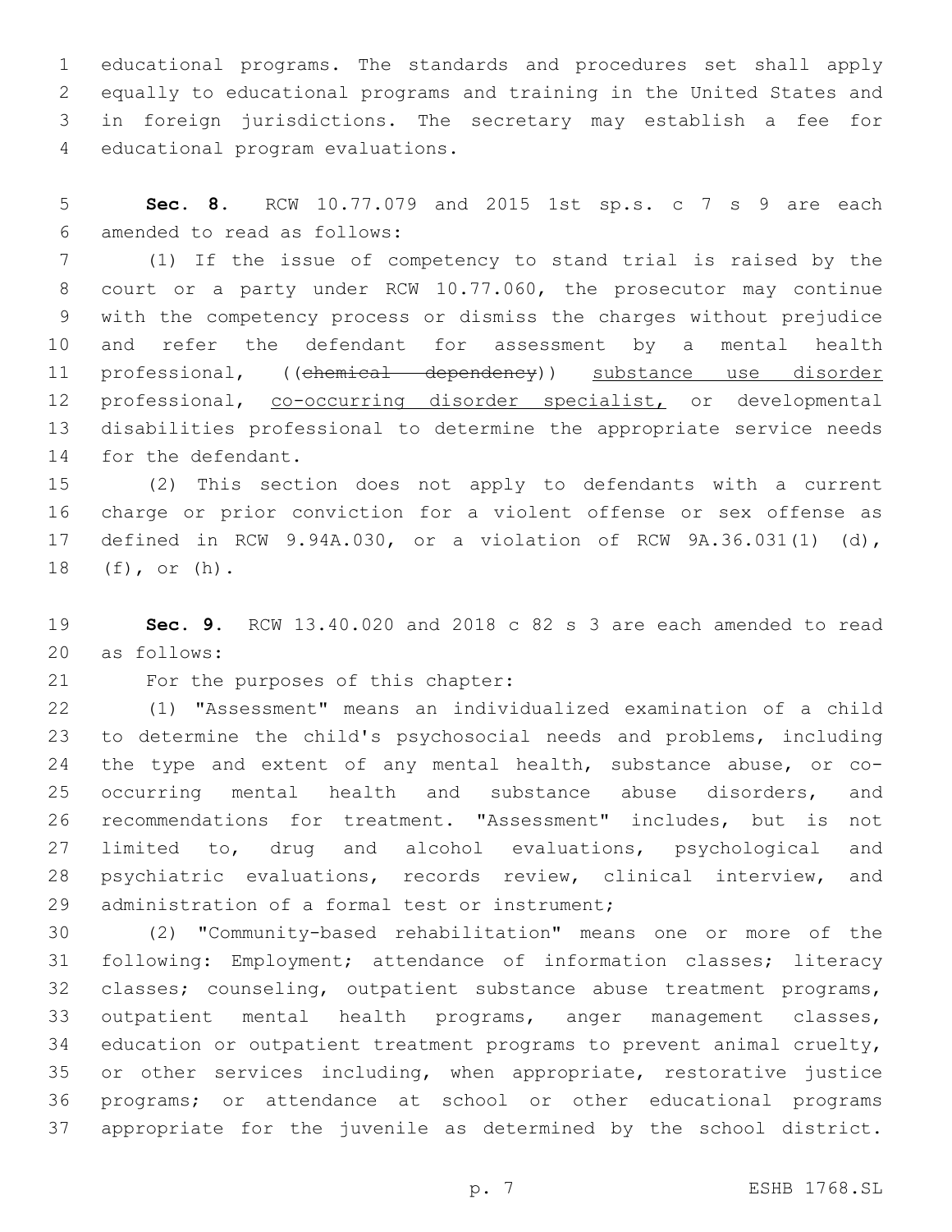educational programs. The standards and procedures set shall apply equally to educational programs and training in the United States and in foreign jurisdictions. The secretary may establish a fee for educational program evaluations.

**Sec. 8.** RCW 10.77.079 and 2015 1st sp.s. c 7 s 9 are each amended to read as follows:

(1) If the issue of competency to stand trial is raised by the court or a party under RCW 10.77.060, the prosecutor may continue with the competency process or dismiss the charges without prejudice and refer the defendant for assessment by a mental health professional, ((~~chemical dependency~~)) <u>substance use disorder</u> professional, <u>co-occurring disorder specialist,</u> or developmental disabilities professional to determine the appropriate service needs for the defendant.

(2) This section does not apply to defendants with a current charge or prior conviction for a violent offense or sex offense as defined in RCW 9.94A.030, or a violation of RCW 9A.36.031(1) (d), (f), or (h).

**Sec. 9.** RCW 13.40.020 and 2018 c 82 s 3 are each amended to read as follows:

For the purposes of this chapter:

(1) "Assessment" means an individualized examination of a child to determine the child's psychosocial needs and problems, including the type and extent of any mental health, substance abuse, or co-occurring mental health and substance abuse disorders, and recommendations for treatment. "Assessment" includes, but is not limited to, drug and alcohol evaluations, psychological and psychiatric evaluations, records review, clinical interview, and administration of a formal test or instrument;

(2) "Community-based rehabilitation" means one or more of the following: Employment; attendance of information classes; literacy classes; counseling, outpatient substance abuse treatment programs, outpatient mental health programs, anger management classes, education or outpatient treatment programs to prevent animal cruelty, or other services including, when appropriate, restorative justice programs; or attendance at school or other educational programs appropriate for the juvenile as determined by the school district.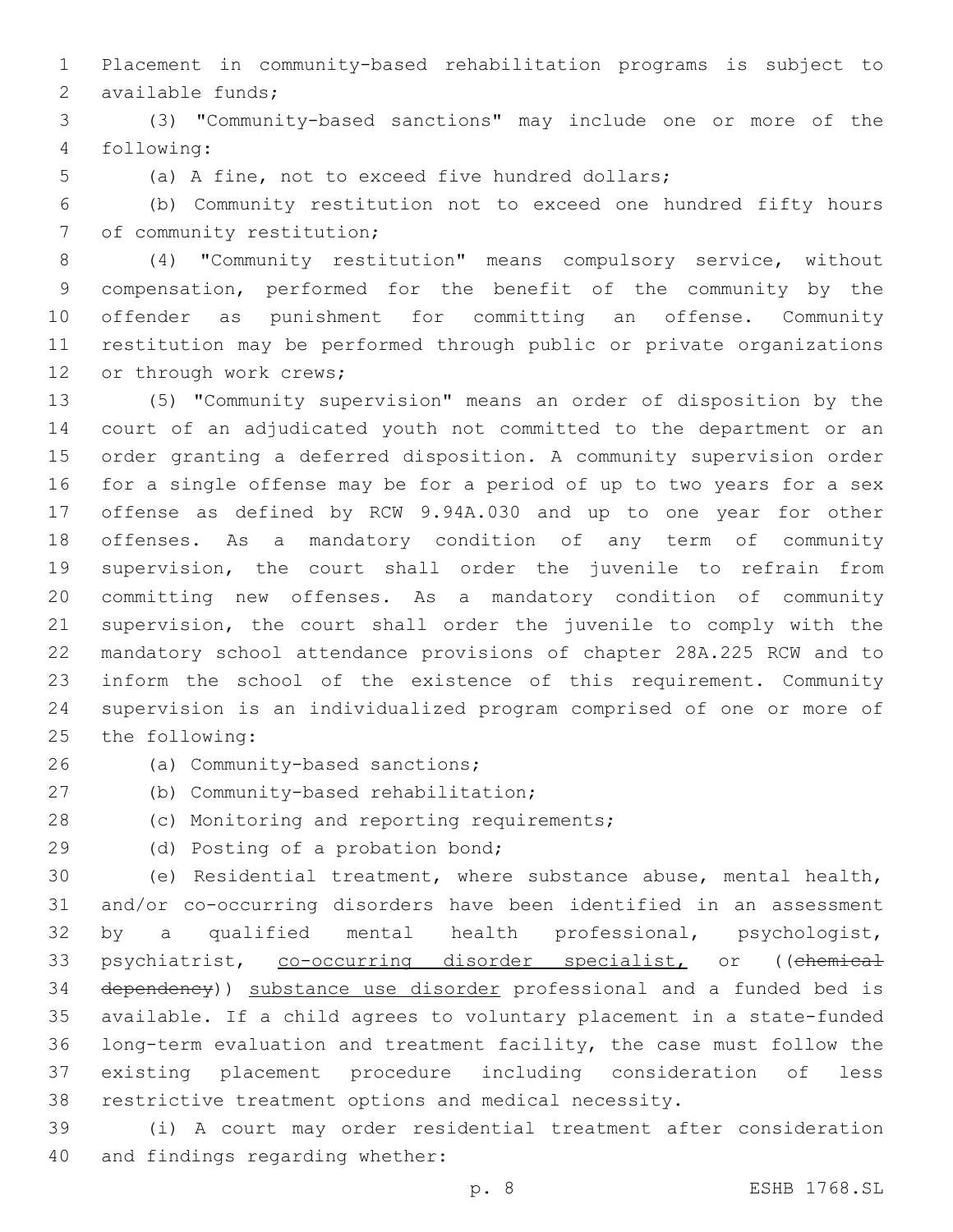Placement in community-based rehabilitation programs is subject to available funds;

(3) "Community-based sanctions" may include one or more of the following:

(a) A fine, not to exceed five hundred dollars;

(b) Community restitution not to exceed one hundred fifty hours of community restitution;

(4) "Community restitution" means compulsory service, without compensation, performed for the benefit of the community by the offender as punishment for committing an offense. Community restitution may be performed through public or private organizations or through work crews;

(5) "Community supervision" means an order of disposition by the court of an adjudicated youth not committed to the department or an order granting a deferred disposition. A community supervision order for a single offense may be for a period of up to two years for a sex offense as defined by RCW 9.94A.030 and up to one year for other offenses. As a mandatory condition of any term of community supervision, the court shall order the juvenile to refrain from committing new offenses. As a mandatory condition of community supervision, the court shall order the juvenile to comply with the mandatory school attendance provisions of chapter 28A.225 RCW and to inform the school of the existence of this requirement. Community supervision is an individualized program comprised of one or more of the following:

(a) Community-based sanctions;

(b) Community-based rehabilitation;

(c) Monitoring and reporting requirements;

(d) Posting of a probation bond;

(e) Residential treatment, where substance abuse, mental health, and/or co-occurring disorders have been identified in an assessment by a qualified mental health professional, psychologist, psychiatrist, co-occurring disorder specialist, or ((~~chemical dependency~~)) substance use disorder professional and a funded bed is available. If a child agrees to voluntary placement in a state-funded long-term evaluation and treatment facility, the case must follow the existing placement procedure including consideration of less restrictive treatment options and medical necessity.

(i) A court may order residential treatment after consideration and findings regarding whether: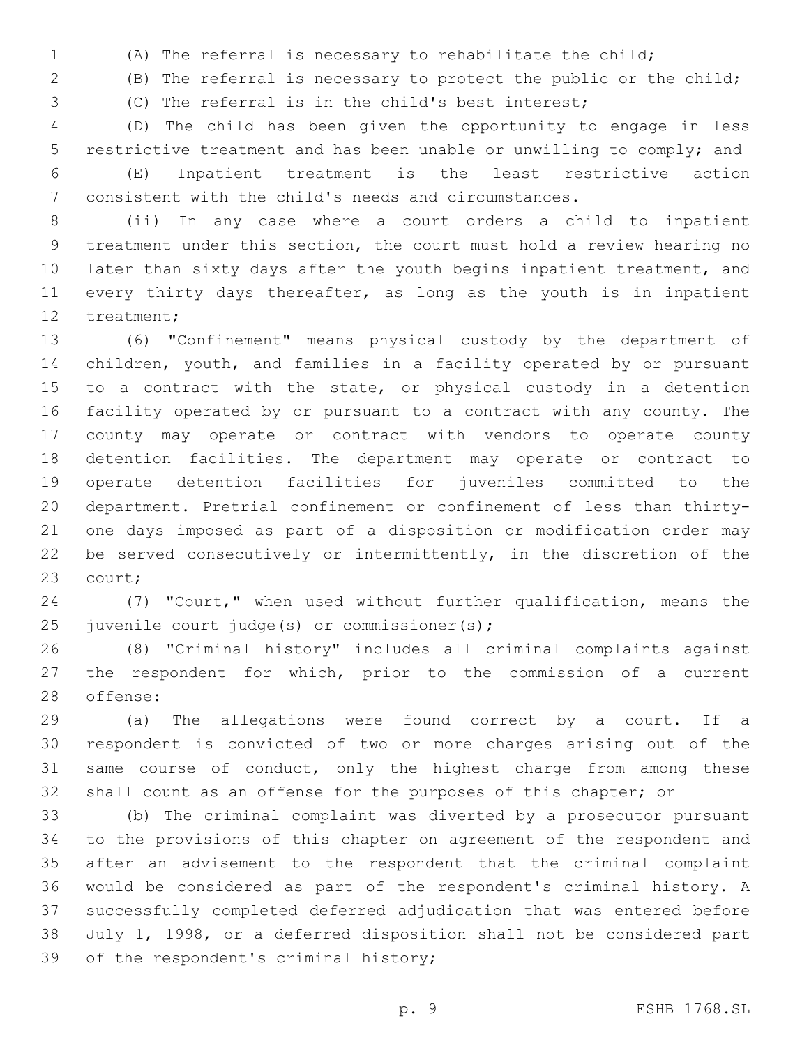(A) The referral is necessary to rehabilitate the child;

(B) The referral is necessary to protect the public or the child;

(C) The referral is in the child's best interest;

(D) The child has been given the opportunity to engage in less restrictive treatment and has been unable or unwilling to comply; and

(E) Inpatient treatment is the least restrictive action consistent with the child's needs and circumstances.

(ii) In any case where a court orders a child to inpatient treatment under this section, the court must hold a review hearing no later than sixty days after the youth begins inpatient treatment, and every thirty days thereafter, as long as the youth is in inpatient treatment;

(6) "Confinement" means physical custody by the department of children, youth, and families in a facility operated by or pursuant to a contract with the state, or physical custody in a detention facility operated by or pursuant to a contract with any county. The county may operate or contract with vendors to operate county detention facilities. The department may operate or contract to operate detention facilities for juveniles committed to the department. Pretrial confinement or confinement of less than thirty-one days imposed as part of a disposition or modification order may be served consecutively or intermittently, in the discretion of the court;

(7) "Court," when used without further qualification, means the juvenile court judge(s) or commissioner(s);

(8) "Criminal history" includes all criminal complaints against the respondent for which, prior to the commission of a current offense:

(a) The allegations were found correct by a court. If a respondent is convicted of two or more charges arising out of the same course of conduct, only the highest charge from among these shall count as an offense for the purposes of this chapter; or

(b) The criminal complaint was diverted by a prosecutor pursuant to the provisions of this chapter on agreement of the respondent and after an advisement to the respondent that the criminal complaint would be considered as part of the respondent's criminal history. A successfully completed deferred adjudication that was entered before July 1, 1998, or a deferred disposition shall not be considered part of the respondent's criminal history;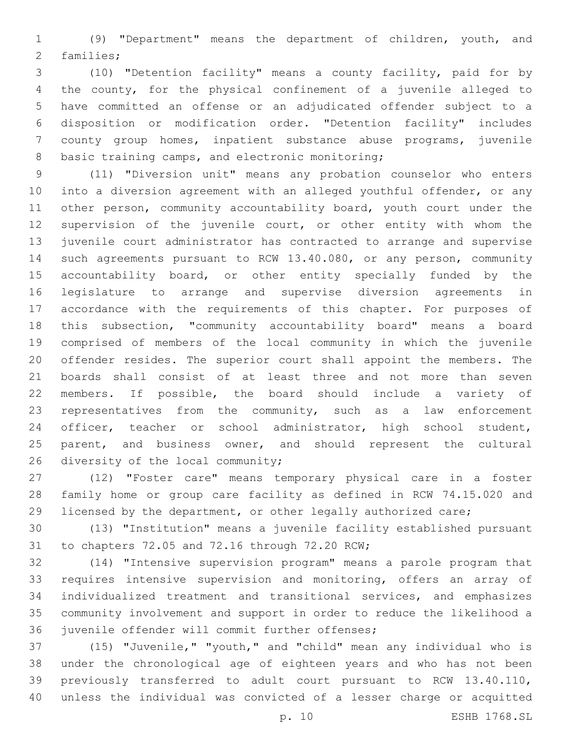(9) "Department" means the department of children, youth, and families;

(10) "Detention facility" means a county facility, paid for by the county, for the physical confinement of a juvenile alleged to have committed an offense or an adjudicated offender subject to a disposition or modification order. "Detention facility" includes county group homes, inpatient substance abuse programs, juvenile basic training camps, and electronic monitoring;

(11) "Diversion unit" means any probation counselor who enters into a diversion agreement with an alleged youthful offender, or any other person, community accountability board, youth court under the supervision of the juvenile court, or other entity with whom the juvenile court administrator has contracted to arrange and supervise such agreements pursuant to RCW 13.40.080, or any person, community accountability board, or other entity specially funded by the legislature to arrange and supervise diversion agreements in accordance with the requirements of this chapter. For purposes of this subsection, "community accountability board" means a board comprised of members of the local community in which the juvenile offender resides. The superior court shall appoint the members. The boards shall consist of at least three and not more than seven members. If possible, the board should include a variety of representatives from the community, such as a law enforcement officer, teacher or school administrator, high school student, parent, and business owner, and should represent the cultural diversity of the local community;

(12) "Foster care" means temporary physical care in a foster family home or group care facility as defined in RCW 74.15.020 and licensed by the department, or other legally authorized care;

(13) "Institution" means a juvenile facility established pursuant to chapters 72.05 and 72.16 through 72.20 RCW;

(14) "Intensive supervision program" means a parole program that requires intensive supervision and monitoring, offers an array of individualized treatment and transitional services, and emphasizes community involvement and support in order to reduce the likelihood a juvenile offender will commit further offenses;

(15) "Juvenile," "youth," and "child" mean any individual who is under the chronological age of eighteen years and who has not been previously transferred to adult court pursuant to RCW 13.40.110, unless the individual was convicted of a lesser charge or acquitted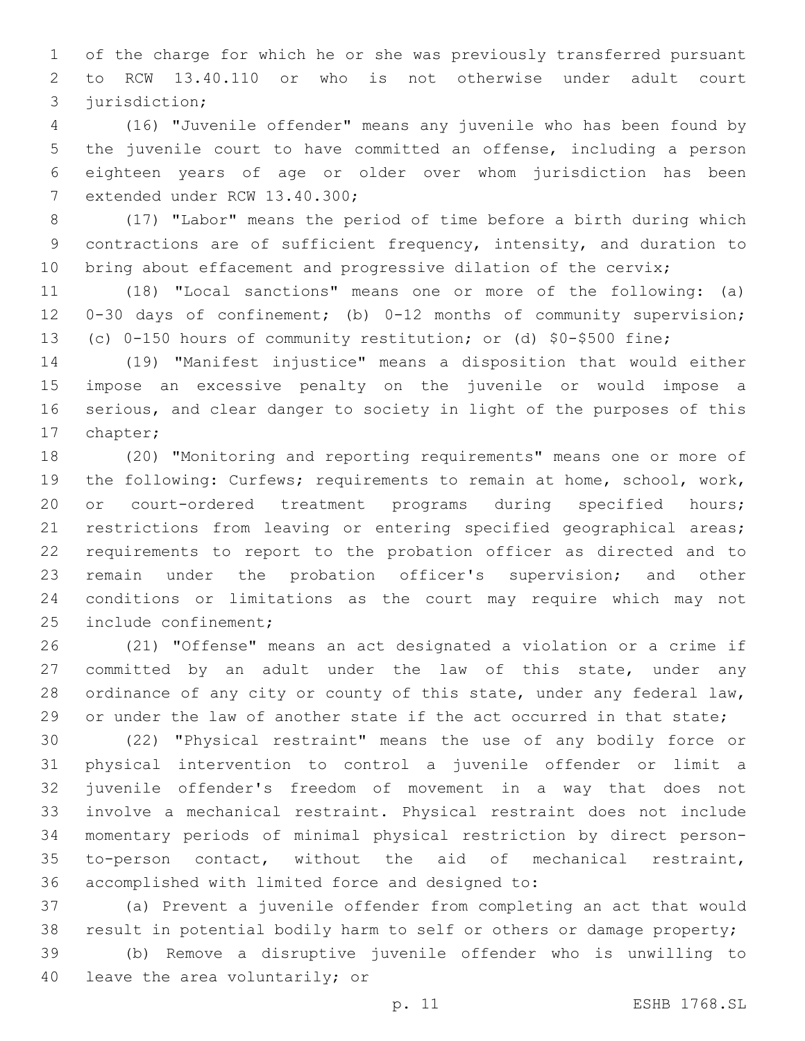of the charge for which he or she was previously transferred pursuant to RCW 13.40.110 or who is not otherwise under adult court jurisdiction;

(16) "Juvenile offender" means any juvenile who has been found by the juvenile court to have committed an offense, including a person eighteen years of age or older over whom jurisdiction has been extended under RCW 13.40.300;

(17) "Labor" means the period of time before a birth during which contractions are of sufficient frequency, intensity, and duration to bring about effacement and progressive dilation of the cervix;

(18) "Local sanctions" means one or more of the following: (a) 0-30 days of confinement; (b) 0-12 months of community supervision; (c) 0-150 hours of community restitution; or (d) $0-$500 fine;

(19) "Manifest injustice" means a disposition that would either impose an excessive penalty on the juvenile or would impose a serious, and clear danger to society in light of the purposes of this chapter;

(20) "Monitoring and reporting requirements" means one or more of the following: Curfews; requirements to remain at home, school, work, or court-ordered treatment programs during specified hours; restrictions from leaving or entering specified geographical areas; requirements to report to the probation officer as directed and to remain under the probation officer's supervision; and other conditions or limitations as the court may require which may not include confinement;

(21) "Offense" means an act designated a violation or a crime if committed by an adult under the law of this state, under any ordinance of any city or county of this state, under any federal law, or under the law of another state if the act occurred in that state;

(22) "Physical restraint" means the use of any bodily force or physical intervention to control a juvenile offender or limit a juvenile offender's freedom of movement in a way that does not involve a mechanical restraint. Physical restraint does not include momentary periods of minimal physical restriction by direct person-to-person contact, without the aid of mechanical restraint, accomplished with limited force and designed to:

(a) Prevent a juvenile offender from completing an act that would result in potential bodily harm to self or others or damage property;

(b) Remove a disruptive juvenile offender who is unwilling to leave the area voluntarily; or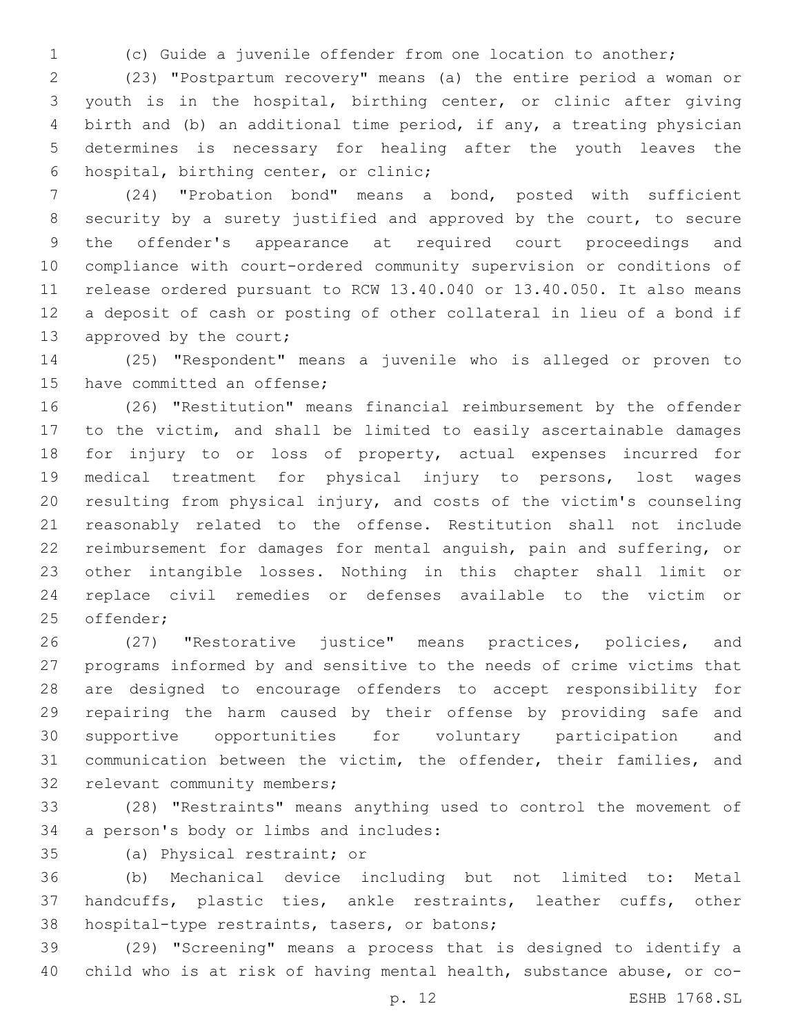(c) Guide a juvenile offender from one location to another;

(23) "Postpartum recovery" means (a) the entire period a woman or youth is in the hospital, birthing center, or clinic after giving birth and (b) an additional time period, if any, a treating physician determines is necessary for healing after the youth leaves the hospital, birthing center, or clinic;

(24) "Probation bond" means a bond, posted with sufficient security by a surety justified and approved by the court, to secure the offender's appearance at required court proceedings and compliance with court-ordered community supervision or conditions of release ordered pursuant to RCW 13.40.040 or 13.40.050. It also means a deposit of cash or posting of other collateral in lieu of a bond if approved by the court;

(25) "Respondent" means a juvenile who is alleged or proven to have committed an offense;

(26) "Restitution" means financial reimbursement by the offender to the victim, and shall be limited to easily ascertainable damages for injury to or loss of property, actual expenses incurred for medical treatment for physical injury to persons, lost wages resulting from physical injury, and costs of the victim's counseling reasonably related to the offense. Restitution shall not include reimbursement for damages for mental anguish, pain and suffering, or other intangible losses. Nothing in this chapter shall limit or replace civil remedies or defenses available to the victim or offender;

(27) "Restorative justice" means practices, policies, and programs informed by and sensitive to the needs of crime victims that are designed to encourage offenders to accept responsibility for repairing the harm caused by their offense by providing safe and supportive opportunities for voluntary participation and communication between the victim, the offender, their families, and relevant community members;

(28) "Restraints" means anything used to control the movement of a person's body or limbs and includes:

(a) Physical restraint; or

(b) Mechanical device including but not limited to: Metal handcuffs, plastic ties, ankle restraints, leather cuffs, other hospital-type restraints, tasers, or batons;

(29) "Screening" means a process that is designed to identify a child who is at risk of having mental health, substance abuse, or co-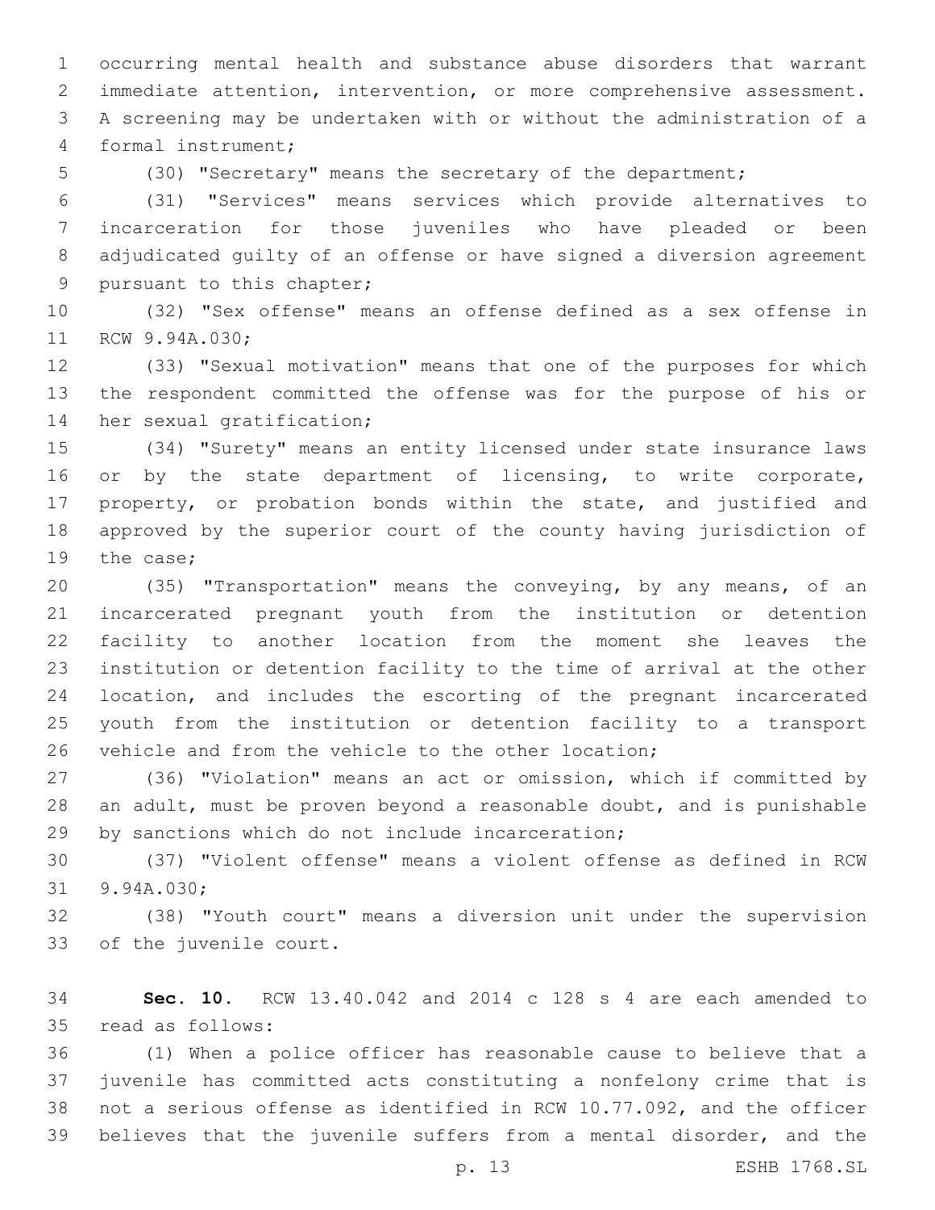occurring mental health and substance abuse disorders that warrant immediate attention, intervention, or more comprehensive assessment. A screening may be undertaken with or without the administration of a formal instrument;

(30) "Secretary" means the secretary of the department;

(31) "Services" means services which provide alternatives to incarceration for those juveniles who have pleaded or been adjudicated guilty of an offense or have signed a diversion agreement pursuant to this chapter;

(32) "Sex offense" means an offense defined as a sex offense in RCW 9.94A.030;

(33) "Sexual motivation" means that one of the purposes for which the respondent committed the offense was for the purpose of his or her sexual gratification;

(34) "Surety" means an entity licensed under state insurance laws or by the state department of licensing, to write corporate, property, or probation bonds within the state, and justified and approved by the superior court of the county having jurisdiction of the case;

(35) "Transportation" means the conveying, by any means, of an incarcerated pregnant youth from the institution or detention facility to another location from the moment she leaves the institution or detention facility to the time of arrival at the other location, and includes the escorting of the pregnant incarcerated youth from the institution or detention facility to a transport vehicle and from the vehicle to the other location;

(36) "Violation" means an act or omission, which if committed by an adult, must be proven beyond a reasonable doubt, and is punishable by sanctions which do not include incarceration;

(37) "Violent offense" means a violent offense as defined in RCW 9.94A.030;

(38) "Youth court" means a diversion unit under the supervision of the juvenile court.

**Sec. 10.** RCW 13.40.042 and 2014 c 128 s 4 are each amended to read as follows:

(1) When a police officer has reasonable cause to believe that a juvenile has committed acts constituting a nonfelony crime that is not a serious offense as identified in RCW 10.77.092, and the officer believes that the juvenile suffers from a mental disorder, and the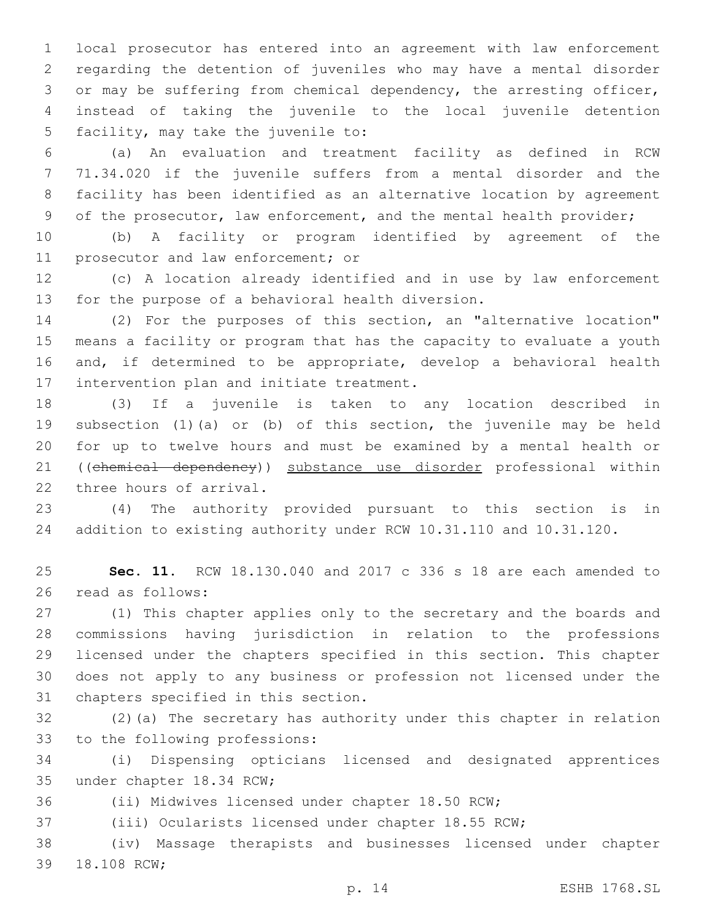local prosecutor has entered into an agreement with law enforcement regarding the detention of juveniles who may have a mental disorder or may be suffering from chemical dependency, the arresting officer, instead of taking the juvenile to the local juvenile detention facility, may take the juvenile to:

(a) An evaluation and treatment facility as defined in RCW 71.34.020 if the juvenile suffers from a mental disorder and the facility has been identified as an alternative location by agreement of the prosecutor, law enforcement, and the mental health provider;

(b) A facility or program identified by agreement of the prosecutor and law enforcement; or

(c) A location already identified and in use by law enforcement for the purpose of a behavioral health diversion.

(2) For the purposes of this section, an "alternative location" means a facility or program that has the capacity to evaluate a youth and, if determined to be appropriate, develop a behavioral health intervention plan and initiate treatment.

(3) If a juvenile is taken to any location described in subsection (1)(a) or (b) of this section, the juvenile may be held for up to twelve hours and must be examined by a mental health or ((~~chemical dependency~~)) <u>substance use disorder</u> professional within three hours of arrival.

(4) The authority provided pursuant to this section is in addition to existing authority under RCW 10.31.110 and 10.31.120.

**Sec. 11.** RCW 18.130.040 and 2017 c 336 s 18 are each amended to read as follows:

(1) This chapter applies only to the secretary and the boards and commissions having jurisdiction in relation to the professions licensed under the chapters specified in this section. This chapter does not apply to any business or profession not licensed under the chapters specified in this section.

(2)(a) The secretary has authority under this chapter in relation to the following professions:

(i) Dispensing opticians licensed and designated apprentices under chapter 18.34 RCW;

(ii) Midwives licensed under chapter 18.50 RCW;

(iii) Ocularists licensed under chapter 18.55 RCW;

(iv) Massage therapists and businesses licensed under chapter 18.108 RCW;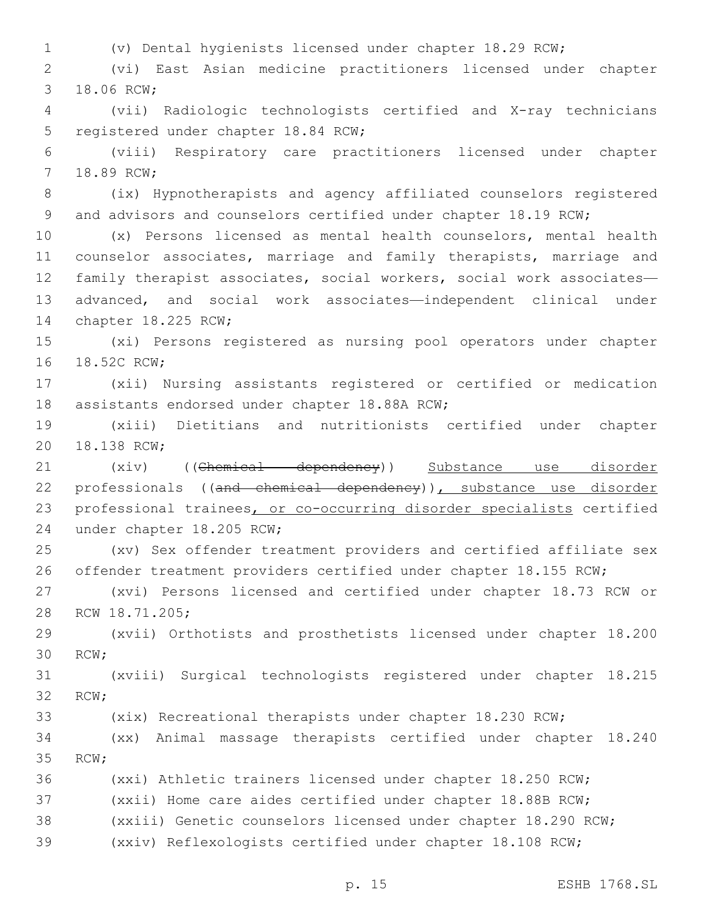(v) Dental hygienists licensed under chapter 18.29 RCW;

(vi) East Asian medicine practitioners licensed under chapter 18.06 RCW;

(vii) Radiologic technologists certified and X-ray technicians registered under chapter 18.84 RCW;

(viii) Respiratory care practitioners licensed under chapter 18.89 RCW;

(ix) Hypnotherapists and agency affiliated counselors registered and advisors and counselors certified under chapter 18.19 RCW;

(x) Persons licensed as mental health counselors, mental health counselor associates, marriage and family therapists, marriage and family therapist associates, social workers, social work associates—advanced, and social work associates—independent clinical under chapter 18.225 RCW;

(xi) Persons registered as nursing pool operators under chapter 18.52C RCW;

(xii) Nursing assistants registered or certified or medication assistants endorsed under chapter 18.88A RCW;

(xiii) Dietitians and nutritionists certified under chapter 18.138 RCW;

(xiv) ((~~Chemical dependency~~)) <u>Substance use disorder</u> professionals ((~~and chemical dependency~~))<u>, substance use disorder</u> professional trainees<u>, or co-occurring disorder specialists</u> certified under chapter 18.205 RCW;

(xv) Sex offender treatment providers and certified affiliate sex offender treatment providers certified under chapter 18.155 RCW;

(xvi) Persons licensed and certified under chapter 18.73 RCW or RCW 18.71.205;

(xvii) Orthotists and prosthetists licensed under chapter 18.200 RCW;

(xviii) Surgical technologists registered under chapter 18.215 RCW;

(xix) Recreational therapists under chapter 18.230 RCW;

(xx) Animal massage therapists certified under chapter 18.240 RCW;

(xxi) Athletic trainers licensed under chapter 18.250 RCW;

(xxii) Home care aides certified under chapter 18.88B RCW;

(xxiii) Genetic counselors licensed under chapter 18.290 RCW;

(xxiv) Reflexologists certified under chapter 18.108 RCW;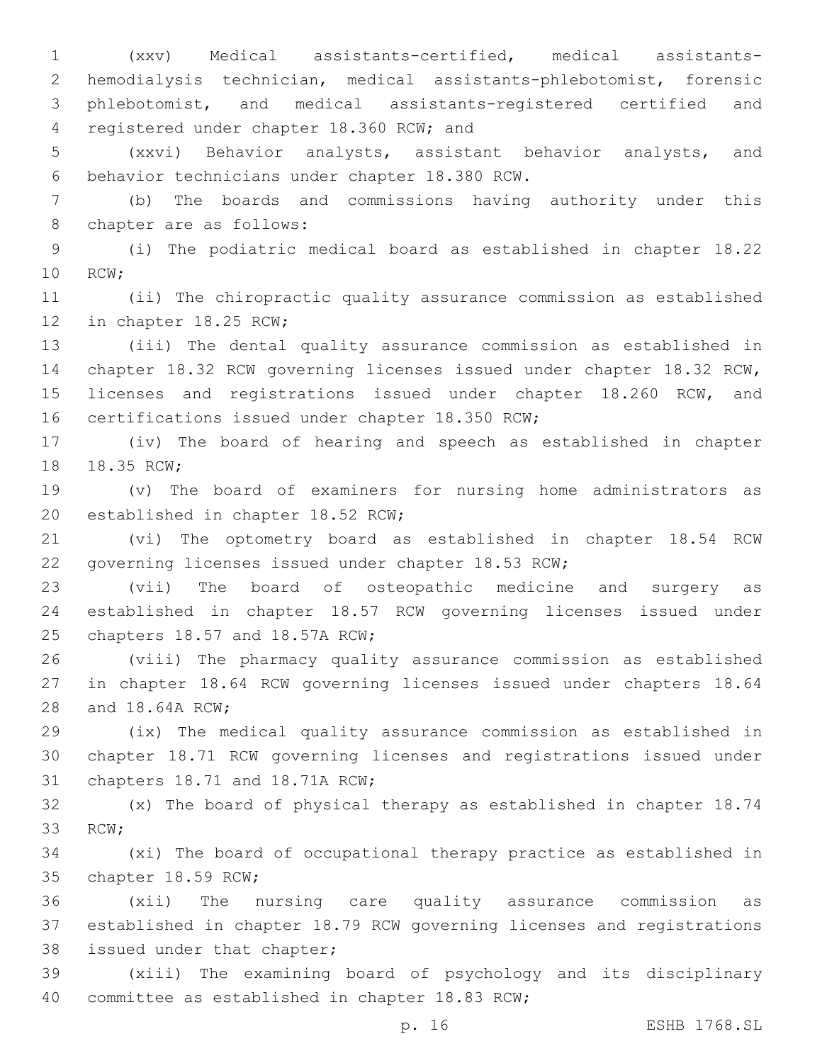(xxv) Medical assistants-certified, medical assistants-hemodialysis technician, medical assistants-phlebotomist, forensic phlebotomist, and medical assistants-registered certified and registered under chapter 18.360 RCW; and

(xxvi) Behavior analysts, assistant behavior analysts, and behavior technicians under chapter 18.380 RCW.

(b) The boards and commissions having authority under this chapter are as follows:

(i) The podiatric medical board as established in chapter 18.22 RCW;

(ii) The chiropractic quality assurance commission as established in chapter 18.25 RCW;

(iii) The dental quality assurance commission as established in chapter 18.32 RCW governing licenses issued under chapter 18.32 RCW, licenses and registrations issued under chapter 18.260 RCW, and certifications issued under chapter 18.350 RCW;

(iv) The board of hearing and speech as established in chapter 18.35 RCW;

(v) The board of examiners for nursing home administrators as established in chapter 18.52 RCW;

(vi) The optometry board as established in chapter 18.54 RCW governing licenses issued under chapter 18.53 RCW;

(vii) The board of osteopathic medicine and surgery as established in chapter 18.57 RCW governing licenses issued under chapters 18.57 and 18.57A RCW;

(viii) The pharmacy quality assurance commission as established in chapter 18.64 RCW governing licenses issued under chapters 18.64 and 18.64A RCW;

(ix) The medical quality assurance commission as established in chapter 18.71 RCW governing licenses and registrations issued under chapters 18.71 and 18.71A RCW;

(x) The board of physical therapy as established in chapter 18.74 RCW;

(xi) The board of occupational therapy practice as established in chapter 18.59 RCW;

(xii) The nursing care quality assurance commission as established in chapter 18.79 RCW governing licenses and registrations issued under that chapter;

(xiii) The examining board of psychology and its disciplinary committee as established in chapter 18.83 RCW;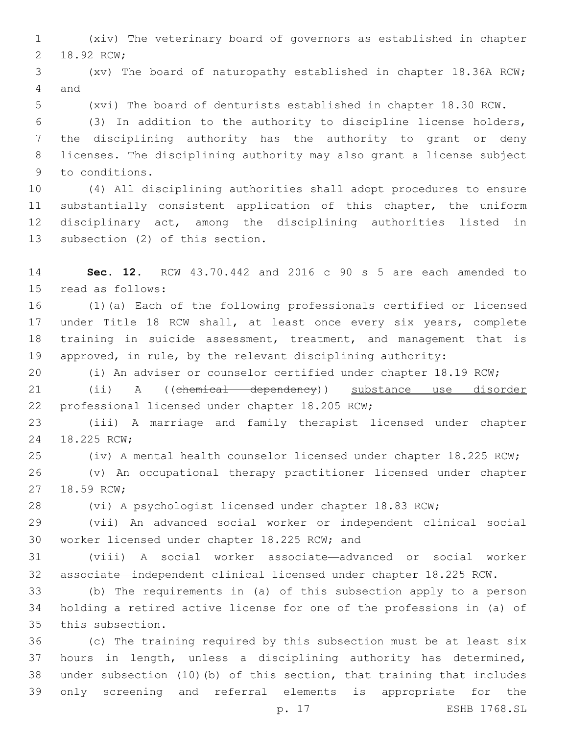(xiv) The veterinary board of governors as established in chapter 18.92 RCW;

(xv) The board of naturopathy established in chapter 18.36A RCW; and

(xvi) The board of denturists established in chapter 18.30 RCW.

(3) In addition to the authority to discipline license holders, the disciplining authority has the authority to grant or deny licenses. The disciplining authority may also grant a license subject to conditions.

(4) All disciplining authorities shall adopt procedures to ensure substantially consistent application of this chapter, the uniform disciplinary act, among the disciplining authorities listed in subsection (2) of this section.

**Sec. 12.** RCW 43.70.442 and 2016 c 90 s 5 are each amended to read as follows:

(1)(a) Each of the following professionals certified or licensed under Title 18 RCW shall, at least once every six years, complete training in suicide assessment, treatment, and management that is approved, in rule, by the relevant disciplining authority:

(i) An adviser or counselor certified under chapter 18.19 RCW;

(ii) A ((~~chemical dependency~~)) <u>substance use disorder</u> professional licensed under chapter 18.205 RCW;

(iii) A marriage and family therapist licensed under chapter 18.225 RCW;

(iv) A mental health counselor licensed under chapter 18.225 RCW;

(v) An occupational therapy practitioner licensed under chapter 18.59 RCW;

(vi) A psychologist licensed under chapter 18.83 RCW;

(vii) An advanced social worker or independent clinical social worker licensed under chapter 18.225 RCW; and

(viii) A social worker associate—advanced or social worker associate—independent clinical licensed under chapter 18.225 RCW.

(b) The requirements in (a) of this subsection apply to a person holding a retired active license for one of the professions in (a) of this subsection.

(c) The training required by this subsection must be at least six hours in length, unless a disciplining authority has determined, under subsection (10)(b) of this section, that training that includes only screening and referral elements is appropriate for the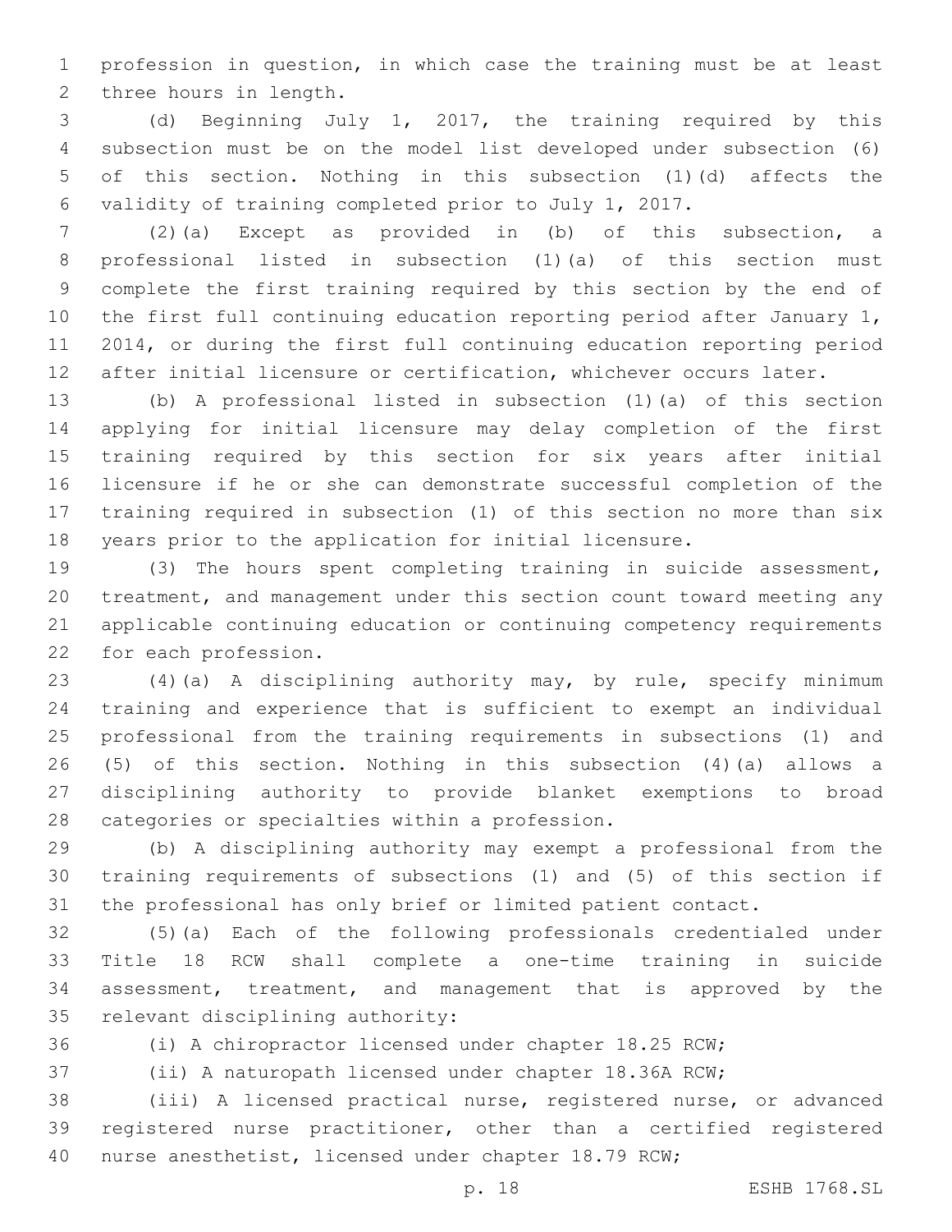profession in question, in which case the training must be at least three hours in length.

(d) Beginning July 1, 2017, the training required by this subsection must be on the model list developed under subsection (6) of this section. Nothing in this subsection (1)(d) affects the validity of training completed prior to July 1, 2017.

(2)(a) Except as provided in (b) of this subsection, a professional listed in subsection (1)(a) of this section must complete the first training required by this section by the end of the first full continuing education reporting period after January 1, 2014, or during the first full continuing education reporting period after initial licensure or certification, whichever occurs later.

(b) A professional listed in subsection (1)(a) of this section applying for initial licensure may delay completion of the first training required by this section for six years after initial licensure if he or she can demonstrate successful completion of the training required in subsection (1) of this section no more than six years prior to the application for initial licensure.

(3) The hours spent completing training in suicide assessment, treatment, and management under this section count toward meeting any applicable continuing education or continuing competency requirements for each profession.

(4)(a) A disciplining authority may, by rule, specify minimum training and experience that is sufficient to exempt an individual professional from the training requirements in subsections (1) and (5) of this section. Nothing in this subsection (4)(a) allows a disciplining authority to provide blanket exemptions to broad categories or specialties within a profession.

(b) A disciplining authority may exempt a professional from the training requirements of subsections (1) and (5) of this section if the professional has only brief or limited patient contact.

(5)(a) Each of the following professionals credentialed under Title 18 RCW shall complete a one-time training in suicide assessment, treatment, and management that is approved by the relevant disciplining authority:

(i) A chiropractor licensed under chapter 18.25 RCW;

(ii) A naturopath licensed under chapter 18.36A RCW;

(iii) A licensed practical nurse, registered nurse, or advanced registered nurse practitioner, other than a certified registered nurse anesthetist, licensed under chapter 18.79 RCW;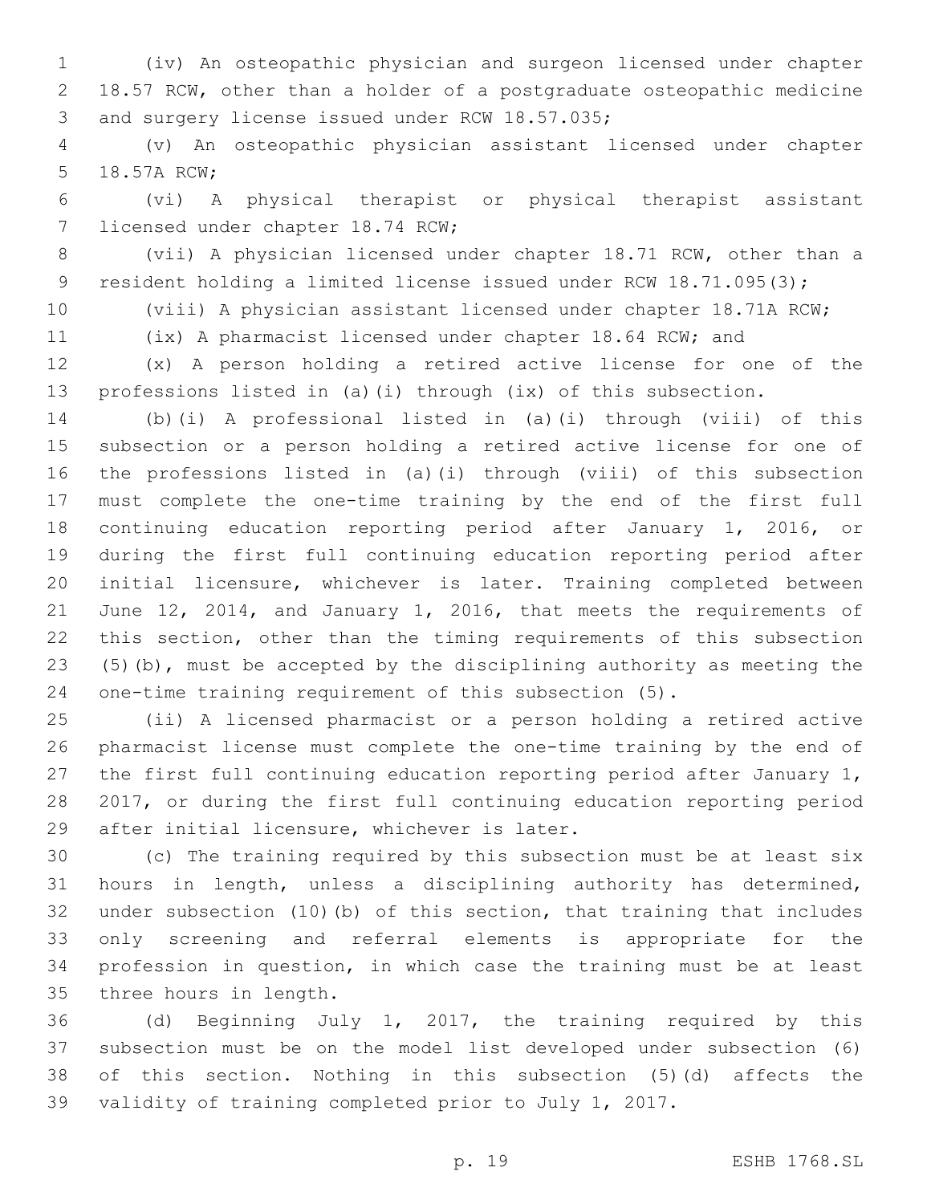(iv) An osteopathic physician and surgeon licensed under chapter 18.57 RCW, other than a holder of a postgraduate osteopathic medicine and surgery license issued under RCW 18.57.035;

(v) An osteopathic physician assistant licensed under chapter 18.57A RCW;

(vi) A physical therapist or physical therapist assistant licensed under chapter 18.74 RCW;

(vii) A physician licensed under chapter 18.71 RCW, other than a resident holding a limited license issued under RCW 18.71.095(3);

(viii) A physician assistant licensed under chapter 18.71A RCW;

(ix) A pharmacist licensed under chapter 18.64 RCW; and

(x) A person holding a retired active license for one of the professions listed in (a)(i) through (ix) of this subsection.

(b)(i) A professional listed in (a)(i) through (viii) of this subsection or a person holding a retired active license for one of the professions listed in (a)(i) through (viii) of this subsection must complete the one-time training by the end of the first full continuing education reporting period after January 1, 2016, or during the first full continuing education reporting period after initial licensure, whichever is later. Training completed between June 12, 2014, and January 1, 2016, that meets the requirements of this section, other than the timing requirements of this subsection (5)(b), must be accepted by the disciplining authority as meeting the one-time training requirement of this subsection (5).

(ii) A licensed pharmacist or a person holding a retired active pharmacist license must complete the one-time training by the end of the first full continuing education reporting period after January 1, 2017, or during the first full continuing education reporting period after initial licensure, whichever is later.

(c) The training required by this subsection must be at least six hours in length, unless a disciplining authority has determined, under subsection (10)(b) of this section, that training that includes only screening and referral elements is appropriate for the profession in question, in which case the training must be at least three hours in length.

(d) Beginning July 1, 2017, the training required by this subsection must be on the model list developed under subsection (6) of this section. Nothing in this subsection (5)(d) affects the validity of training completed prior to July 1, 2017.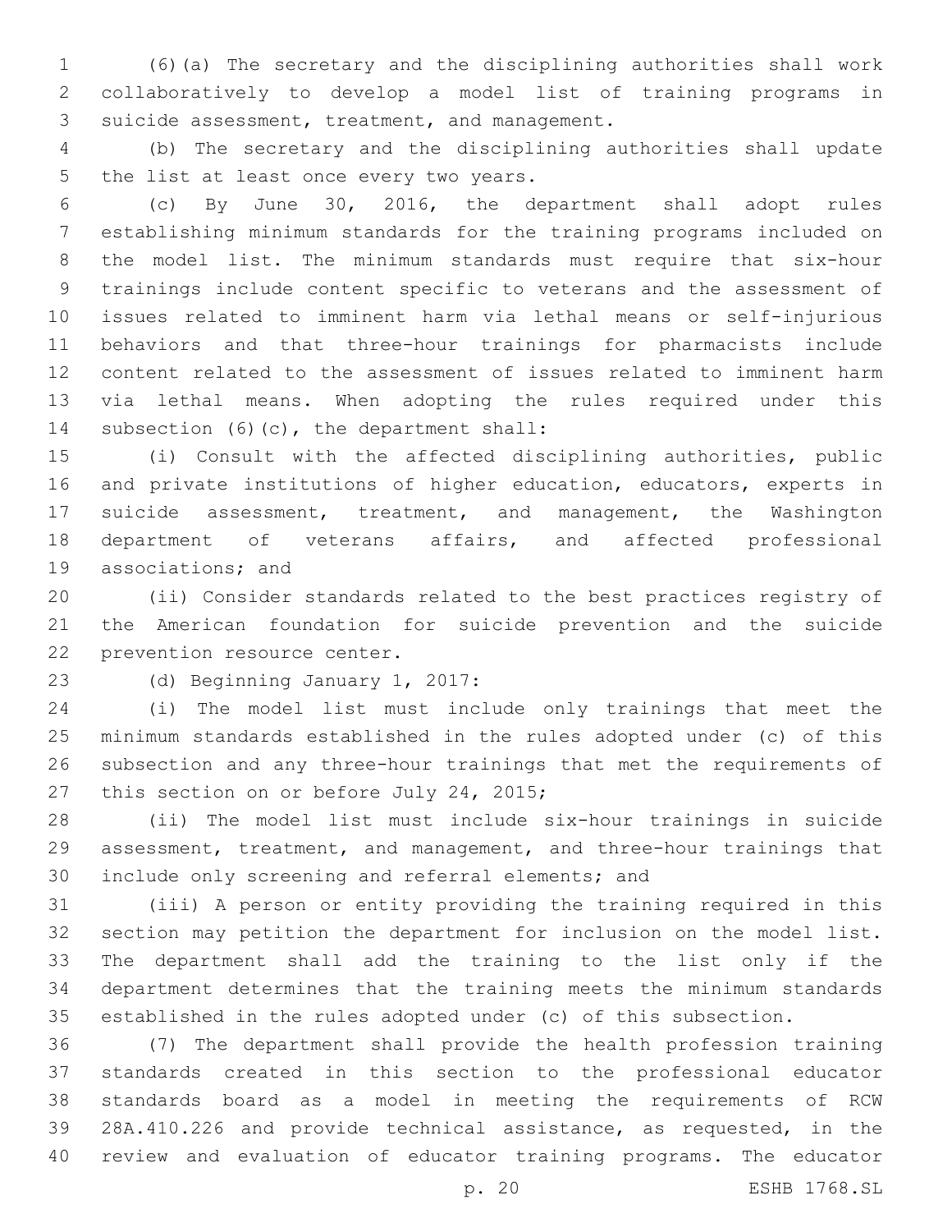(6)(a) The secretary and the disciplining authorities shall work collaboratively to develop a model list of training programs in suicide assessment, treatment, and management.

(b) The secretary and the disciplining authorities shall update the list at least once every two years.

(c) By June 30, 2016, the department shall adopt rules establishing minimum standards for the training programs included on the model list. The minimum standards must require that six-hour trainings include content specific to veterans and the assessment of issues related to imminent harm via lethal means or self-injurious behaviors and that three-hour trainings for pharmacists include content related to the assessment of issues related to imminent harm via lethal means. When adopting the rules required under this subsection (6)(c), the department shall:

(i) Consult with the affected disciplining authorities, public and private institutions of higher education, educators, experts in suicide assessment, treatment, and management, the Washington department of veterans affairs, and affected professional associations; and

(ii) Consider standards related to the best practices registry of the American foundation for suicide prevention and the suicide prevention resource center.

(d) Beginning January 1, 2017:

(i) The model list must include only trainings that meet the minimum standards established in the rules adopted under (c) of this subsection and any three-hour trainings that met the requirements of this section on or before July 24, 2015;

(ii) The model list must include six-hour trainings in suicide assessment, treatment, and management, and three-hour trainings that include only screening and referral elements; and

(iii) A person or entity providing the training required in this section may petition the department for inclusion on the model list. The department shall add the training to the list only if the department determines that the training meets the minimum standards established in the rules adopted under (c) of this subsection.

(7) The department shall provide the health profession training standards created in this section to the professional educator standards board as a model in meeting the requirements of RCW 28A.410.226 and provide technical assistance, as requested, in the review and evaluation of educator training programs. The educator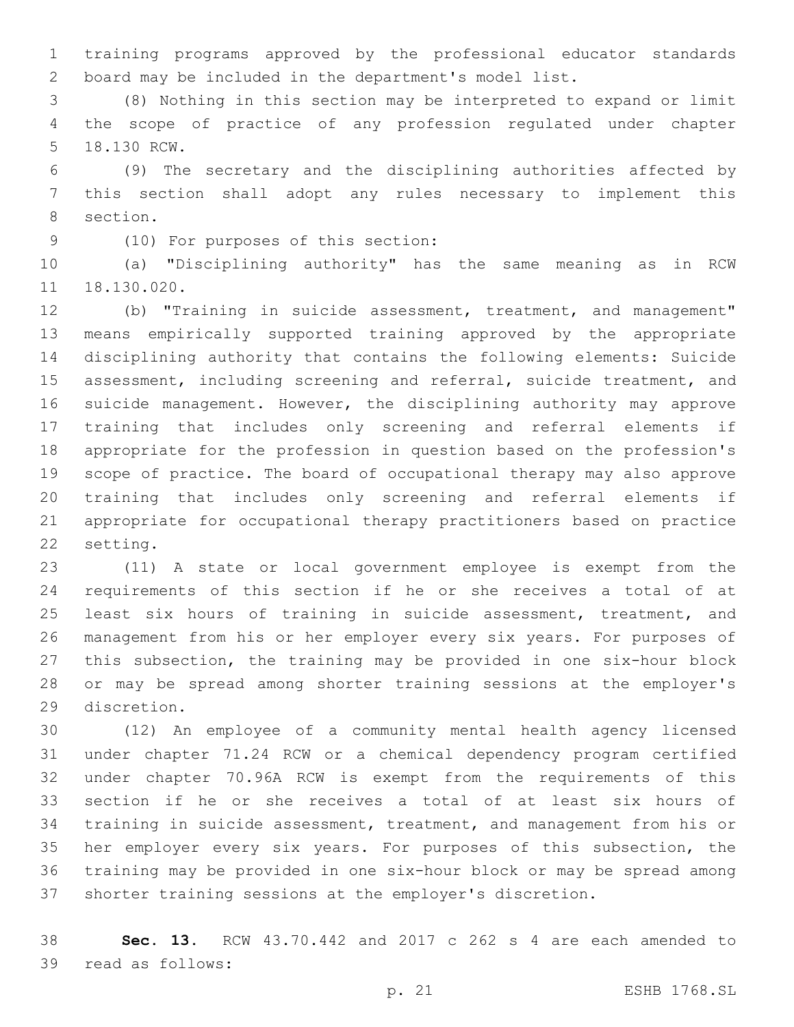training programs approved by the professional educator standards board may be included in the department's model list.

(8) Nothing in this section may be interpreted to expand or limit the scope of practice of any profession regulated under chapter 18.130 RCW.

(9) The secretary and the disciplining authorities affected by this section shall adopt any rules necessary to implement this section.

(10) For purposes of this section:

(a) "Disciplining authority" has the same meaning as in RCW 18.130.020.

(b) "Training in suicide assessment, treatment, and management" means empirically supported training approved by the appropriate disciplining authority that contains the following elements: Suicide assessment, including screening and referral, suicide treatment, and suicide management. However, the disciplining authority may approve training that includes only screening and referral elements if appropriate for the profession in question based on the profession's scope of practice. The board of occupational therapy may also approve training that includes only screening and referral elements if appropriate for occupational therapy practitioners based on practice setting.

(11) A state or local government employee is exempt from the requirements of this section if he or she receives a total of at least six hours of training in suicide assessment, treatment, and management from his or her employer every six years. For purposes of this subsection, the training may be provided in one six-hour block or may be spread among shorter training sessions at the employer's discretion.

(12) An employee of a community mental health agency licensed under chapter 71.24 RCW or a chemical dependency program certified under chapter 70.96A RCW is exempt from the requirements of this section if he or she receives a total of at least six hours of training in suicide assessment, treatment, and management from his or her employer every six years. For purposes of this subsection, the training may be provided in one six-hour block or may be spread among shorter training sessions at the employer's discretion.

**Sec. 13.** RCW 43.70.442 and 2017 c 262 s 4 are each amended to read as follows: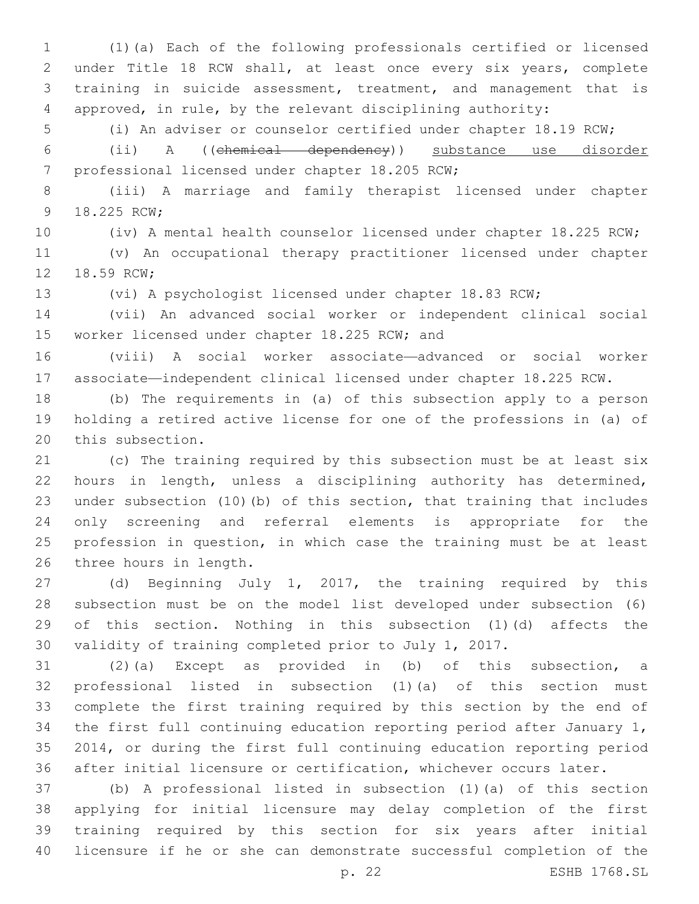(1)(a) Each of the following professionals certified or licensed under Title 18 RCW shall, at least once every six years, complete training in suicide assessment, treatment, and management that is approved, in rule, by the relevant disciplining authority:

(i) An adviser or counselor certified under chapter 18.19 RCW;

(ii) A ((~~chemical dependency~~)) <u>substance use disorder</u> professional licensed under chapter 18.205 RCW;

(iii) A marriage and family therapist licensed under chapter 18.225 RCW;

(iv) A mental health counselor licensed under chapter 18.225 RCW;

(v) An occupational therapy practitioner licensed under chapter 18.59 RCW;

(vi) A psychologist licensed under chapter 18.83 RCW;

(vii) An advanced social worker or independent clinical social worker licensed under chapter 18.225 RCW; and

(viii) A social worker associate—advanced or social worker associate—independent clinical licensed under chapter 18.225 RCW.

(b) The requirements in (a) of this subsection apply to a person holding a retired active license for one of the professions in (a) of this subsection.

(c) The training required by this subsection must be at least six hours in length, unless a disciplining authority has determined, under subsection (10)(b) of this section, that training that includes only screening and referral elements is appropriate for the profession in question, in which case the training must be at least three hours in length.

(d) Beginning July 1, 2017, the training required by this subsection must be on the model list developed under subsection (6) of this section. Nothing in this subsection (1)(d) affects the validity of training completed prior to July 1, 2017.

(2)(a) Except as provided in (b) of this subsection, a professional listed in subsection (1)(a) of this section must complete the first training required by this section by the end of the first full continuing education reporting period after January 1, 2014, or during the first full continuing education reporting period after initial licensure or certification, whichever occurs later.

(b) A professional listed in subsection (1)(a) of this section applying for initial licensure may delay completion of the first training required by this section for six years after initial licensure if he or she can demonstrate successful completion of the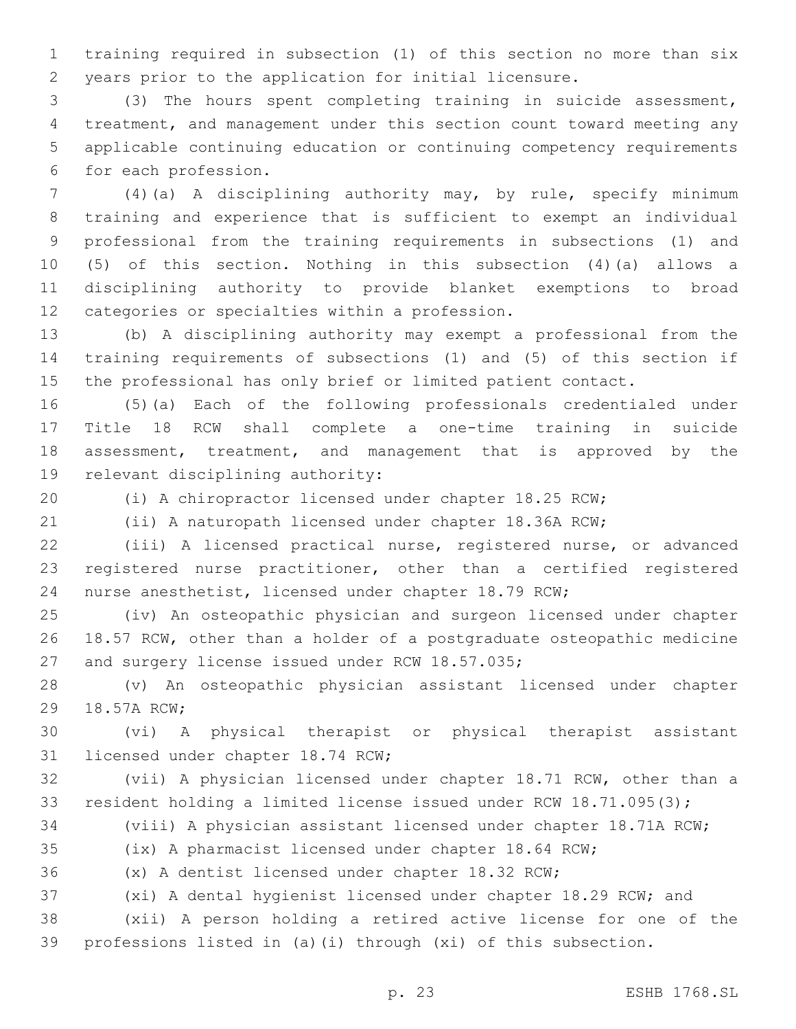training required in subsection (1) of this section no more than six years prior to the application for initial licensure.

(3) The hours spent completing training in suicide assessment, treatment, and management under this section count toward meeting any applicable continuing education or continuing competency requirements for each profession.

(4)(a) A disciplining authority may, by rule, specify minimum training and experience that is sufficient to exempt an individual professional from the training requirements in subsections (1) and (5) of this section. Nothing in this subsection (4)(a) allows a disciplining authority to provide blanket exemptions to broad categories or specialties within a profession.

(b) A disciplining authority may exempt a professional from the training requirements of subsections (1) and (5) of this section if the professional has only brief or limited patient contact.

(5)(a) Each of the following professionals credentialed under Title 18 RCW shall complete a one-time training in suicide assessment, treatment, and management that is approved by the relevant disciplining authority:

(i) A chiropractor licensed under chapter 18.25 RCW;

(ii) A naturopath licensed under chapter 18.36A RCW;

(iii) A licensed practical nurse, registered nurse, or advanced registered nurse practitioner, other than a certified registered nurse anesthetist, licensed under chapter 18.79 RCW;

(iv) An osteopathic physician and surgeon licensed under chapter 18.57 RCW, other than a holder of a postgraduate osteopathic medicine and surgery license issued under RCW 18.57.035;

(v) An osteopathic physician assistant licensed under chapter 18.57A RCW;

(vi) A physical therapist or physical therapist assistant licensed under chapter 18.74 RCW;

(vii) A physician licensed under chapter 18.71 RCW, other than a resident holding a limited license issued under RCW 18.71.095(3);

(viii) A physician assistant licensed under chapter 18.71A RCW;

(ix) A pharmacist licensed under chapter 18.64 RCW;

(x) A dentist licensed under chapter 18.32 RCW;

(xi) A dental hygienist licensed under chapter 18.29 RCW; and

(xii) A person holding a retired active license for one of the professions listed in (a)(i) through (xi) of this subsection.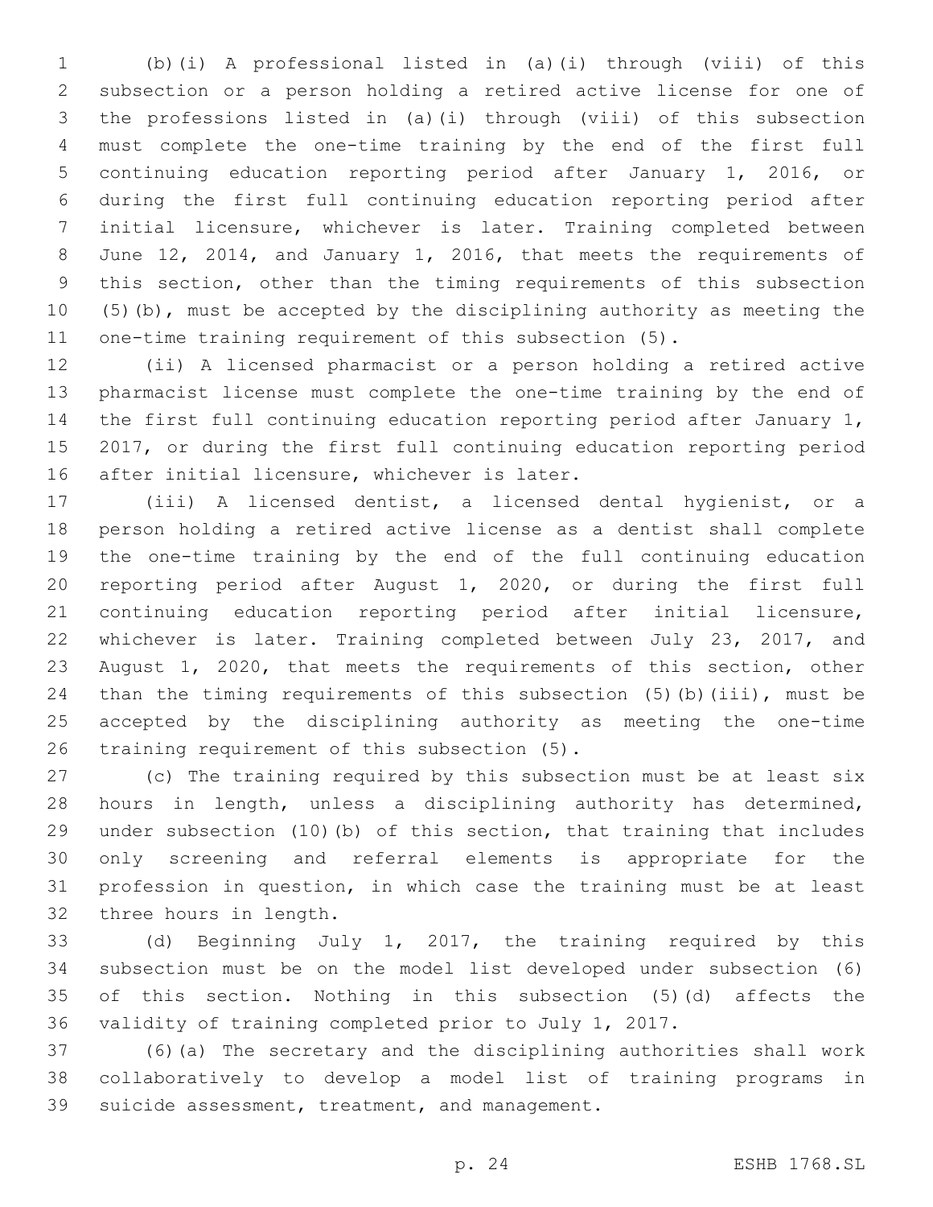(b)(i) A professional listed in (a)(i) through (viii) of this subsection or a person holding a retired active license for one of the professions listed in (a)(i) through (viii) of this subsection must complete the one-time training by the end of the first full continuing education reporting period after January 1, 2016, or during the first full continuing education reporting period after initial licensure, whichever is later. Training completed between June 12, 2014, and January 1, 2016, that meets the requirements of this section, other than the timing requirements of this subsection (5)(b), must be accepted by the disciplining authority as meeting the one-time training requirement of this subsection (5).

(ii) A licensed pharmacist or a person holding a retired active pharmacist license must complete the one-time training by the end of the first full continuing education reporting period after January 1, 2017, or during the first full continuing education reporting period after initial licensure, whichever is later.

(iii) A licensed dentist, a licensed dental hygienist, or a person holding a retired active license as a dentist shall complete the one-time training by the end of the full continuing education reporting period after August 1, 2020, or during the first full continuing education reporting period after initial licensure, whichever is later. Training completed between July 23, 2017, and August 1, 2020, that meets the requirements of this section, other than the timing requirements of this subsection (5)(b)(iii), must be accepted by the disciplining authority as meeting the one-time training requirement of this subsection (5).

(c) The training required by this subsection must be at least six hours in length, unless a disciplining authority has determined, under subsection (10)(b) of this section, that training that includes only screening and referral elements is appropriate for the profession in question, in which case the training must be at least three hours in length.

(d) Beginning July 1, 2017, the training required by this subsection must be on the model list developed under subsection (6) of this section. Nothing in this subsection (5)(d) affects the validity of training completed prior to July 1, 2017.

(6)(a) The secretary and the disciplining authorities shall work collaboratively to develop a model list of training programs in suicide assessment, treatment, and management.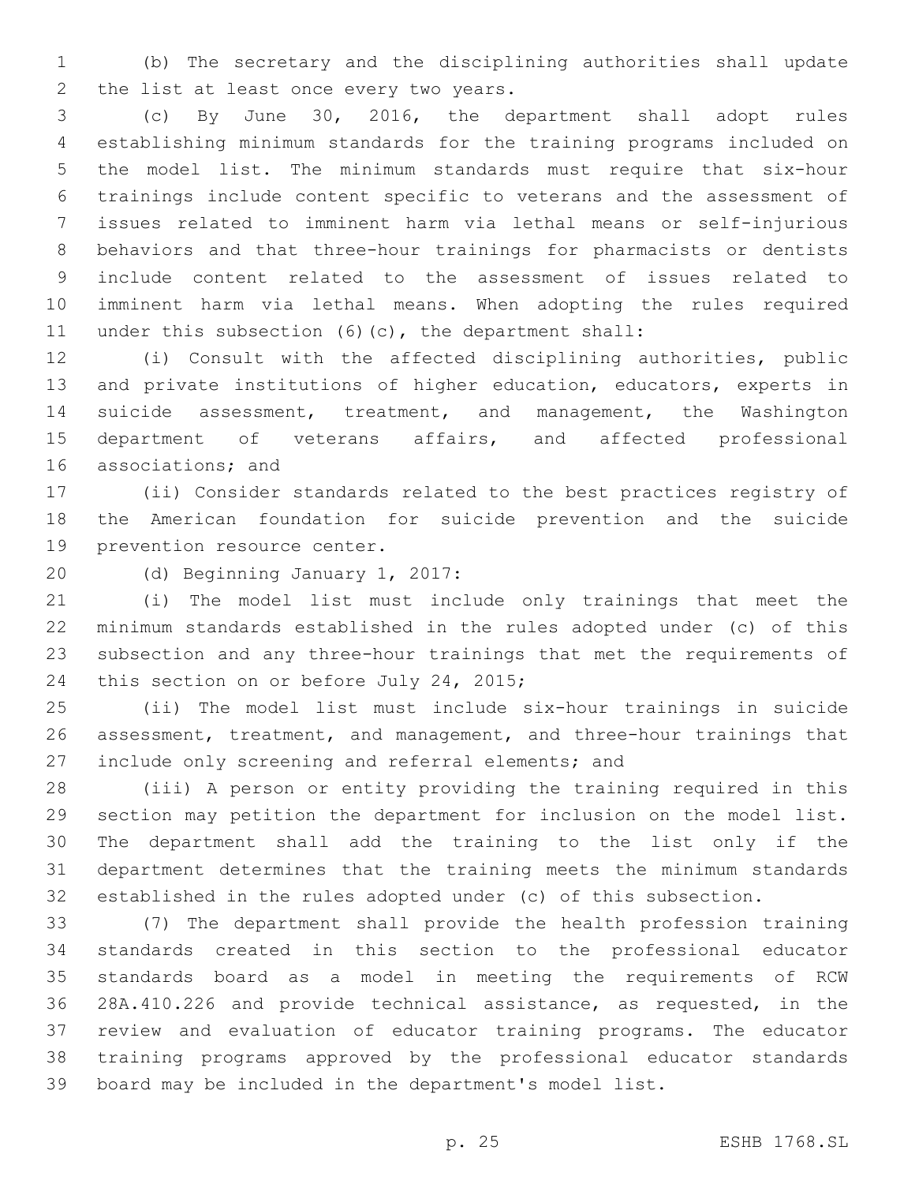(b) The secretary and the disciplining authorities shall update the list at least once every two years.

(c) By June 30, 2016, the department shall adopt rules establishing minimum standards for the training programs included on the model list. The minimum standards must require that six-hour trainings include content specific to veterans and the assessment of issues related to imminent harm via lethal means or self-injurious behaviors and that three-hour trainings for pharmacists or dentists include content related to the assessment of issues related to imminent harm via lethal means. When adopting the rules required under this subsection (6)(c), the department shall:

(i) Consult with the affected disciplining authorities, public and private institutions of higher education, educators, experts in suicide assessment, treatment, and management, the Washington department of veterans affairs, and affected professional associations; and

(ii) Consider standards related to the best practices registry of the American foundation for suicide prevention and the suicide prevention resource center.

(d) Beginning January 1, 2017:

(i) The model list must include only trainings that meet the minimum standards established in the rules adopted under (c) of this subsection and any three-hour trainings that met the requirements of this section on or before July 24, 2015;

(ii) The model list must include six-hour trainings in suicide assessment, treatment, and management, and three-hour trainings that include only screening and referral elements; and

(iii) A person or entity providing the training required in this section may petition the department for inclusion on the model list. The department shall add the training to the list only if the department determines that the training meets the minimum standards established in the rules adopted under (c) of this subsection.

(7) The department shall provide the health profession training standards created in this section to the professional educator standards board as a model in meeting the requirements of RCW 28A.410.226 and provide technical assistance, as requested, in the review and evaluation of educator training programs. The educator training programs approved by the professional educator standards board may be included in the department's model list.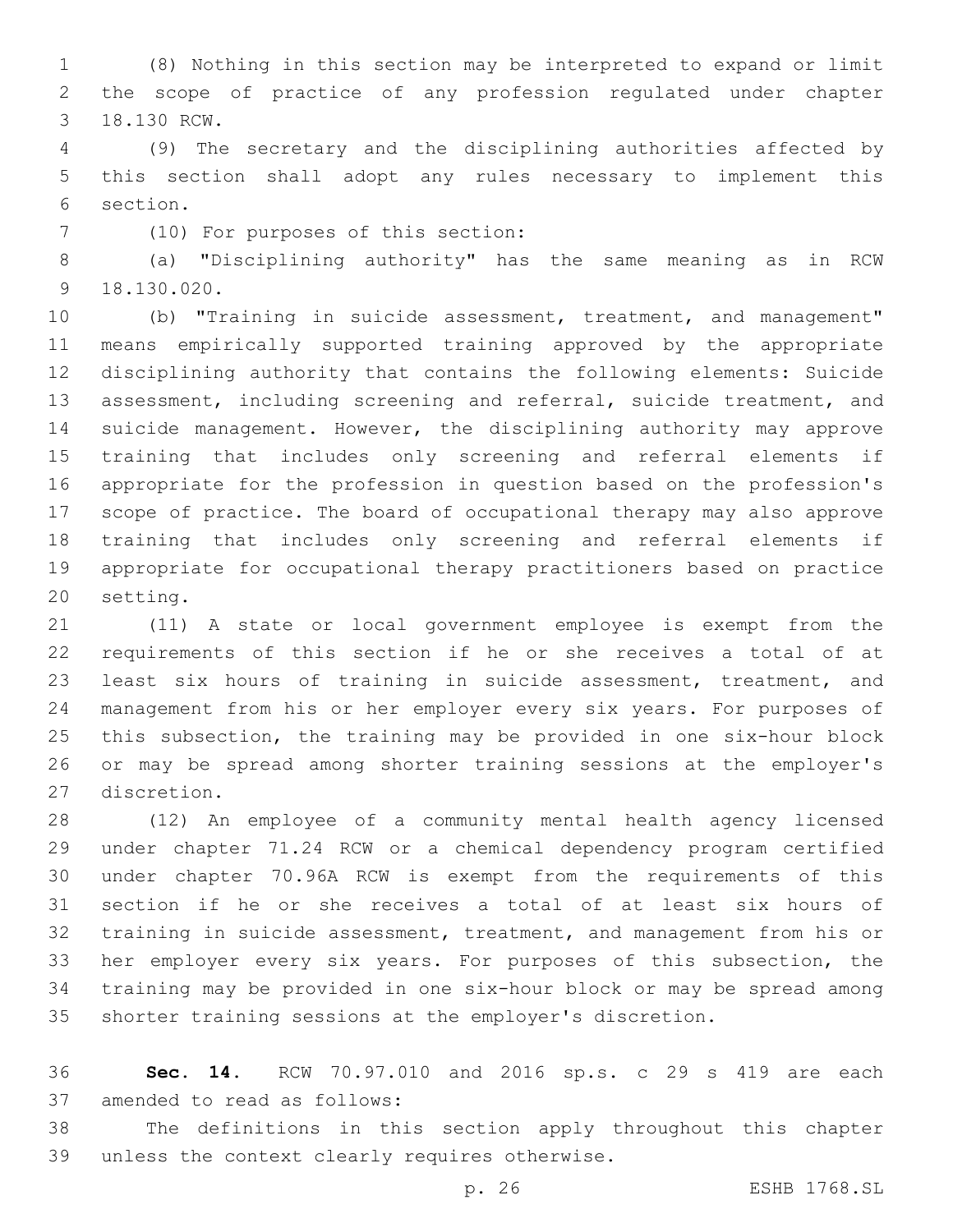(8) Nothing in this section may be interpreted to expand or limit the scope of practice of any profession regulated under chapter 18.130 RCW.

(9) The secretary and the disciplining authorities affected by this section shall adopt any rules necessary to implement this section.

(10) For purposes of this section:

(a) "Disciplining authority" has the same meaning as in RCW 18.130.020.

(b) "Training in suicide assessment, treatment, and management" means empirically supported training approved by the appropriate disciplining authority that contains the following elements: Suicide assessment, including screening and referral, suicide treatment, and suicide management. However, the disciplining authority may approve training that includes only screening and referral elements if appropriate for the profession in question based on the profession's scope of practice. The board of occupational therapy may also approve training that includes only screening and referral elements if appropriate for occupational therapy practitioners based on practice setting.

(11) A state or local government employee is exempt from the requirements of this section if he or she receives a total of at least six hours of training in suicide assessment, treatment, and management from his or her employer every six years. For purposes of this subsection, the training may be provided in one six-hour block or may be spread among shorter training sessions at the employer's discretion.

(12) An employee of a community mental health agency licensed under chapter 71.24 RCW or a chemical dependency program certified under chapter 70.96A RCW is exempt from the requirements of this section if he or she receives a total of at least six hours of training in suicide assessment, treatment, and management from his or her employer every six years. For purposes of this subsection, the training may be provided in one six-hour block or may be spread among shorter training sessions at the employer's discretion.

**Sec. 14.** RCW 70.97.010 and 2016 sp.s. c 29 s 419 are each amended to read as follows:

The definitions in this section apply throughout this chapter unless the context clearly requires otherwise.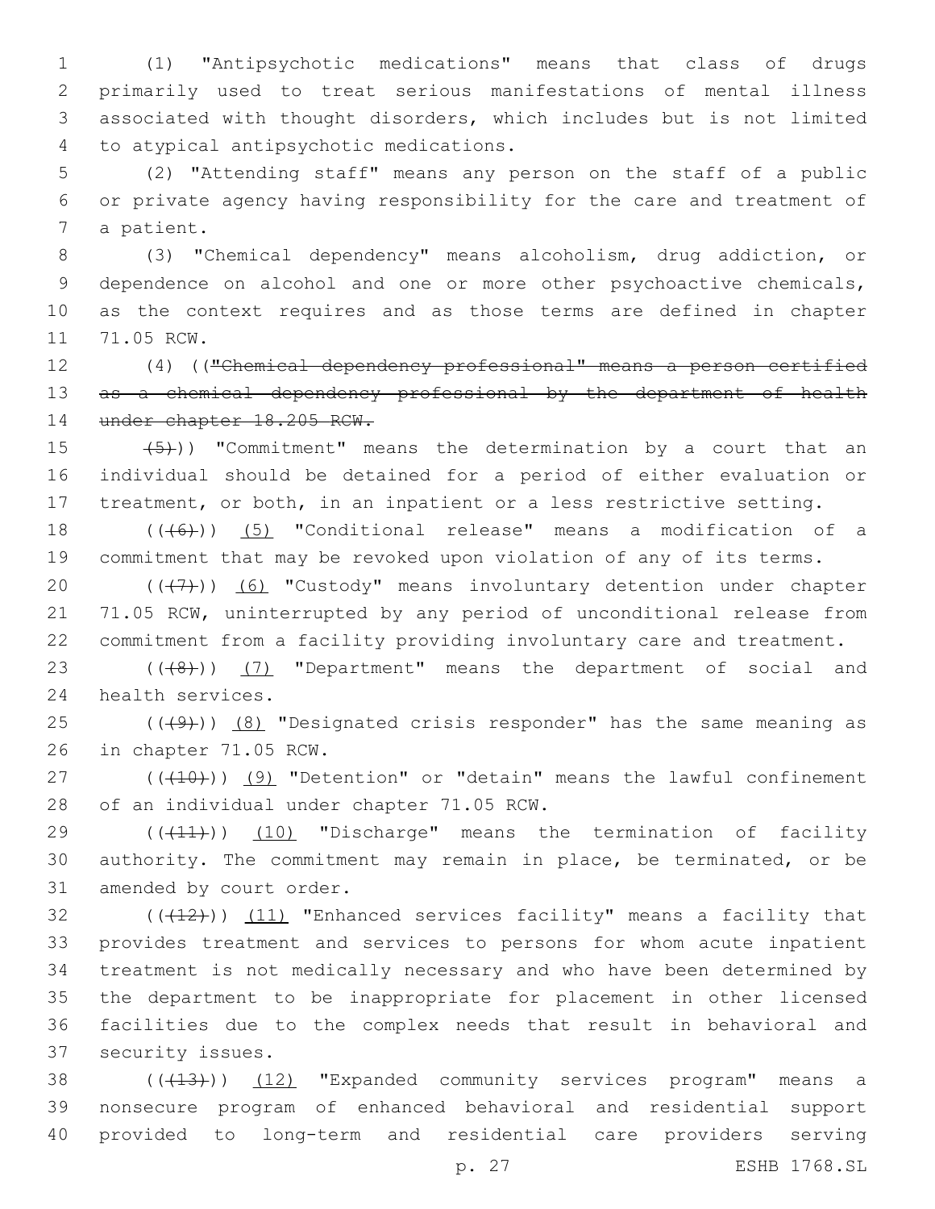(1) "Antipsychotic medications" means that class of drugs primarily used to treat serious manifestations of mental illness associated with thought disorders, which includes but is not limited to atypical antipsychotic medications.

(2) "Attending staff" means any person on the staff of a public or private agency having responsibility for the care and treatment of a patient.

(3) "Chemical dependency" means alcoholism, drug addiction, or dependence on alcohol and one or more other psychoactive chemicals, as the context requires and as those terms are defined in chapter 71.05 RCW.

(4) ((~~"Chemical dependency professional" means a person certified as a chemical dependency professional by the department of health under chapter 18.205 RCW.~~

~~(5)~~)) "Commitment" means the determination by a court that an individual should be detained for a period of either evaluation or treatment, or both, in an inpatient or a less restrictive setting.

((~~(6)~~)) <u>(5)</u> "Conditional release" means a modification of a commitment that may be revoked upon violation of any of its terms.

((~~(7)~~)) <u>(6)</u> "Custody" means involuntary detention under chapter 71.05 RCW, uninterrupted by any period of unconditional release from commitment from a facility providing involuntary care and treatment.

((~~(8)~~)) <u>(7)</u> "Department" means the department of social and health services.

((~~(9)~~)) <u>(8)</u> "Designated crisis responder" has the same meaning as in chapter 71.05 RCW.

((~~(10)~~)) <u>(9)</u> "Detention" or "detain" means the lawful confinement of an individual under chapter 71.05 RCW.

((~~(11)~~)) <u>(10)</u> "Discharge" means the termination of facility authority. The commitment may remain in place, be terminated, or be amended by court order.

((~~(12)~~)) <u>(11)</u> "Enhanced services facility" means a facility that provides treatment and services to persons for whom acute inpatient treatment is not medically necessary and who have been determined by the department to be inappropriate for placement in other licensed facilities due to the complex needs that result in behavioral and security issues.

((~~(13)~~)) <u>(12)</u> "Expanded community services program" means a nonsecure program of enhanced behavioral and residential support provided to long-term and residential care providers serving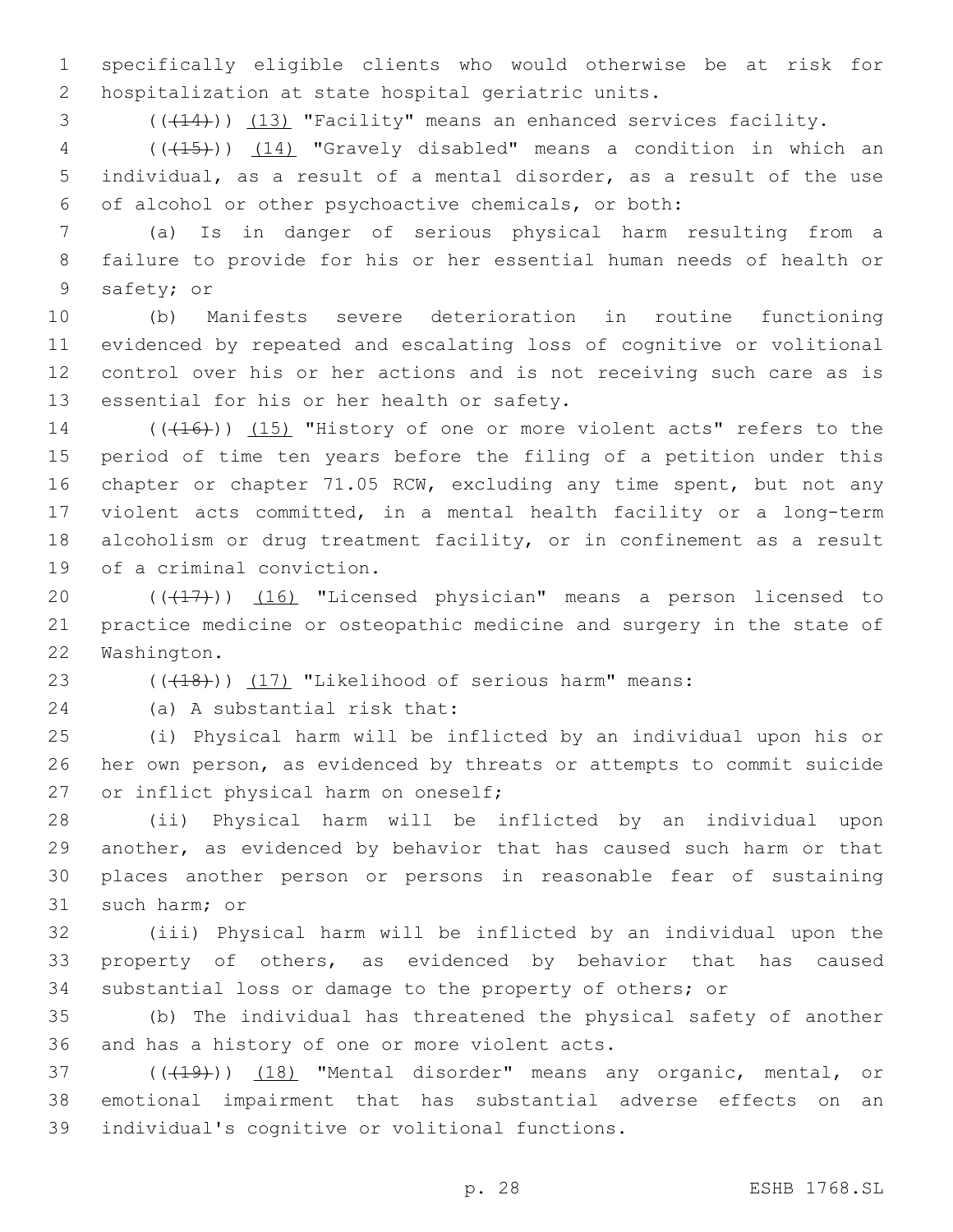specifically eligible clients who would otherwise be at risk for hospitalization at state hospital geriatric units.

(((14))) (13) "Facility" means an enhanced services facility.

(((15))) (14) "Gravely disabled" means a condition in which an individual, as a result of a mental disorder, as a result of the use of alcohol or other psychoactive chemicals, or both:

(a) Is in danger of serious physical harm resulting from a failure to provide for his or her essential human needs of health or safety; or

(b) Manifests severe deterioration in routine functioning evidenced by repeated and escalating loss of cognitive or volitional control over his or her actions and is not receiving such care as is essential for his or her health or safety.

(((16))) (15) "History of one or more violent acts" refers to the period of time ten years before the filing of a petition under this chapter or chapter 71.05 RCW, excluding any time spent, but not any violent acts committed, in a mental health facility or a long-term alcoholism or drug treatment facility, or in confinement as a result of a criminal conviction.

(((17))) (16) "Licensed physician" means a person licensed to practice medicine or osteopathic medicine and surgery in the state of Washington.

(((18))) (17) "Likelihood of serious harm" means:

(a) A substantial risk that:

(i) Physical harm will be inflicted by an individual upon his or her own person, as evidenced by threats or attempts to commit suicide or inflict physical harm on oneself;

(ii) Physical harm will be inflicted by an individual upon another, as evidenced by behavior that has caused such harm or that places another person or persons in reasonable fear of sustaining such harm; or

(iii) Physical harm will be inflicted by an individual upon the property of others, as evidenced by behavior that has caused substantial loss or damage to the property of others; or

(b) The individual has threatened the physical safety of another and has a history of one or more violent acts.

(((19))) (18) "Mental disorder" means any organic, mental, or emotional impairment that has substantial adverse effects on an individual's cognitive or volitional functions.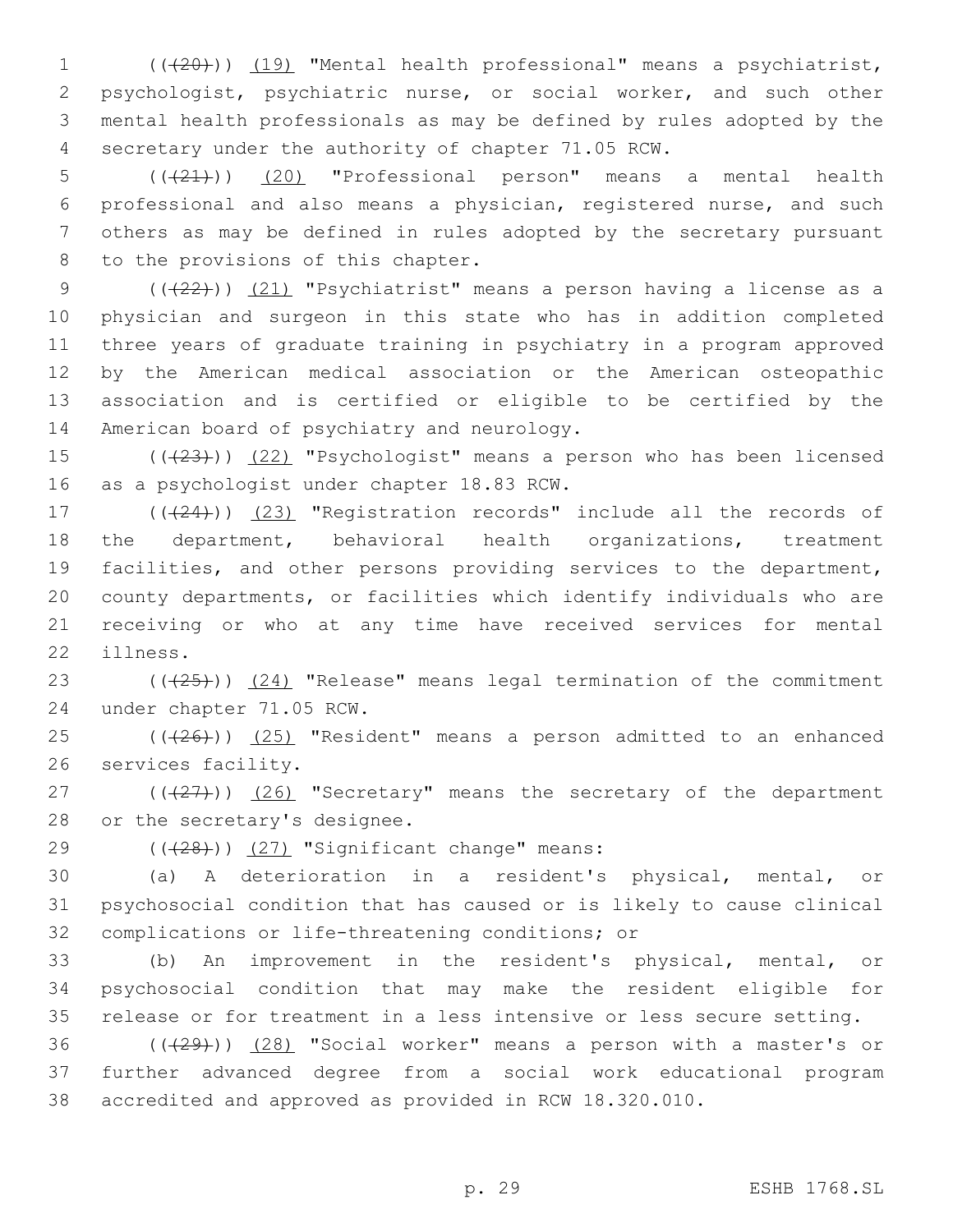((~~(20)~~)) (19) "Mental health professional" means a psychiatrist, psychologist, psychiatric nurse, or social worker, and such other mental health professionals as may be defined by rules adopted by the secretary under the authority of chapter 71.05 RCW.

((~~(21)~~)) (20) "Professional person" means a mental health professional and also means a physician, registered nurse, and such others as may be defined in rules adopted by the secretary pursuant to the provisions of this chapter.

((~~(22)~~)) (21) "Psychiatrist" means a person having a license as a physician and surgeon in this state who has in addition completed three years of graduate training in psychiatry in a program approved by the American medical association or the American osteopathic association and is certified or eligible to be certified by the American board of psychiatry and neurology.

((~~(23)~~)) (22) "Psychologist" means a person who has been licensed as a psychologist under chapter 18.83 RCW.

((~~(24)~~)) (23) "Registration records" include all the records of the department, behavioral health organizations, treatment facilities, and other persons providing services to the department, county departments, or facilities which identify individuals who are receiving or who at any time have received services for mental illness.

((~~(25)~~)) (24) "Release" means legal termination of the commitment under chapter 71.05 RCW.

((~~(26)~~)) (25) "Resident" means a person admitted to an enhanced services facility.

((~~(27)~~)) (26) "Secretary" means the secretary of the department or the secretary's designee.

((~~(28)~~)) (27) "Significant change" means:

(a) A deterioration in a resident's physical, mental, or psychosocial condition that has caused or is likely to cause clinical complications or life-threatening conditions; or

(b) An improvement in the resident's physical, mental, or psychosocial condition that may make the resident eligible for release or for treatment in a less intensive or less secure setting.

((~~(29)~~)) (28) "Social worker" means a person with a master's or further advanced degree from a social work educational program accredited and approved as provided in RCW 18.320.010.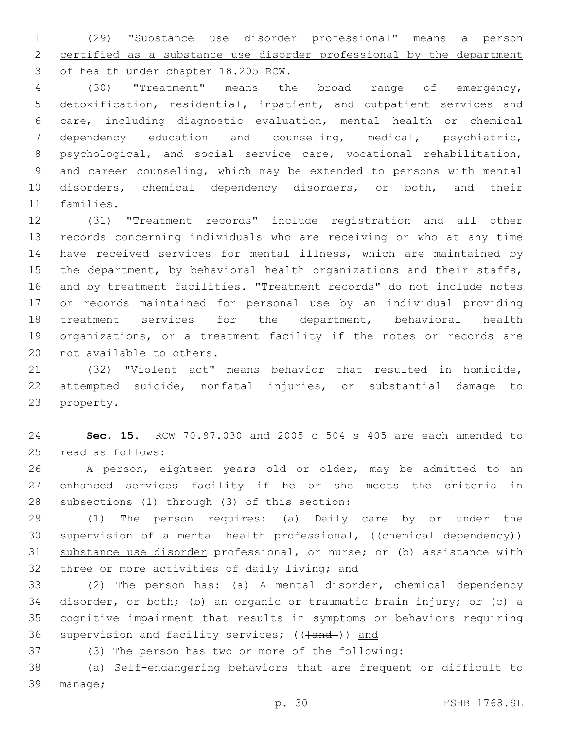(29) "Substance use disorder professional" means a person certified as a substance use disorder professional by the department of health under chapter 18.205 RCW.

(30) "Treatment" means the broad range of emergency, detoxification, residential, inpatient, and outpatient services and care, including diagnostic evaluation, mental health or chemical dependency education and counseling, medical, psychiatric, psychological, and social service care, vocational rehabilitation, and career counseling, which may be extended to persons with mental disorders, chemical dependency disorders, or both, and their families.

(31) "Treatment records" include registration and all other records concerning individuals who are receiving or who at any time have received services for mental illness, which are maintained by the department, by behavioral health organizations and their staffs, and by treatment facilities. "Treatment records" do not include notes or records maintained for personal use by an individual providing treatment services for the department, behavioral health organizations, or a treatment facility if the notes or records are not available to others.

(32) "Violent act" means behavior that resulted in homicide, attempted suicide, nonfatal injuries, or substantial damage to property.

**Sec. 15.** RCW 70.97.030 and 2005 c 504 s 405 are each amended to read as follows:

A person, eighteen years old or older, may be admitted to an enhanced services facility if he or she meets the criteria in subsections (1) through (3) of this section:

(1) The person requires: (a) Daily care by or under the supervision of a mental health professional, ((~~chemical dependency~~)) substance use disorder professional, or nurse; or (b) assistance with three or more activities of daily living; and

(2) The person has: (a) A mental disorder, chemical dependency disorder, or both; (b) an organic or traumatic brain injury; or (c) a cognitive impairment that results in symptoms or behaviors requiring supervision and facility services; ((~~[and]~~)) and

(3) The person has two or more of the following:

(a) Self-endangering behaviors that are frequent or difficult to manage;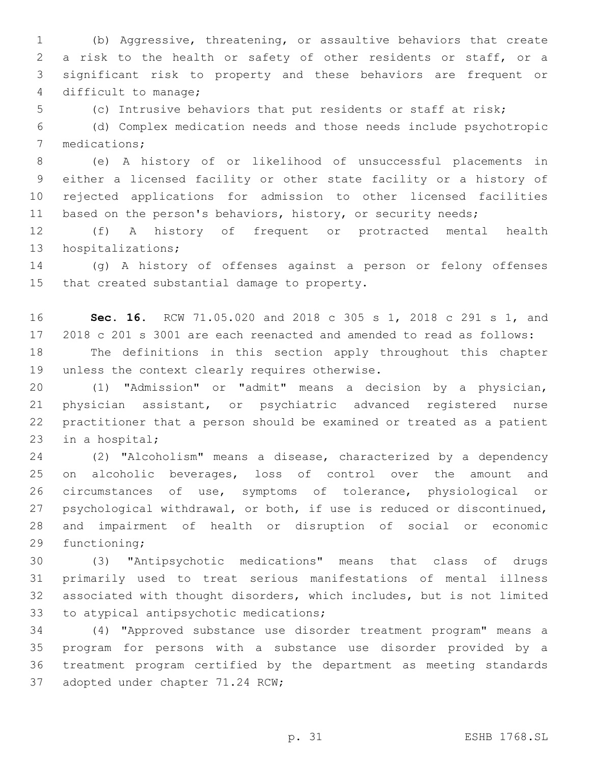(b) Aggressive, threatening, or assaultive behaviors that create a risk to the health or safety of other residents or staff, or a significant risk to property and these behaviors are frequent or difficult to manage;

(c) Intrusive behaviors that put residents or staff at risk;

(d) Complex medication needs and those needs include psychotropic medications;

(e) A history of or likelihood of unsuccessful placements in either a licensed facility or other state facility or a history of rejected applications for admission to other licensed facilities based on the person's behaviors, history, or security needs;

(f) A history of frequent or protracted mental health hospitalizations;

(g) A history of offenses against a person or felony offenses that created substantial damage to property.

**Sec. 16.** RCW 71.05.020 and 2018 c 305 s 1, 2018 c 291 s 1, and 2018 c 201 s 3001 are each reenacted and amended to read as follows:

The definitions in this section apply throughout this chapter unless the context clearly requires otherwise.

(1) "Admission" or "admit" means a decision by a physician, physician assistant, or psychiatric advanced registered nurse practitioner that a person should be examined or treated as a patient in a hospital;

(2) "Alcoholism" means a disease, characterized by a dependency on alcoholic beverages, loss of control over the amount and circumstances of use, symptoms of tolerance, physiological or psychological withdrawal, or both, if use is reduced or discontinued, and impairment of health or disruption of social or economic functioning;

(3) "Antipsychotic medications" means that class of drugs primarily used to treat serious manifestations of mental illness associated with thought disorders, which includes, but is not limited to atypical antipsychotic medications;

(4) "Approved substance use disorder treatment program" means a program for persons with a substance use disorder provided by a treatment program certified by the department as meeting standards adopted under chapter 71.24 RCW;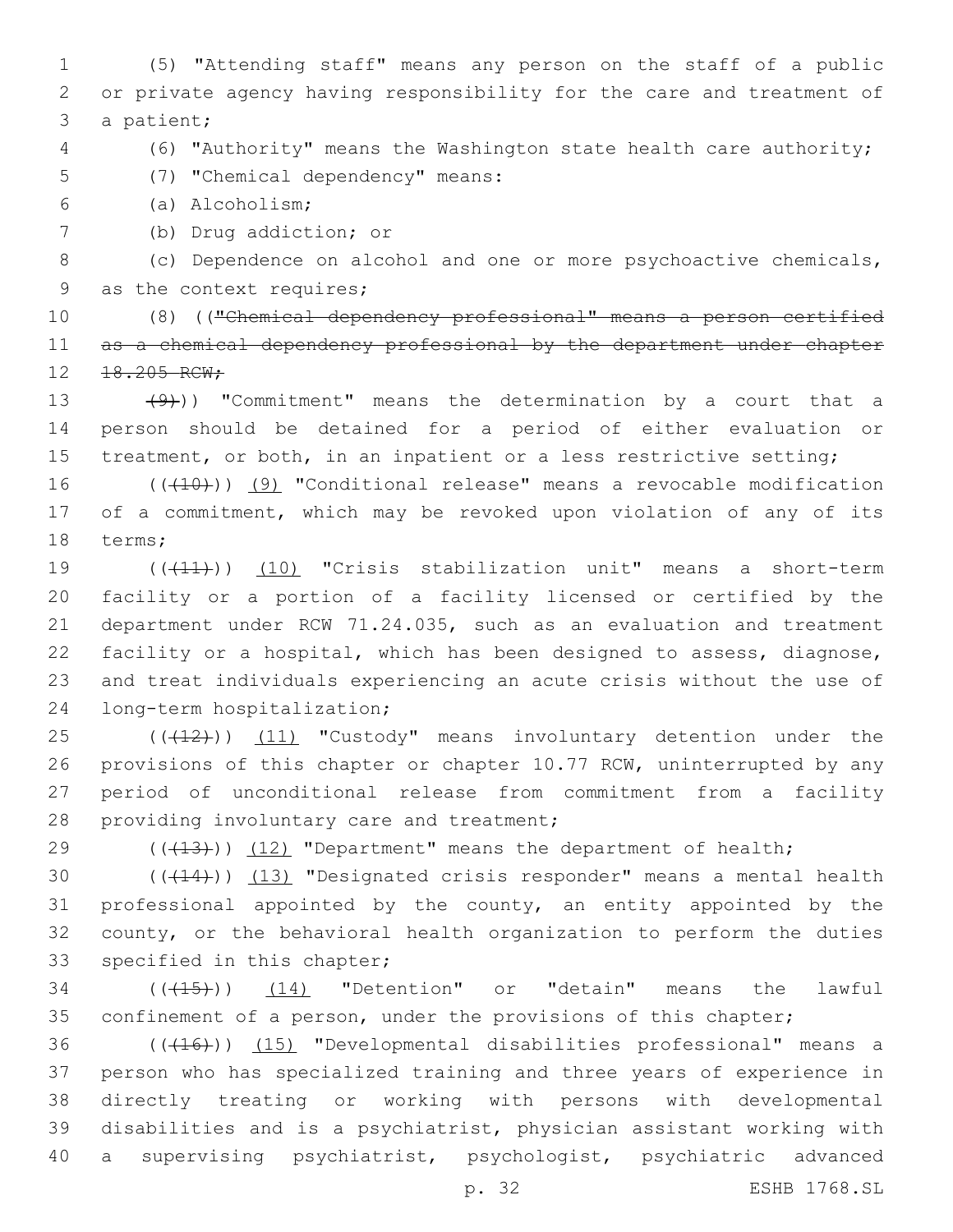(5) "Attending staff" means any person on the staff of a public or private agency having responsibility for the care and treatment of a patient;

(6) "Authority" means the Washington state health care authority;

(7) "Chemical dependency" means:

(a) Alcoholism;

(b) Drug addiction; or

(c) Dependence on alcohol and one or more psychoactive chemicals, as the context requires;

(8) ((~~"Chemical dependency professional" means a person certified as a chemical dependency professional by the department under chapter 18.205 RCW;~~

~~(9)~~)) "Commitment" means the determination by a court that a person should be detained for a period of either evaluation or treatment, or both, in an inpatient or a less restrictive setting;

((~~(10)~~)) <u>(9)</u> "Conditional release" means a revocable modification of a commitment, which may be revoked upon violation of any of its terms;

((~~(11)~~)) <u>(10)</u> "Crisis stabilization unit" means a short-term facility or a portion of a facility licensed or certified by the department under RCW 71.24.035, such as an evaluation and treatment facility or a hospital, which has been designed to assess, diagnose, and treat individuals experiencing an acute crisis without the use of long-term hospitalization;

((~~(12)~~)) <u>(11)</u> "Custody" means involuntary detention under the provisions of this chapter or chapter 10.77 RCW, uninterrupted by any period of unconditional release from commitment from a facility providing involuntary care and treatment;

((~~(13)~~)) <u>(12)</u> "Department" means the department of health;

((~~(14)~~)) <u>(13)</u> "Designated crisis responder" means a mental health professional appointed by the county, an entity appointed by the county, or the behavioral health organization to perform the duties specified in this chapter;

((~~(15)~~)) <u>(14)</u> "Detention" or "detain" means the lawful confinement of a person, under the provisions of this chapter;

((~~(16)~~)) <u>(15)</u> "Developmental disabilities professional" means a person who has specialized training and three years of experience in directly treating or working with persons with developmental disabilities and is a psychiatrist, physician assistant working with a supervising psychiatrist, psychologist, psychiatric advanced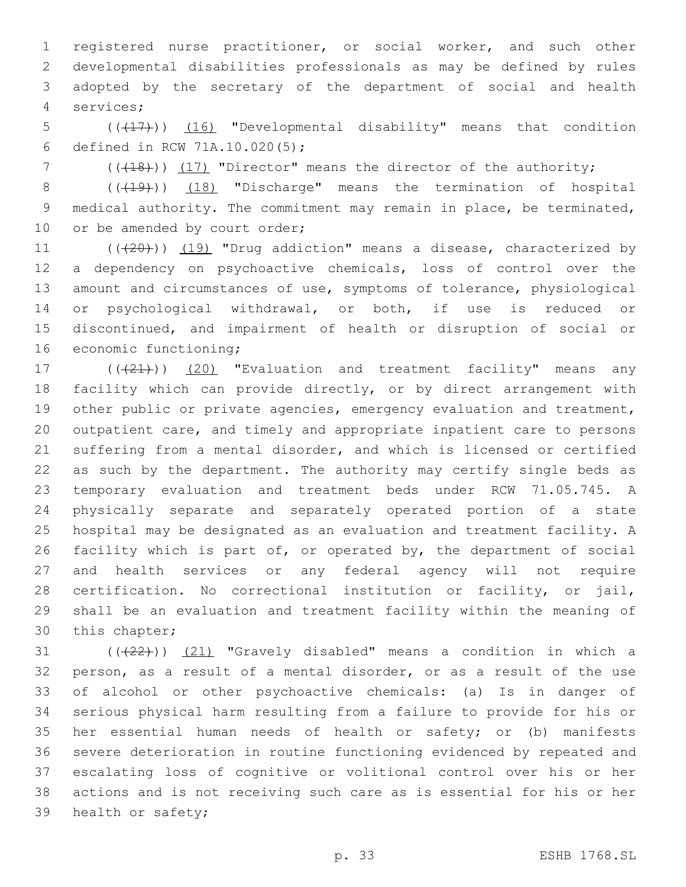registered nurse practitioner, or social worker, and such other developmental disabilities professionals as may be defined by rules adopted by the secretary of the department of social and health services;

(((17))) (16) "Developmental disability" means that condition defined in RCW 71A.10.020(5);

(((18))) (17) "Director" means the director of the authority;

(((19))) (18) "Discharge" means the termination of hospital medical authority. The commitment may remain in place, be terminated, or be amended by court order;

(((20))) (19) "Drug addiction" means a disease, characterized by a dependency on psychoactive chemicals, loss of control over the amount and circumstances of use, symptoms of tolerance, physiological or psychological withdrawal, or both, if use is reduced or discontinued, and impairment of health or disruption of social or economic functioning;

(((21))) (20) "Evaluation and treatment facility" means any facility which can provide directly, or by direct arrangement with other public or private agencies, emergency evaluation and treatment, outpatient care, and timely and appropriate inpatient care to persons suffering from a mental disorder, and which is licensed or certified as such by the department. The authority may certify single beds as temporary evaluation and treatment beds under RCW 71.05.745. A physically separate and separately operated portion of a state hospital may be designated as an evaluation and treatment facility. A facility which is part of, or operated by, the department of social and health services or any federal agency will not require certification. No correctional institution or facility, or jail, shall be an evaluation and treatment facility within the meaning of this chapter;

(((22))) (21) "Gravely disabled" means a condition in which a person, as a result of a mental disorder, or as a result of the use of alcohol or other psychoactive chemicals: (a) Is in danger of serious physical harm resulting from a failure to provide for his or her essential human needs of health or safety; or (b) manifests severe deterioration in routine functioning evidenced by repeated and escalating loss of cognitive or volitional control over his or her actions and is not receiving such care as is essential for his or her health or safety;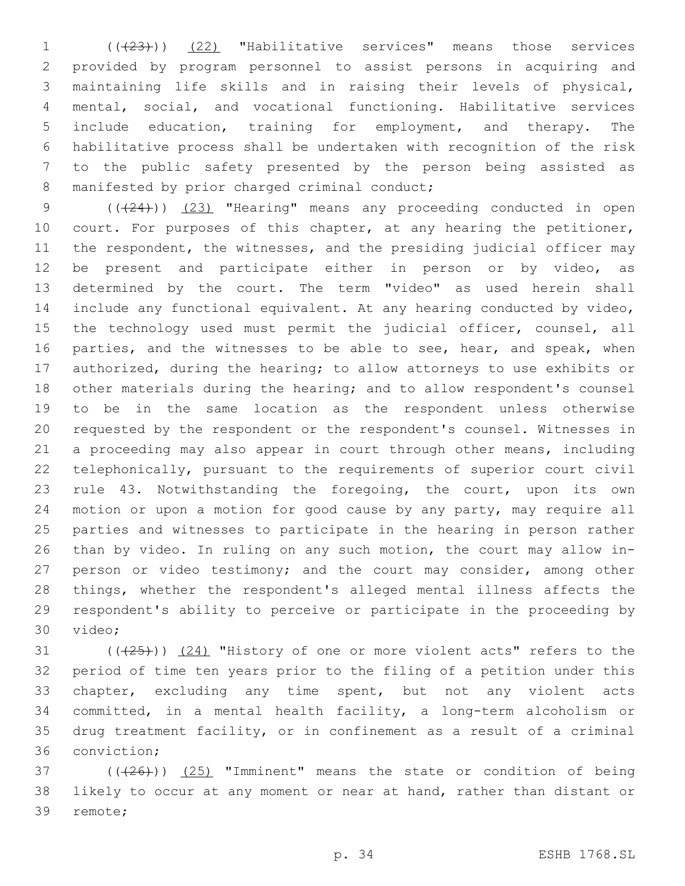(((23))) (22) "Habilitative services" means those services provided by program personnel to assist persons in acquiring and maintaining life skills and in raising their levels of physical, mental, social, and vocational functioning. Habilitative services include education, training for employment, and therapy. The habilitative process shall be undertaken with recognition of the risk to the public safety presented by the person being assisted as manifested by prior charged criminal conduct;

(((24))) (23) "Hearing" means any proceeding conducted in open court. For purposes of this chapter, at any hearing the petitioner, the respondent, the witnesses, and the presiding judicial officer may be present and participate either in person or by video, as determined by the court. The term "video" as used herein shall include any functional equivalent. At any hearing conducted by video, the technology used must permit the judicial officer, counsel, all parties, and the witnesses to be able to see, hear, and speak, when authorized, during the hearing; to allow attorneys to use exhibits or other materials during the hearing; and to allow respondent's counsel to be in the same location as the respondent unless otherwise requested by the respondent or the respondent's counsel. Witnesses in a proceeding may also appear in court through other means, including telephonically, pursuant to the requirements of superior court civil rule 43. Notwithstanding the foregoing, the court, upon its own motion or upon a motion for good cause by any party, may require all parties and witnesses to participate in the hearing in person rather than by video. In ruling on any such motion, the court may allow in-person or video testimony; and the court may consider, among other things, whether the respondent's alleged mental illness affects the respondent's ability to perceive or participate in the proceeding by video;

(((25))) (24) "History of one or more violent acts" refers to the period of time ten years prior to the filing of a petition under this chapter, excluding any time spent, but not any violent acts committed, in a mental health facility, a long-term alcoholism or drug treatment facility, or in confinement as a result of a criminal conviction;

(((26))) (25) "Imminent" means the state or condition of being likely to occur at any moment or near at hand, rather than distant or remote;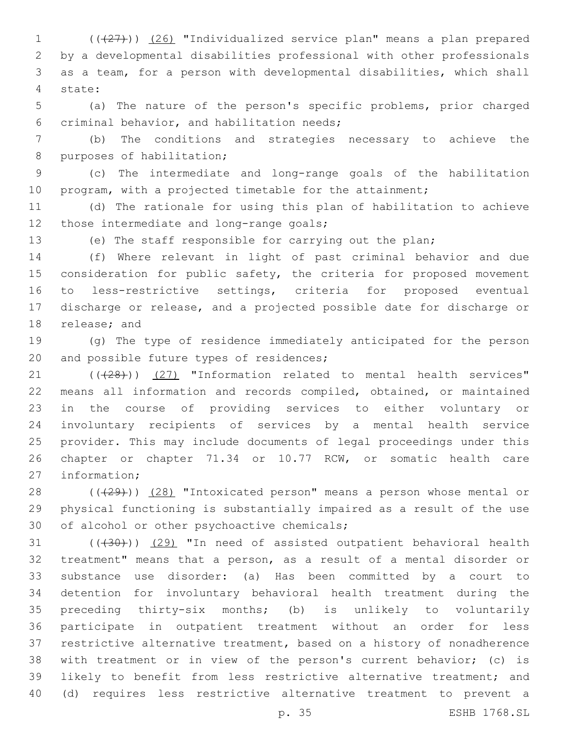(((27))) (26) "Individualized service plan" means a plan prepared by a developmental disabilities professional with other professionals as a team, for a person with developmental disabilities, which shall state:

(a) The nature of the person's specific problems, prior charged criminal behavior, and habilitation needs;

(b) The conditions and strategies necessary to achieve the purposes of habilitation;

(c) The intermediate and long-range goals of the habilitation program, with a projected timetable for the attainment;

(d) The rationale for using this plan of habilitation to achieve those intermediate and long-range goals;

(e) The staff responsible for carrying out the plan;

(f) Where relevant in light of past criminal behavior and due consideration for public safety, the criteria for proposed movement to less-restrictive settings, criteria for proposed eventual discharge or release, and a projected possible date for discharge or release; and

(g) The type of residence immediately anticipated for the person and possible future types of residences;

(((28))) (27) "Information related to mental health services" means all information and records compiled, obtained, or maintained in the course of providing services to either voluntary or involuntary recipients of services by a mental health service provider. This may include documents of legal proceedings under this chapter or chapter 71.34 or 10.77 RCW, or somatic health care information;

(((29))) (28) "Intoxicated person" means a person whose mental or physical functioning is substantially impaired as a result of the use of alcohol or other psychoactive chemicals;

(((30))) (29) "In need of assisted outpatient behavioral health treatment" means that a person, as a result of a mental disorder or substance use disorder: (a) Has been committed by a court to detention for involuntary behavioral health treatment during the preceding thirty-six months; (b) is unlikely to voluntarily participate in outpatient treatment without an order for less restrictive alternative treatment, based on a history of nonadherence with treatment or in view of the person's current behavior; (c) is likely to benefit from less restrictive alternative treatment; and (d) requires less restrictive alternative treatment to prevent a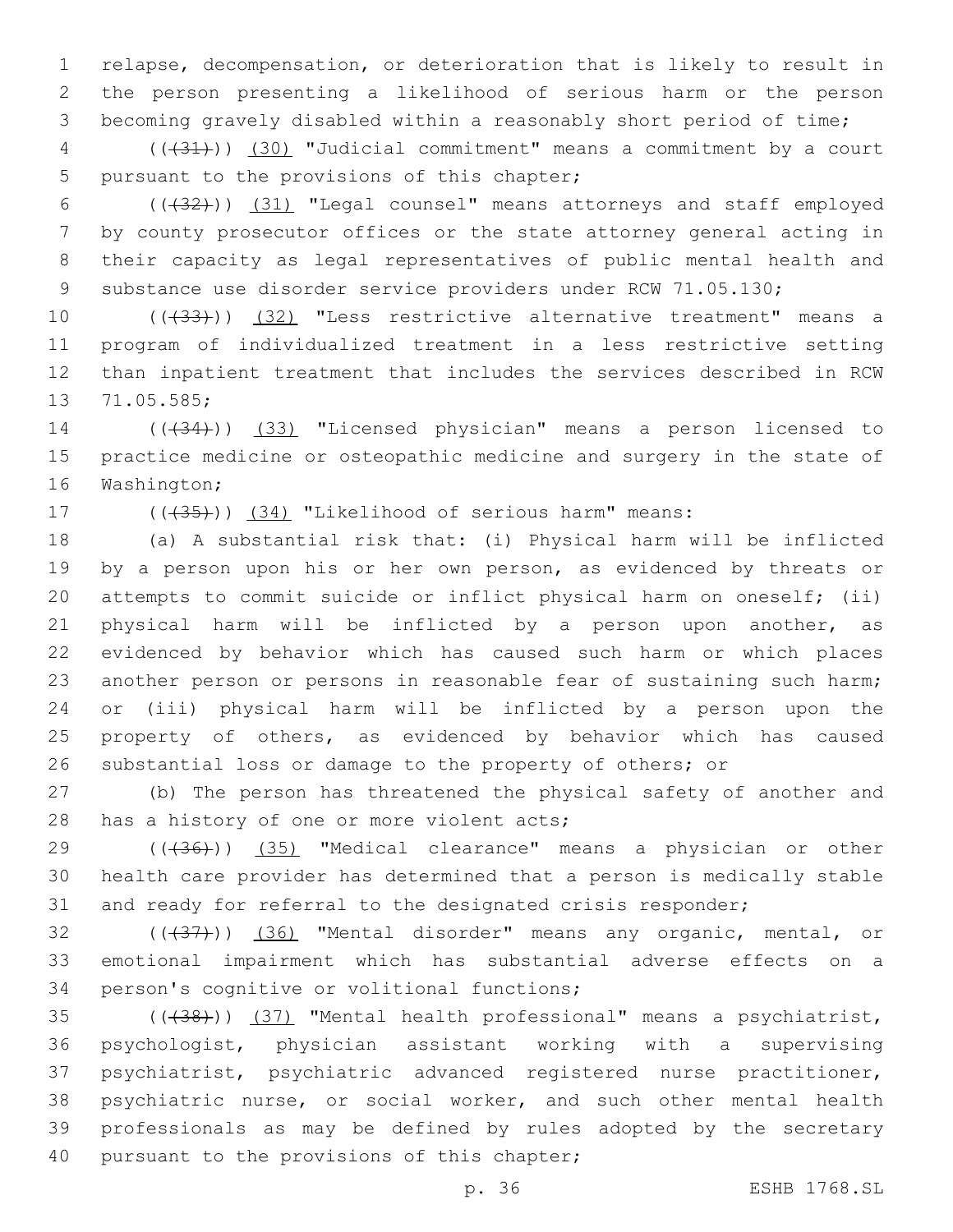relapse, decompensation, or deterioration that is likely to result in the person presenting a likelihood of serious harm or the person becoming gravely disabled within a reasonably short period of time;

((~~(31)~~)) (30) "Judicial commitment" means a commitment by a court pursuant to the provisions of this chapter;

((~~(32)~~)) (31) "Legal counsel" means attorneys and staff employed by county prosecutor offices or the state attorney general acting in their capacity as legal representatives of public mental health and substance use disorder service providers under RCW 71.05.130;

((~~(33)~~)) (32) "Less restrictive alternative treatment" means a program of individualized treatment in a less restrictive setting than inpatient treatment that includes the services described in RCW 71.05.585;

((~~(34)~~)) (33) "Licensed physician" means a person licensed to practice medicine or osteopathic medicine and surgery in the state of Washington;

((~~(35)~~)) (34) "Likelihood of serious harm" means:

(a) A substantial risk that: (i) Physical harm will be inflicted by a person upon his or her own person, as evidenced by threats or attempts to commit suicide or inflict physical harm on oneself; (ii) physical harm will be inflicted by a person upon another, as evidenced by behavior which has caused such harm or which places another person or persons in reasonable fear of sustaining such harm; or (iii) physical harm will be inflicted by a person upon the property of others, as evidenced by behavior which has caused substantial loss or damage to the property of others; or

(b) The person has threatened the physical safety of another and has a history of one or more violent acts;

((~~(36)~~)) (35) "Medical clearance" means a physician or other health care provider has determined that a person is medically stable and ready for referral to the designated crisis responder;

((~~(37)~~)) (36) "Mental disorder" means any organic, mental, or emotional impairment which has substantial adverse effects on a person's cognitive or volitional functions;

((~~(38)~~)) (37) "Mental health professional" means a psychiatrist, psychologist, physician assistant working with a supervising psychiatrist, psychiatric advanced registered nurse practitioner, psychiatric nurse, or social worker, and such other mental health professionals as may be defined by rules adopted by the secretary pursuant to the provisions of this chapter;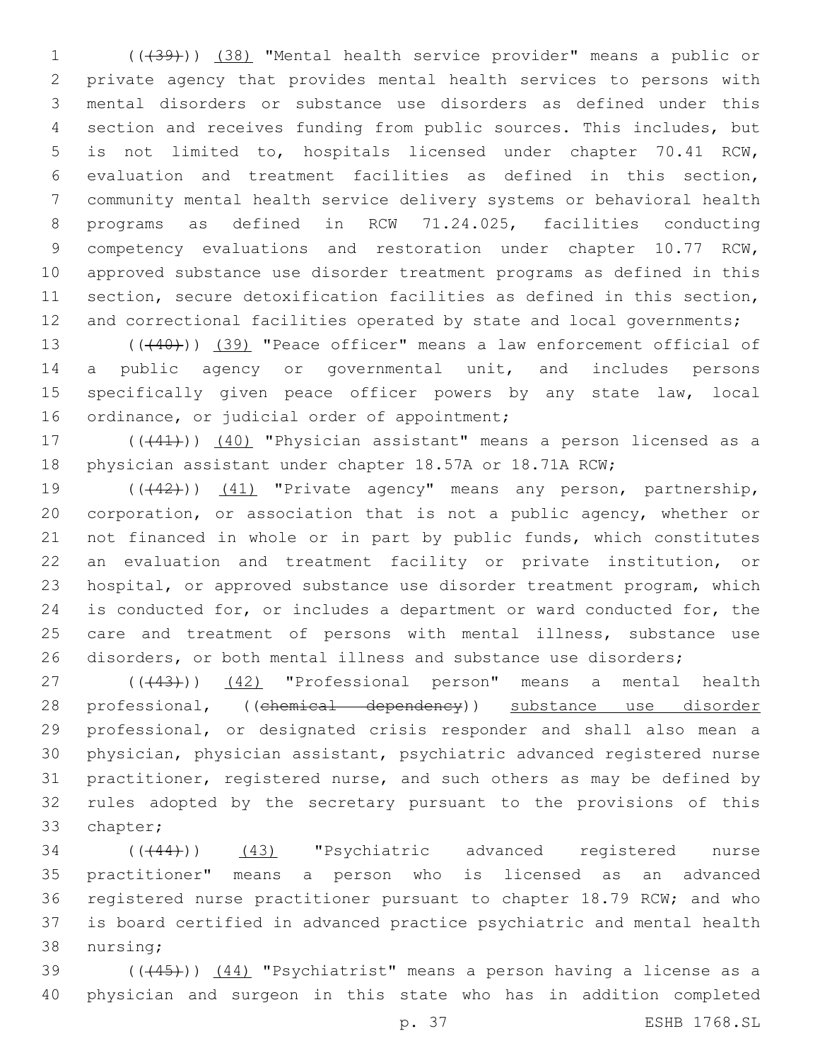(((39))) (38) "Mental health service provider" means a public or private agency that provides mental health services to persons with mental disorders or substance use disorders as defined under this section and receives funding from public sources. This includes, but is not limited to, hospitals licensed under chapter 70.41 RCW, evaluation and treatment facilities as defined in this section, community mental health service delivery systems or behavioral health programs as defined in RCW 71.24.025, facilities conducting competency evaluations and restoration under chapter 10.77 RCW, approved substance use disorder treatment programs as defined in this section, secure detoxification facilities as defined in this section, and correctional facilities operated by state and local governments;

(((40))) (39) "Peace officer" means a law enforcement official of a public agency or governmental unit, and includes persons specifically given peace officer powers by any state law, local ordinance, or judicial order of appointment;

(((41))) (40) "Physician assistant" means a person licensed as a physician assistant under chapter 18.57A or 18.71A RCW;

(((42))) (41) "Private agency" means any person, partnership, corporation, or association that is not a public agency, whether or not financed in whole or in part by public funds, which constitutes an evaluation and treatment facility or private institution, or hospital, or approved substance use disorder treatment program, which is conducted for, or includes a department or ward conducted for, the care and treatment of persons with mental illness, substance use disorders, or both mental illness and substance use disorders;

(((43))) (42) "Professional person" means a mental health professional, ((~~chemical dependency~~)) substance use disorder professional, or designated crisis responder and shall also mean a physician, physician assistant, psychiatric advanced registered nurse practitioner, registered nurse, and such others as may be defined by rules adopted by the secretary pursuant to the provisions of this chapter;

(((44))) (43) "Psychiatric advanced registered nurse practitioner" means a person who is licensed as an advanced registered nurse practitioner pursuant to chapter 18.79 RCW; and who is board certified in advanced practice psychiatric and mental health nursing;

(((45))) (44) "Psychiatrist" means a person having a license as a physician and surgeon in this state who has in addition completed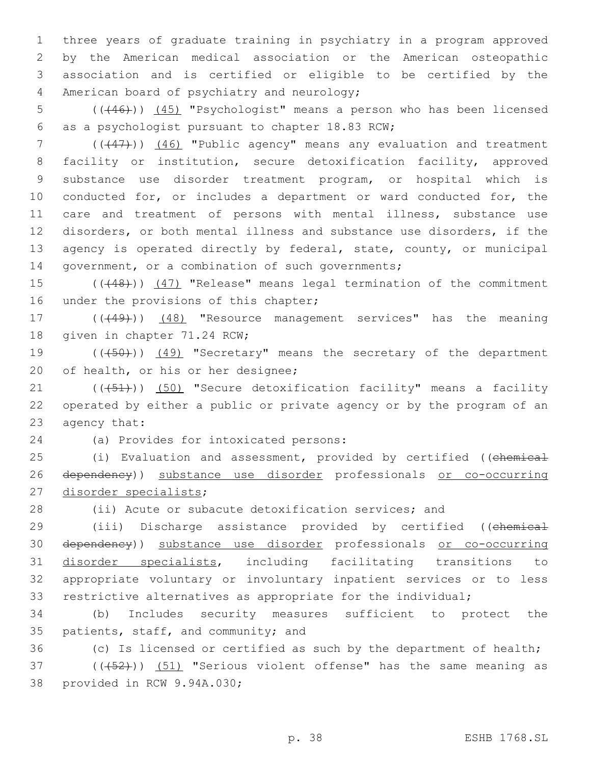three years of graduate training in psychiatry in a program approved by the American medical association or the American osteopathic association and is certified or eligible to be certified by the American board of psychiatry and neurology;

(((46))) (45) "Psychologist" means a person who has been licensed as a psychologist pursuant to chapter 18.83 RCW;

(((47))) (46) "Public agency" means any evaluation and treatment facility or institution, secure detoxification facility, approved substance use disorder treatment program, or hospital which is conducted for, or includes a department or ward conducted for, the care and treatment of persons with mental illness, substance use disorders, or both mental illness and substance use disorders, if the agency is operated directly by federal, state, county, or municipal government, or a combination of such governments;

(((48))) (47) "Release" means legal termination of the commitment under the provisions of this chapter;

(((49))) (48) "Resource management services" has the meaning given in chapter 71.24 RCW;

(((50))) (49) "Secretary" means the secretary of the department of health, or his or her designee;

(((51))) (50) "Secure detoxification facility" means a facility operated by either a public or private agency or by the program of an agency that:

(a) Provides for intoxicated persons:

(i) Evaluation and assessment, provided by certified ((chemical dependency)) substance use disorder professionals or co-occurring disorder specialists;

(ii) Acute or subacute detoxification services; and

(iii) Discharge assistance provided by certified ((chemical dependency)) substance use disorder professionals or co-occurring disorder specialists, including facilitating transitions to appropriate voluntary or involuntary inpatient services or to less restrictive alternatives as appropriate for the individual;

(b) Includes security measures sufficient to protect the patients, staff, and community; and

(c) Is licensed or certified as such by the department of health;

(((52))) (51) "Serious violent offense" has the same meaning as provided in RCW 9.94A.030;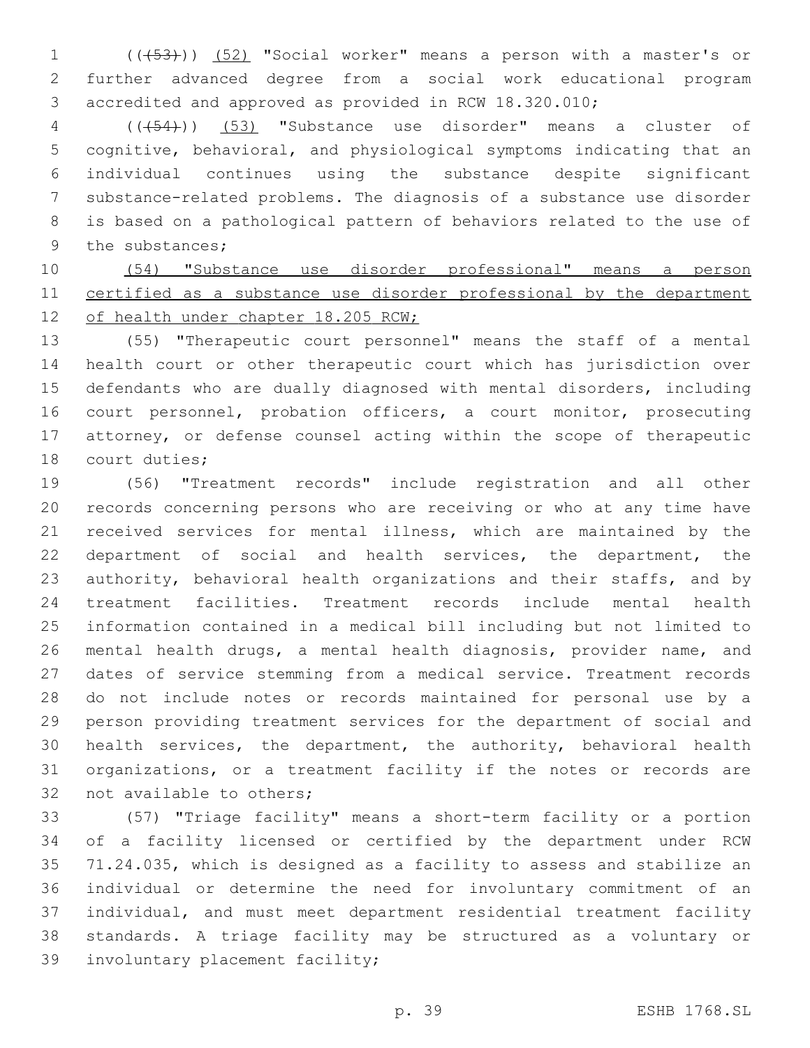(((53))) (52) "Social worker" means a person with a master's or further advanced degree from a social work educational program accredited and approved as provided in RCW 18.320.010;

(((54))) (53) "Substance use disorder" means a cluster of cognitive, behavioral, and physiological symptoms indicating that an individual continues using the substance despite significant substance-related problems. The diagnosis of a substance use disorder is based on a pathological pattern of behaviors related to the use of the substances;

(54) "Substance use disorder professional" means a person certified as a substance use disorder professional by the department of health under chapter 18.205 RCW;

(55) "Therapeutic court personnel" means the staff of a mental health court or other therapeutic court which has jurisdiction over defendants who are dually diagnosed with mental disorders, including court personnel, probation officers, a court monitor, prosecuting attorney, or defense counsel acting within the scope of therapeutic court duties;

(56) "Treatment records" include registration and all other records concerning persons who are receiving or who at any time have received services for mental illness, which are maintained by the department of social and health services, the department, the authority, behavioral health organizations and their staffs, and by treatment facilities. Treatment records include mental health information contained in a medical bill including but not limited to mental health drugs, a mental health diagnosis, provider name, and dates of service stemming from a medical service. Treatment records do not include notes or records maintained for personal use by a person providing treatment services for the department of social and health services, the department, the authority, behavioral health organizations, or a treatment facility if the notes or records are not available to others;

(57) "Triage facility" means a short-term facility or a portion of a facility licensed or certified by the department under RCW 71.24.035, which is designed as a facility to assess and stabilize an individual or determine the need for involuntary commitment of an individual, and must meet department residential treatment facility standards. A triage facility may be structured as a voluntary or involuntary placement facility;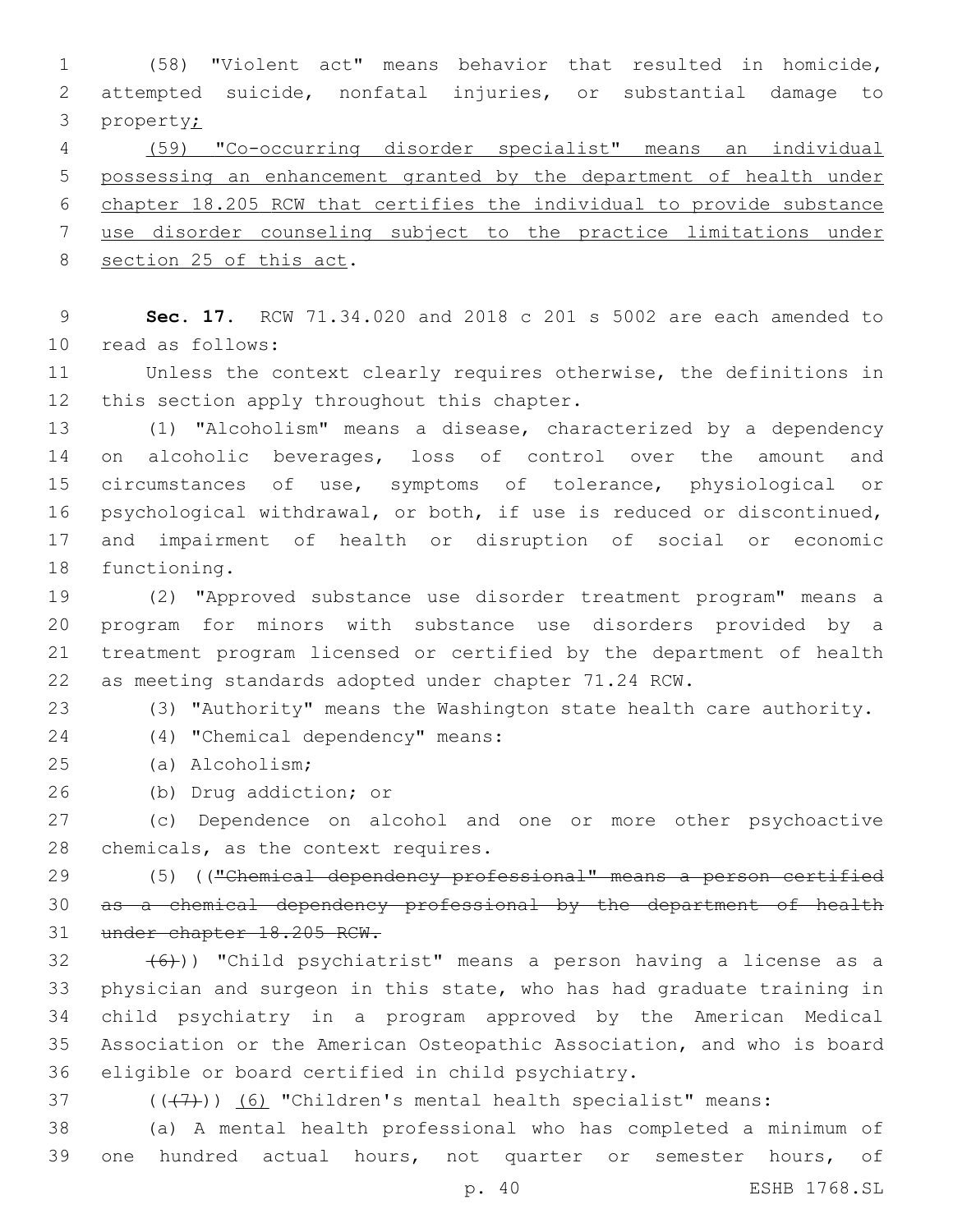(58) "Violent act" means behavior that resulted in homicide, attempted suicide, nonfatal injuries, or substantial damage to property;

(59) "Co-occurring disorder specialist" means an individual possessing an enhancement granted by the department of health under chapter 18.205 RCW that certifies the individual to provide substance use disorder counseling subject to the practice limitations under section 25 of this act.

**Sec. 17.** RCW 71.34.020 and 2018 c 201 s 5002 are each amended to read as follows:

Unless the context clearly requires otherwise, the definitions in this section apply throughout this chapter.

(1) "Alcoholism" means a disease, characterized by a dependency on alcoholic beverages, loss of control over the amount and circumstances of use, symptoms of tolerance, physiological or psychological withdrawal, or both, if use is reduced or discontinued, and impairment of health or disruption of social or economic functioning.

(2) "Approved substance use disorder treatment program" means a program for minors with substance use disorders provided by a treatment program licensed or certified by the department of health as meeting standards adopted under chapter 71.24 RCW.

(3) "Authority" means the Washington state health care authority.

(4) "Chemical dependency" means:

(a) Alcoholism;

(b) Drug addiction; or

(c) Dependence on alcohol and one or more other psychoactive chemicals, as the context requires.

(5) (("Chemical dependency professional" means a person certified as a chemical dependency professional by the department of health under chapter 18.205 RCW.

(6))) "Child psychiatrist" means a person having a license as a physician and surgeon in this state, who has had graduate training in child psychiatry in a program approved by the American Medical Association or the American Osteopathic Association, and who is board eligible or board certified in child psychiatry.

(((7))) (6) "Children's mental health specialist" means:

(a) A mental health professional who has completed a minimum of one hundred actual hours, not quarter or semester hours, of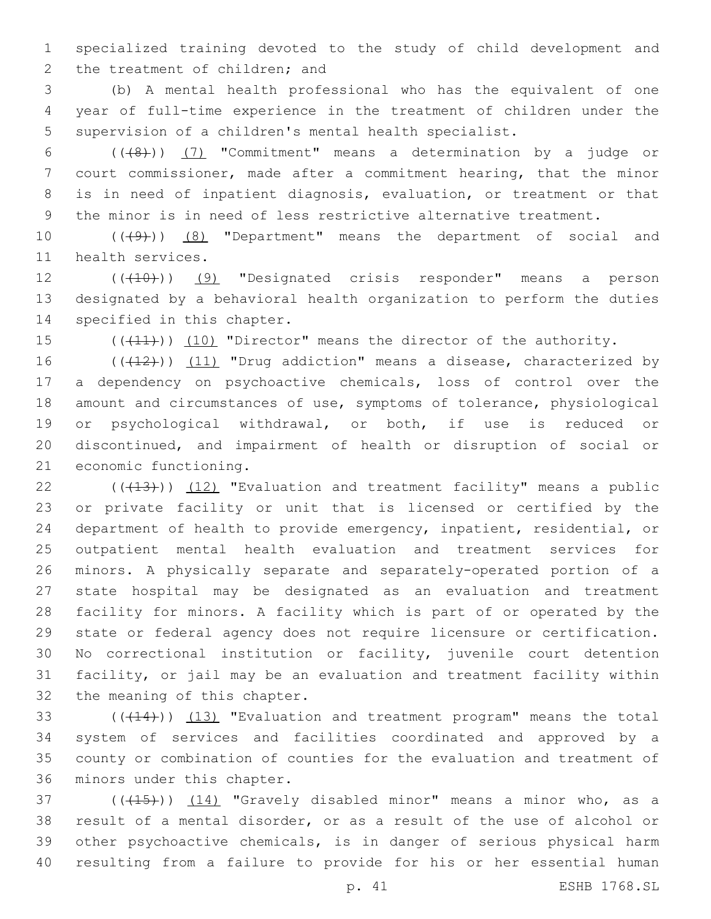specialized training devoted to the study of child development and the treatment of children; and

(b) A mental health professional who has the equivalent of one year of full-time experience in the treatment of children under the supervision of a children's mental health specialist.

(((8))) (7) "Commitment" means a determination by a judge or court commissioner, made after a commitment hearing, that the minor is in need of inpatient diagnosis, evaluation, or treatment or that the minor is in need of less restrictive alternative treatment.

(((9))) (8) "Department" means the department of social and health services.

(((10))) (9) "Designated crisis responder" means a person designated by a behavioral health organization to perform the duties specified in this chapter.

(((11))) (10) "Director" means the director of the authority.

(((12))) (11) "Drug addiction" means a disease, characterized by a dependency on psychoactive chemicals, loss of control over the amount and circumstances of use, symptoms of tolerance, physiological or psychological withdrawal, or both, if use is reduced or discontinued, and impairment of health or disruption of social or economic functioning.

(((13))) (12) "Evaluation and treatment facility" means a public or private facility or unit that is licensed or certified by the department of health to provide emergency, inpatient, residential, or outpatient mental health evaluation and treatment services for minors. A physically separate and separately-operated portion of a state hospital may be designated as an evaluation and treatment facility for minors. A facility which is part of or operated by the state or federal agency does not require licensure or certification. No correctional institution or facility, juvenile court detention facility, or jail may be an evaluation and treatment facility within the meaning of this chapter.

(((14))) (13) "Evaluation and treatment program" means the total system of services and facilities coordinated and approved by a county or combination of counties for the evaluation and treatment of minors under this chapter.

(((15))) (14) "Gravely disabled minor" means a minor who, as a result of a mental disorder, or as a result of the use of alcohol or other psychoactive chemicals, is in danger of serious physical harm resulting from a failure to provide for his or her essential human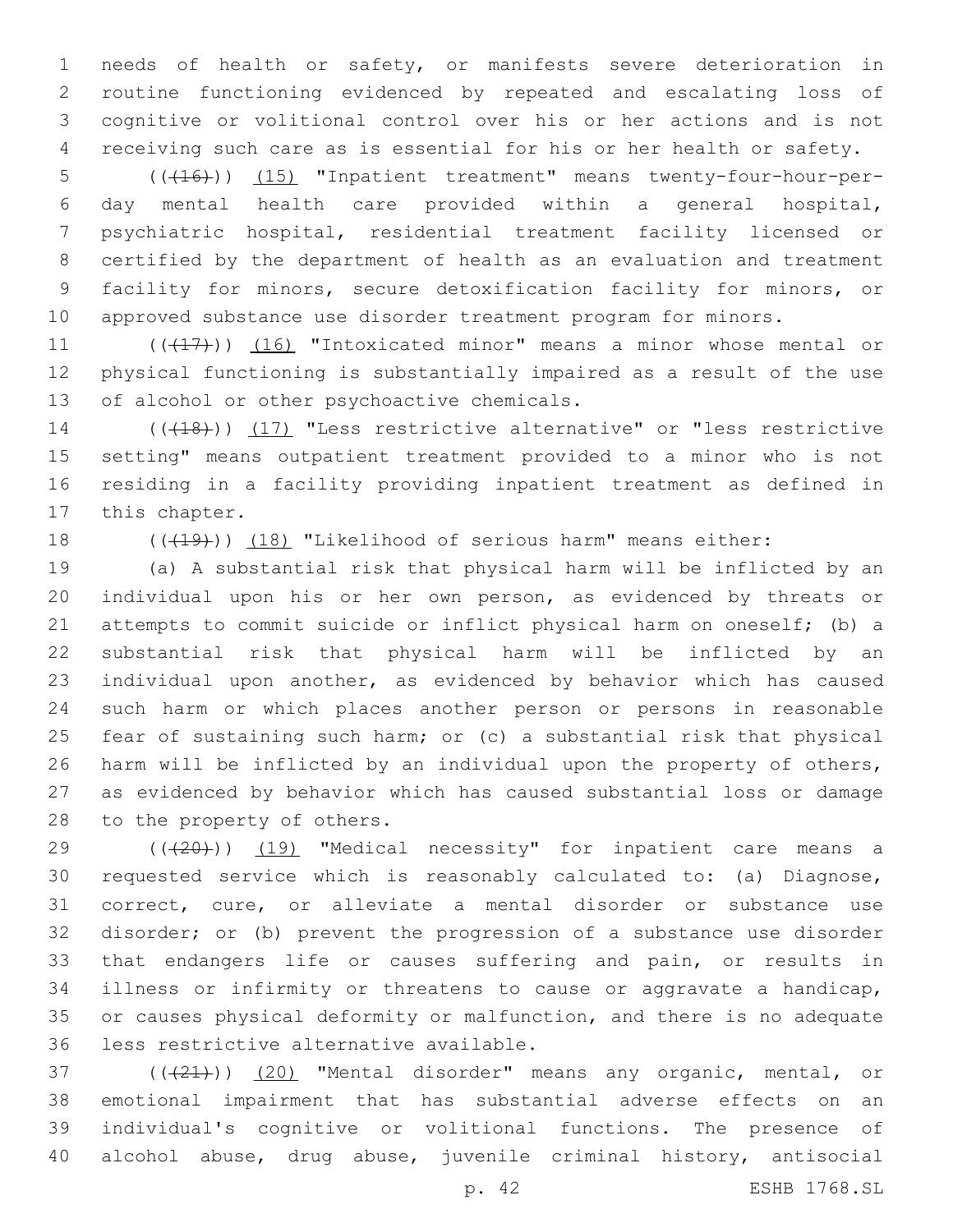needs of health or safety, or manifests severe deterioration in routine functioning evidenced by repeated and escalating loss of cognitive or volitional control over his or her actions and is not receiving such care as is essential for his or her health or safety.

((~~(16)~~)) (15) "Inpatient treatment" means twenty-four-hour-per-day mental health care provided within a general hospital, psychiatric hospital, residential treatment facility licensed or certified by the department of health as an evaluation and treatment facility for minors, secure detoxification facility for minors, or approved substance use disorder treatment program for minors.

((~~(17)~~)) (16) "Intoxicated minor" means a minor whose mental or physical functioning is substantially impaired as a result of the use of alcohol or other psychoactive chemicals.

((~~(18)~~)) (17) "Less restrictive alternative" or "less restrictive setting" means outpatient treatment provided to a minor who is not residing in a facility providing inpatient treatment as defined in this chapter.

((~~(19)~~)) (18) "Likelihood of serious harm" means either:

(a) A substantial risk that physical harm will be inflicted by an individual upon his or her own person, as evidenced by threats or attempts to commit suicide or inflict physical harm on oneself; (b) a substantial risk that physical harm will be inflicted by an individual upon another, as evidenced by behavior which has caused such harm or which places another person or persons in reasonable fear of sustaining such harm; or (c) a substantial risk that physical harm will be inflicted by an individual upon the property of others, as evidenced by behavior which has caused substantial loss or damage to the property of others.

((~~(20)~~)) (19) "Medical necessity" for inpatient care means a requested service which is reasonably calculated to: (a) Diagnose, correct, cure, or alleviate a mental disorder or substance use disorder; or (b) prevent the progression of a substance use disorder that endangers life or causes suffering and pain, or results in illness or infirmity or threatens to cause or aggravate a handicap, or causes physical deformity or malfunction, and there is no adequate less restrictive alternative available.

((~~(21)~~)) (20) "Mental disorder" means any organic, mental, or emotional impairment that has substantial adverse effects on an individual's cognitive or volitional functions. The presence of alcohol abuse, drug abuse, juvenile criminal history, antisocial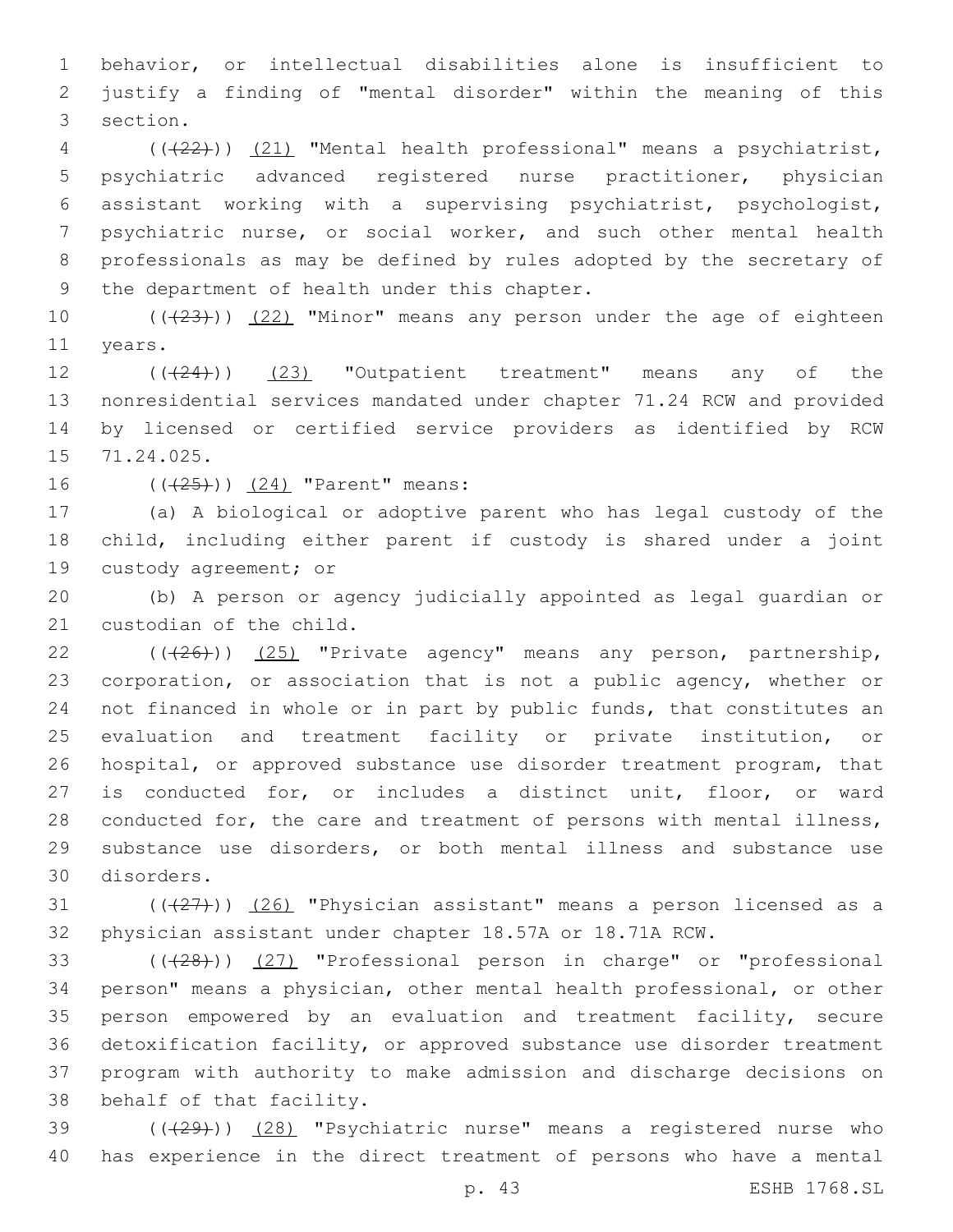behavior, or intellectual disabilities alone is insufficient to justify a finding of "mental disorder" within the meaning of this section.

(((22))) (21) "Mental health professional" means a psychiatrist, psychiatric advanced registered nurse practitioner, physician assistant working with a supervising psychiatrist, psychologist, psychiatric nurse, or social worker, and such other mental health professionals as may be defined by rules adopted by the secretary of the department of health under this chapter.

(((23))) (22) "Minor" means any person under the age of eighteen years.

(((24))) (23) "Outpatient treatment" means any of the nonresidential services mandated under chapter 71.24 RCW and provided by licensed or certified service providers as identified by RCW 71.24.025.

(((25))) (24) "Parent" means:

(a) A biological or adoptive parent who has legal custody of the child, including either parent if custody is shared under a joint custody agreement; or

(b) A person or agency judicially appointed as legal guardian or custodian of the child.

(((26))) (25) "Private agency" means any person, partnership, corporation, or association that is not a public agency, whether or not financed in whole or in part by public funds, that constitutes an evaluation and treatment facility or private institution, or hospital, or approved substance use disorder treatment program, that is conducted for, or includes a distinct unit, floor, or ward conducted for, the care and treatment of persons with mental illness, substance use disorders, or both mental illness and substance use disorders.

(((27))) (26) "Physician assistant" means a person licensed as a physician assistant under chapter 18.57A or 18.71A RCW.

(((28))) (27) "Professional person in charge" or "professional person" means a physician, other mental health professional, or other person empowered by an evaluation and treatment facility, secure detoxification facility, or approved substance use disorder treatment program with authority to make admission and discharge decisions on behalf of that facility.

(((29))) (28) "Psychiatric nurse" means a registered nurse who has experience in the direct treatment of persons who have a mental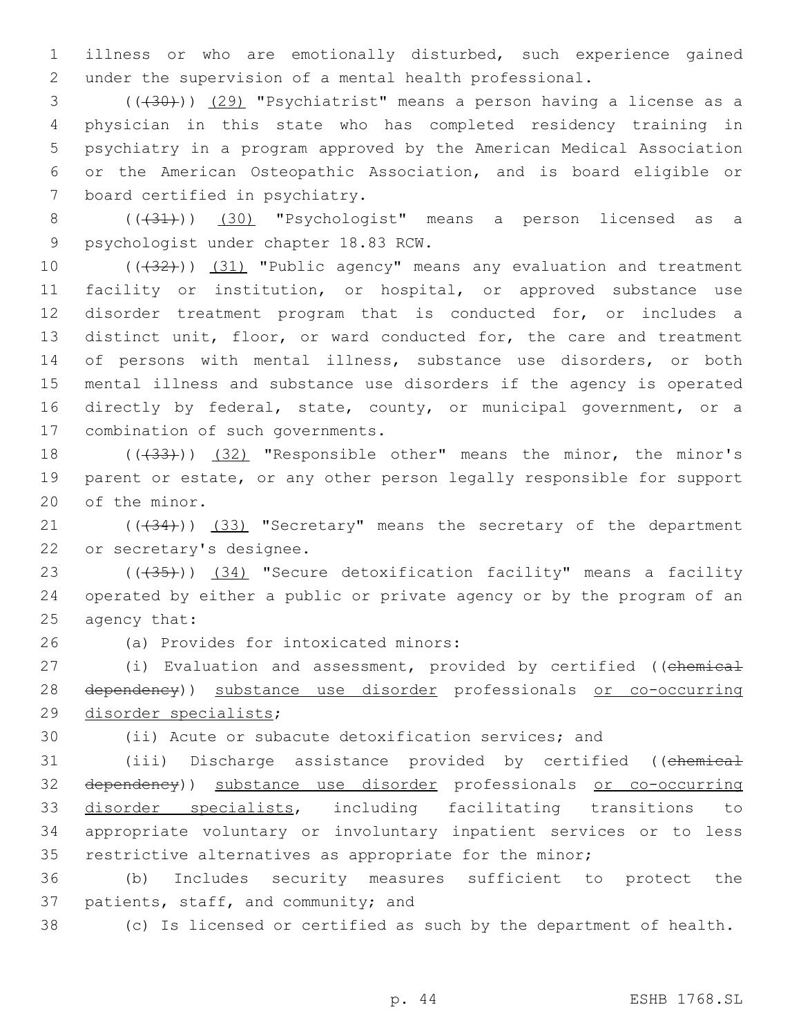illness or who are emotionally disturbed, such experience gained under the supervision of a mental health professional.

(((30))) (29) "Psychiatrist" means a person having a license as a physician in this state who has completed residency training in psychiatry in a program approved by the American Medical Association or the American Osteopathic Association, and is board eligible or board certified in psychiatry.

(((31))) (30) "Psychologist" means a person licensed as a psychologist under chapter 18.83 RCW.

(((32))) (31) "Public agency" means any evaluation and treatment facility or institution, or hospital, or approved substance use disorder treatment program that is conducted for, or includes a distinct unit, floor, or ward conducted for, the care and treatment of persons with mental illness, substance use disorders, or both mental illness and substance use disorders if the agency is operated directly by federal, state, county, or municipal government, or a combination of such governments.

(((33))) (32) "Responsible other" means the minor, the minor's parent or estate, or any other person legally responsible for support of the minor.

(((34))) (33) "Secretary" means the secretary of the department or secretary's designee.

(((35))) (34) "Secure detoxification facility" means a facility operated by either a public or private agency or by the program of an agency that:

(a) Provides for intoxicated minors:

(i) Evaluation and assessment, provided by certified ((~~chemical dependency~~)) substance use disorder professionals or co-occurring disorder specialists;

(ii) Acute or subacute detoxification services; and

(iii) Discharge assistance provided by certified ((~~chemical dependency~~)) substance use disorder professionals or co-occurring disorder specialists, including facilitating transitions to appropriate voluntary or involuntary inpatient services or to less restrictive alternatives as appropriate for the minor;

(b) Includes security measures sufficient to protect the patients, staff, and community; and

(c) Is licensed or certified as such by the department of health.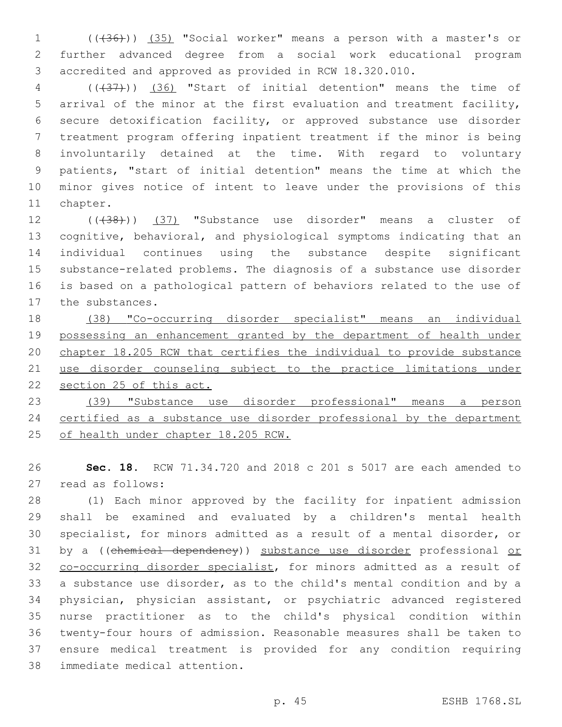((~~(36)~~)) <u>(35)</u> "Social worker" means a person with a master's or further advanced degree from a social work educational program accredited and approved as provided in RCW 18.320.010.

((~~(37)~~)) <u>(36)</u> "Start of initial detention" means the time of arrival of the minor at the first evaluation and treatment facility, secure detoxification facility, or approved substance use disorder treatment program offering inpatient treatment if the minor is being involuntarily detained at the time. With regard to voluntary patients, "start of initial detention" means the time at which the minor gives notice of intent to leave under the provisions of this chapter.

((~~(38)~~)) <u>(37)</u> "Substance use disorder" means a cluster of cognitive, behavioral, and physiological symptoms indicating that an individual continues using the substance despite significant substance-related problems. The diagnosis of a substance use disorder is based on a pathological pattern of behaviors related to the use of the substances.

<u>(38) "Co-occurring disorder specialist" means an individual possessing an enhancement granted by the department of health under chapter 18.205 RCW that certifies the individual to provide substance use disorder counseling subject to the practice limitations under section 25 of this act.</u>

<u>(39) "Substance use disorder professional" means a person certified as a substance use disorder professional by the department of health under chapter 18.205 RCW.</u>

**Sec. 18.** RCW 71.34.720 and 2018 c 201 s 5017 are each amended to read as follows:

(1) Each minor approved by the facility for inpatient admission shall be examined and evaluated by a children's mental health specialist, for minors admitted as a result of a mental disorder, or by a ((~~chemical dependency~~)) <u>substance use disorder</u> professional <u>or co-occurring disorder specialist</u>, for minors admitted as a result of a substance use disorder, as to the child's mental condition and by a physician, physician assistant, or psychiatric advanced registered nurse practitioner as to the child's physical condition within twenty-four hours of admission. Reasonable measures shall be taken to ensure medical treatment is provided for any condition requiring immediate medical attention.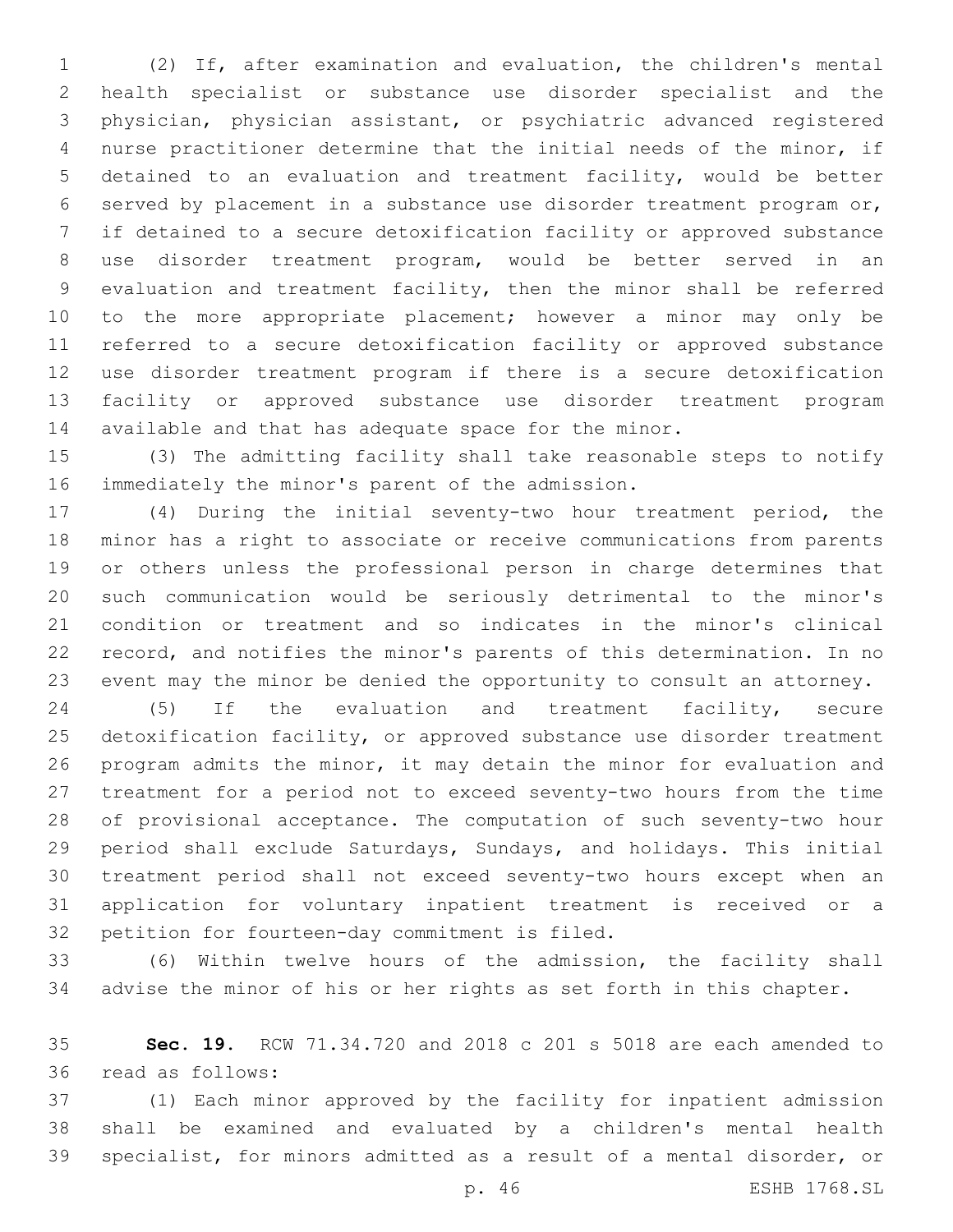(2) If, after examination and evaluation, the children's mental health specialist or substance use disorder specialist and the physician, physician assistant, or psychiatric advanced registered nurse practitioner determine that the initial needs of the minor, if detained to an evaluation and treatment facility, would be better served by placement in a substance use disorder treatment program or, if detained to a secure detoxification facility or approved substance use disorder treatment program, would be better served in an evaluation and treatment facility, then the minor shall be referred to the more appropriate placement; however a minor may only be referred to a secure detoxification facility or approved substance use disorder treatment program if there is a secure detoxification facility or approved substance use disorder treatment program available and that has adequate space for the minor.

(3) The admitting facility shall take reasonable steps to notify immediately the minor's parent of the admission.

(4) During the initial seventy-two hour treatment period, the minor has a right to associate or receive communications from parents or others unless the professional person in charge determines that such communication would be seriously detrimental to the minor's condition or treatment and so indicates in the minor's clinical record, and notifies the minor's parents of this determination. In no event may the minor be denied the opportunity to consult an attorney.

(5) If the evaluation and treatment facility, secure detoxification facility, or approved substance use disorder treatment program admits the minor, it may detain the minor for evaluation and treatment for a period not to exceed seventy-two hours from the time of provisional acceptance. The computation of such seventy-two hour period shall exclude Saturdays, Sundays, and holidays. This initial treatment period shall not exceed seventy-two hours except when an application for voluntary inpatient treatment is received or a petition for fourteen-day commitment is filed.

(6) Within twelve hours of the admission, the facility shall advise the minor of his or her rights as set forth in this chapter.

**Sec. 19.** RCW 71.34.720 and 2018 c 201 s 5018 are each amended to read as follows:

(1) Each minor approved by the facility for inpatient admission shall be examined and evaluated by a children's mental health specialist, for minors admitted as a result of a mental disorder, or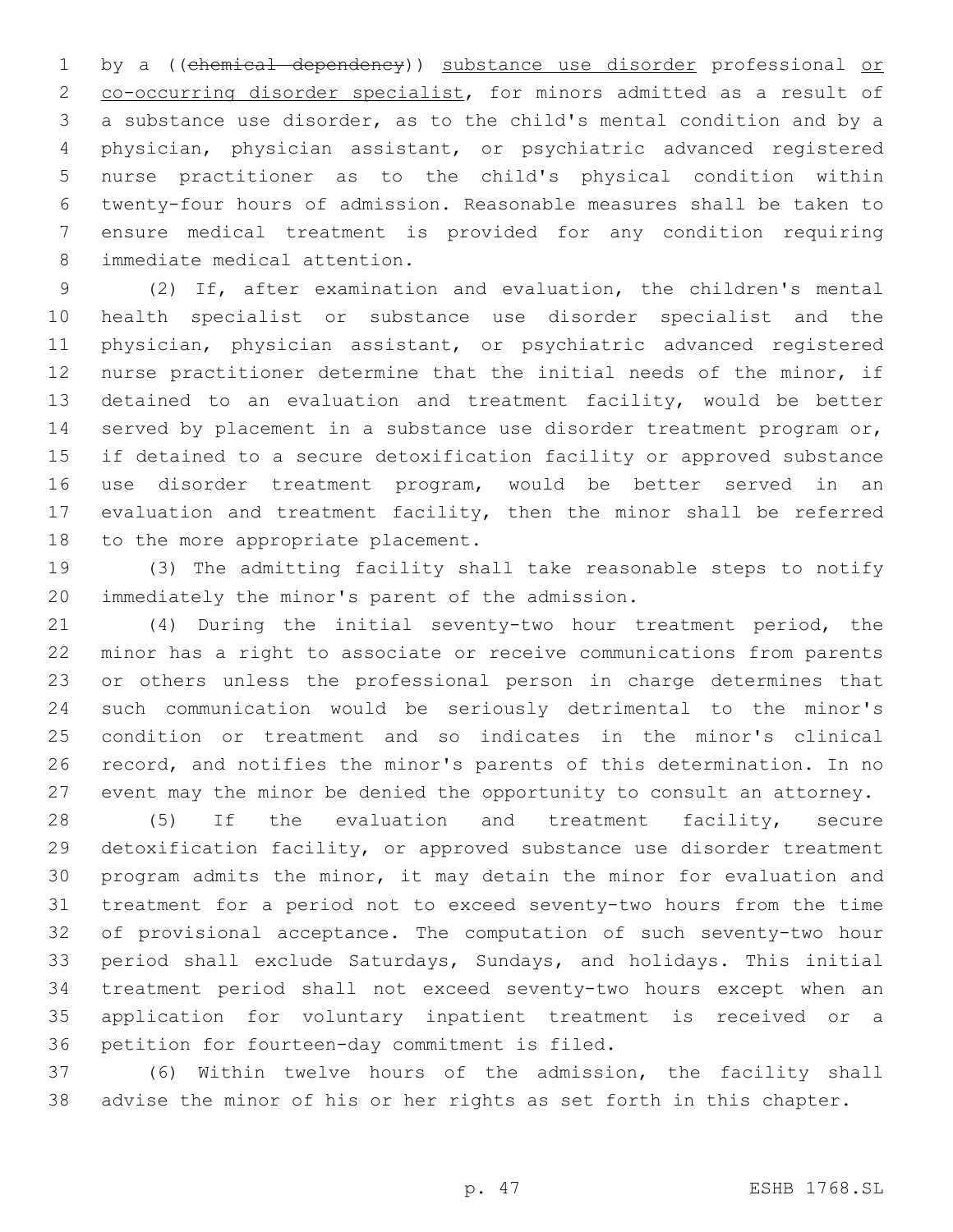by a ((~~chemical dependency~~)) <u>substance use disorder</u> professional <u>or co-occurring disorder specialist</u>, for minors admitted as a result of a substance use disorder, as to the child's mental condition and by a physician, physician assistant, or psychiatric advanced registered nurse practitioner as to the child's physical condition within twenty-four hours of admission. Reasonable measures shall be taken to ensure medical treatment is provided for any condition requiring immediate medical attention.

(2) If, after examination and evaluation, the children's mental health specialist or substance use disorder specialist and the physician, physician assistant, or psychiatric advanced registered nurse practitioner determine that the initial needs of the minor, if detained to an evaluation and treatment facility, would be better served by placement in a substance use disorder treatment program or, if detained to a secure detoxification facility or approved substance use disorder treatment program, would be better served in an evaluation and treatment facility, then the minor shall be referred to the more appropriate placement.

(3) The admitting facility shall take reasonable steps to notify immediately the minor's parent of the admission.

(4) During the initial seventy-two hour treatment period, the minor has a right to associate or receive communications from parents or others unless the professional person in charge determines that such communication would be seriously detrimental to the minor's condition or treatment and so indicates in the minor's clinical record, and notifies the minor's parents of this determination. In no event may the minor be denied the opportunity to consult an attorney.

(5) If the evaluation and treatment facility, secure detoxification facility, or approved substance use disorder treatment program admits the minor, it may detain the minor for evaluation and treatment for a period not to exceed seventy-two hours from the time of provisional acceptance. The computation of such seventy-two hour period shall exclude Saturdays, Sundays, and holidays. This initial treatment period shall not exceed seventy-two hours except when an application for voluntary inpatient treatment is received or a petition for fourteen-day commitment is filed.

(6) Within twelve hours of the admission, the facility shall advise the minor of his or her rights as set forth in this chapter.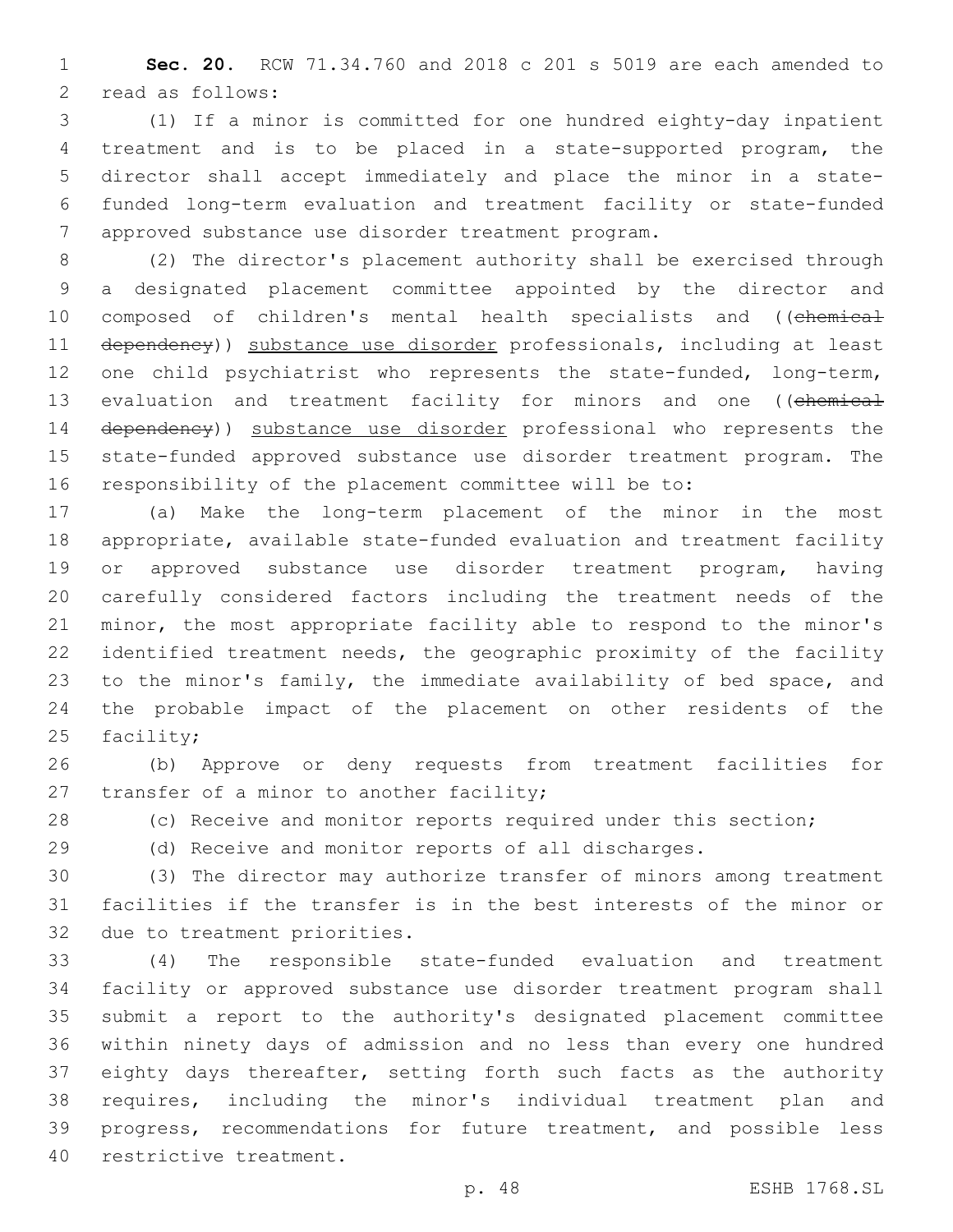**Sec. 20.** RCW 71.34.760 and 2018 c 201 s 5019 are each amended to read as follows:

(1) If a minor is committed for one hundred eighty-day inpatient treatment and is to be placed in a state-supported program, the director shall accept immediately and place the minor in a state-funded long-term evaluation and treatment facility or state-funded approved substance use disorder treatment program.

(2) The director's placement authority shall be exercised through a designated placement committee appointed by the director and composed of children's mental health specialists and ((~~chemical dependency~~)) substance use disorder professionals, including at least one child psychiatrist who represents the state-funded, long-term, evaluation and treatment facility for minors and one ((~~chemical dependency~~)) substance use disorder professional who represents the state-funded approved substance use disorder treatment program. The responsibility of the placement committee will be to:

(a) Make the long-term placement of the minor in the most appropriate, available state-funded evaluation and treatment facility or approved substance use disorder treatment program, having carefully considered factors including the treatment needs of the minor, the most appropriate facility able to respond to the minor's identified treatment needs, the geographic proximity of the facility to the minor's family, the immediate availability of bed space, and the probable impact of the placement on other residents of the facility;

(b) Approve or deny requests from treatment facilities for transfer of a minor to another facility;

(c) Receive and monitor reports required under this section;

(d) Receive and monitor reports of all discharges.

(3) The director may authorize transfer of minors among treatment facilities if the transfer is in the best interests of the minor or due to treatment priorities.

(4) The responsible state-funded evaluation and treatment facility or approved substance use disorder treatment program shall submit a report to the authority's designated placement committee within ninety days of admission and no less than every one hundred eighty days thereafter, setting forth such facts as the authority requires, including the minor's individual treatment plan and progress, recommendations for future treatment, and possible less restrictive treatment.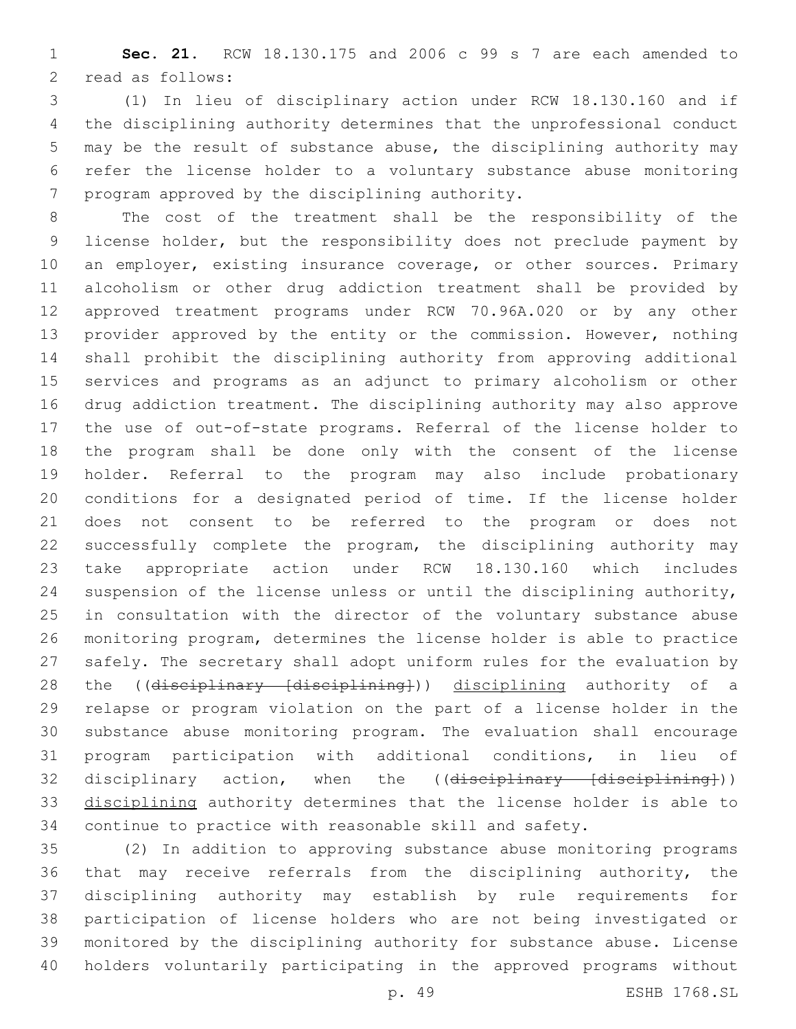**Sec. 21.** RCW 18.130.175 and 2006 c 99 s 7 are each amended to read as follows:

(1) In lieu of disciplinary action under RCW 18.130.160 and if the disciplining authority determines that the unprofessional conduct may be the result of substance abuse, the disciplining authority may refer the license holder to a voluntary substance abuse monitoring program approved by the disciplining authority.

The cost of the treatment shall be the responsibility of the license holder, but the responsibility does not preclude payment by an employer, existing insurance coverage, or other sources. Primary alcoholism or other drug addiction treatment shall be provided by approved treatment programs under RCW 70.96A.020 or by any other provider approved by the entity or the commission. However, nothing shall prohibit the disciplining authority from approving additional services and programs as an adjunct to primary alcoholism or other drug addiction treatment. The disciplining authority may also approve the use of out-of-state programs. Referral of the license holder to the program shall be done only with the consent of the license holder. Referral to the program may also include probationary conditions for a designated period of time. If the license holder does not consent to be referred to the program or does not successfully complete the program, the disciplining authority may take appropriate action under RCW 18.130.160 which includes suspension of the license unless or until the disciplining authority, in consultation with the director of the voluntary substance abuse monitoring program, determines the license holder is able to practice safely. The secretary shall adopt uniform rules for the evaluation by the ((~~disciplinary [disciplining]~~)) <u>disciplining</u> authority of a relapse or program violation on the part of a license holder in the substance abuse monitoring program. The evaluation shall encourage program participation with additional conditions, in lieu of disciplinary action, when the ((~~disciplinary [disciplining]~~)) <u>disciplining</u> authority determines that the license holder is able to continue to practice with reasonable skill and safety.

(2) In addition to approving substance abuse monitoring programs that may receive referrals from the disciplining authority, the disciplining authority may establish by rule requirements for participation of license holders who are not being investigated or monitored by the disciplining authority for substance abuse. License holders voluntarily participating in the approved programs without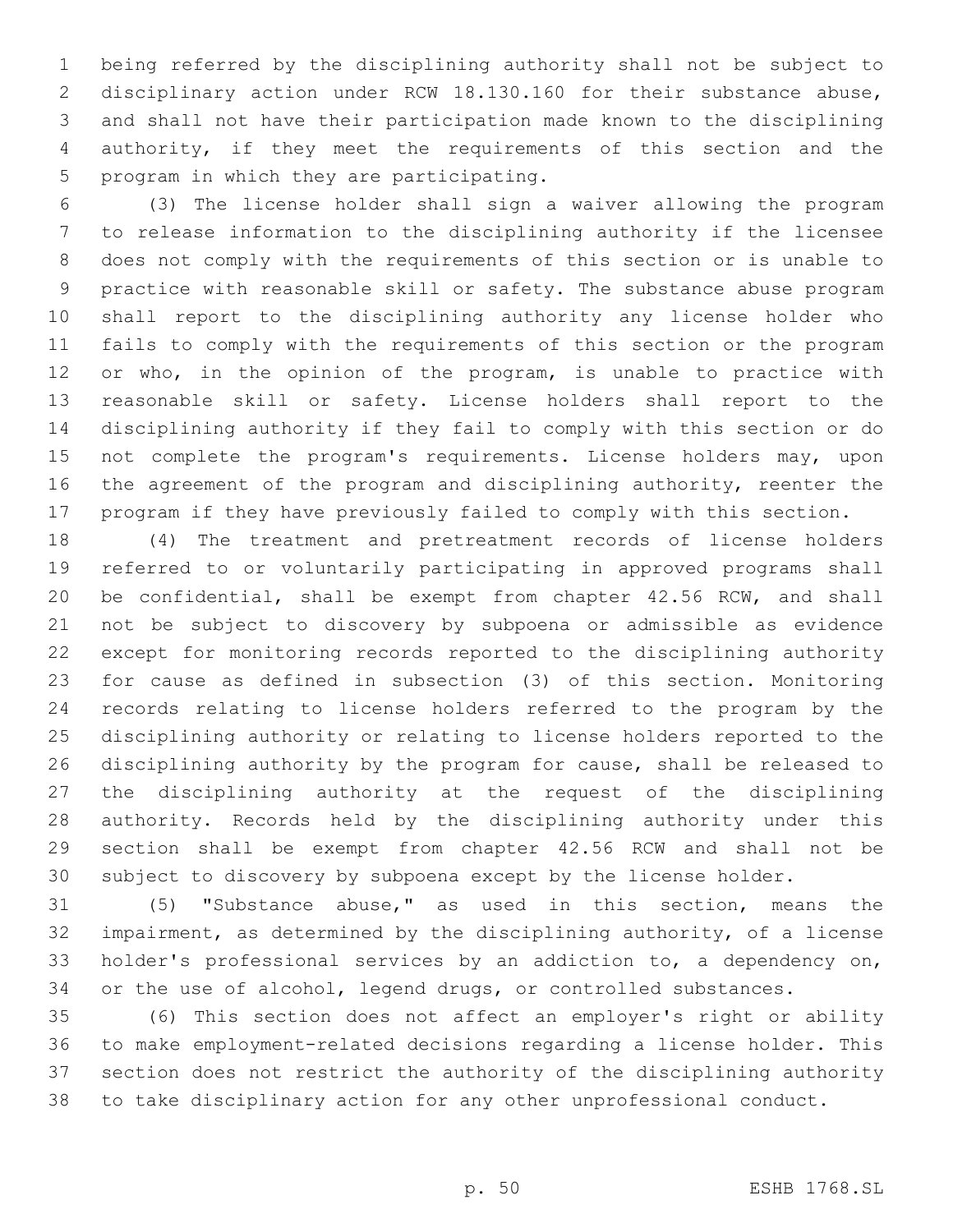being referred by the disciplining authority shall not be subject to disciplinary action under RCW 18.130.160 for their substance abuse, and shall not have their participation made known to the disciplining authority, if they meet the requirements of this section and the program in which they are participating.

(3) The license holder shall sign a waiver allowing the program to release information to the disciplining authority if the licensee does not comply with the requirements of this section or is unable to practice with reasonable skill or safety. The substance abuse program shall report to the disciplining authority any license holder who fails to comply with the requirements of this section or the program or who, in the opinion of the program, is unable to practice with reasonable skill or safety. License holders shall report to the disciplining authority if they fail to comply with this section or do not complete the program's requirements. License holders may, upon the agreement of the program and disciplining authority, reenter the program if they have previously failed to comply with this section.

(4) The treatment and pretreatment records of license holders referred to or voluntarily participating in approved programs shall be confidential, shall be exempt from chapter 42.56 RCW, and shall not be subject to discovery by subpoena or admissible as evidence except for monitoring records reported to the disciplining authority for cause as defined in subsection (3) of this section. Monitoring records relating to license holders referred to the program by the disciplining authority or relating to license holders reported to the disciplining authority by the program for cause, shall be released to the disciplining authority at the request of the disciplining authority. Records held by the disciplining authority under this section shall be exempt from chapter 42.56 RCW and shall not be subject to discovery by subpoena except by the license holder.

(5) "Substance abuse," as used in this section, means the impairment, as determined by the disciplining authority, of a license holder's professional services by an addiction to, a dependency on, or the use of alcohol, legend drugs, or controlled substances.

(6) This section does not affect an employer's right or ability to make employment-related decisions regarding a license holder. This section does not restrict the authority of the disciplining authority to take disciplinary action for any other unprofessional conduct.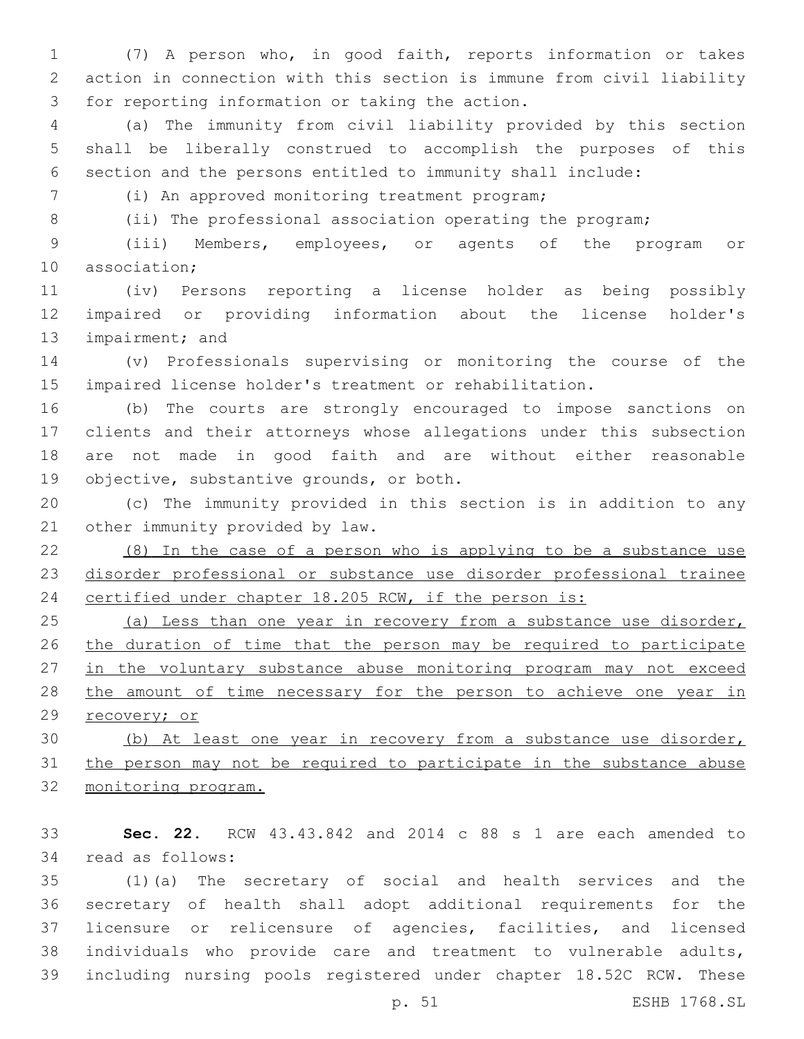(7) A person who, in good faith, reports information or takes action in connection with this section is immune from civil liability for reporting information or taking the action.

(a) The immunity from civil liability provided by this section shall be liberally construed to accomplish the purposes of this section and the persons entitled to immunity shall include:

(i) An approved monitoring treatment program;

(ii) The professional association operating the program;

(iii) Members, employees, or agents of the program or association;

(iv) Persons reporting a license holder as being possibly impaired or providing information about the license holder's impairment; and

(v) Professionals supervising or monitoring the course of the impaired license holder's treatment or rehabilitation.

(b) The courts are strongly encouraged to impose sanctions on clients and their attorneys whose allegations under this subsection are not made in good faith and are without either reasonable objective, substantive grounds, or both.

(c) The immunity provided in this section is in addition to any other immunity provided by law.

<u>(8) In the case of a person who is applying to be a substance use disorder professional or substance use disorder professional trainee certified under chapter 18.205 RCW, if the person is:</u>

<u>(a) Less than one year in recovery from a substance use disorder, the duration of time that the person may be required to participate in the voluntary substance abuse monitoring program may not exceed the amount of time necessary for the person to achieve one year in recovery; or</u>

<u>(b) At least one year in recovery from a substance use disorder, the person may not be required to participate in the substance abuse monitoring program.</u>

**Sec. 22.** RCW 43.43.842 and 2014 c 88 s 1 are each amended to read as follows:

(1)(a) The secretary of social and health services and the secretary of health shall adopt additional requirements for the licensure or relicensure of agencies, facilities, and licensed individuals who provide care and treatment to vulnerable adults, including nursing pools registered under chapter 18.52C RCW. These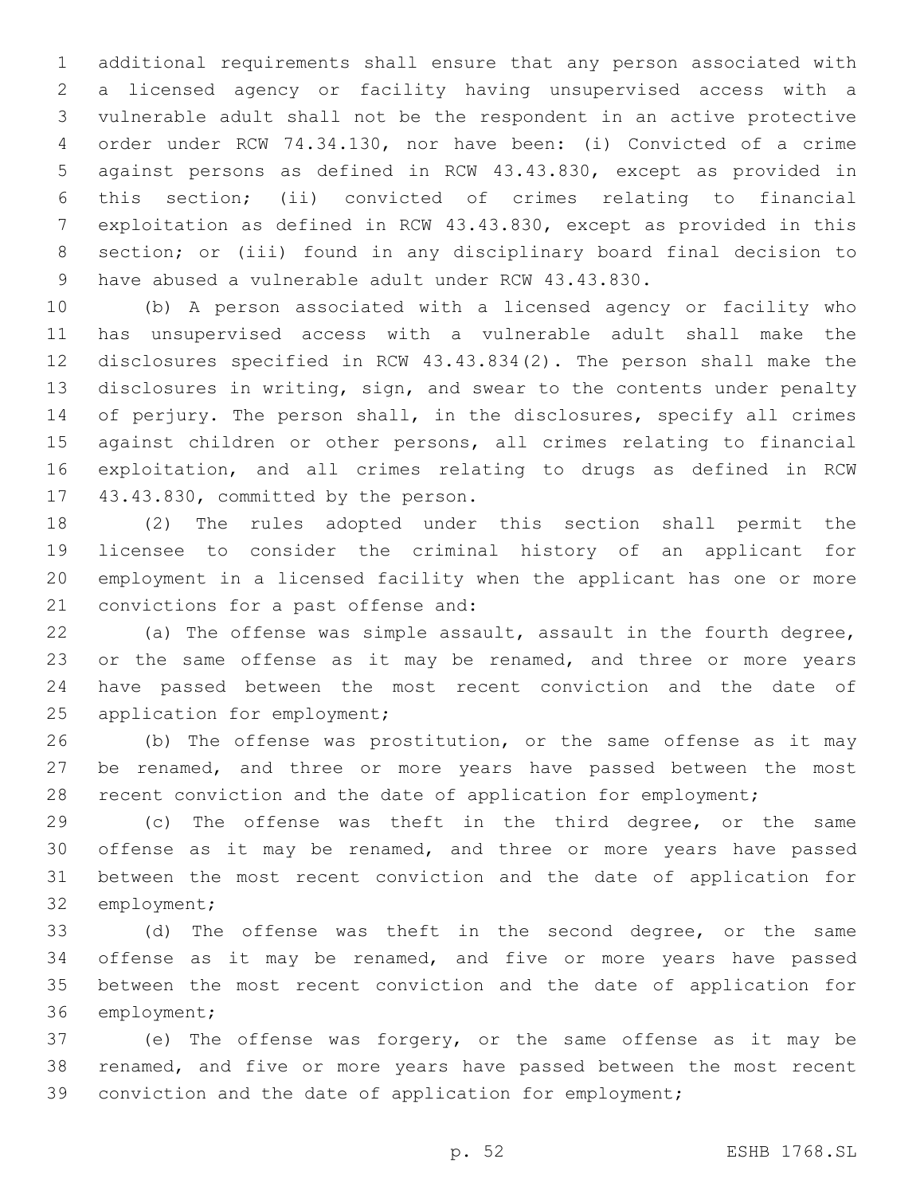additional requirements shall ensure that any person associated with a licensed agency or facility having unsupervised access with a vulnerable adult shall not be the respondent in an active protective order under RCW 74.34.130, nor have been: (i) Convicted of a crime against persons as defined in RCW 43.43.830, except as provided in this section; (ii) convicted of crimes relating to financial exploitation as defined in RCW 43.43.830, except as provided in this section; or (iii) found in any disciplinary board final decision to have abused a vulnerable adult under RCW 43.43.830.

(b) A person associated with a licensed agency or facility who has unsupervised access with a vulnerable adult shall make the disclosures specified in RCW 43.43.834(2). The person shall make the disclosures in writing, sign, and swear to the contents under penalty of perjury. The person shall, in the disclosures, specify all crimes against children or other persons, all crimes relating to financial exploitation, and all crimes relating to drugs as defined in RCW 43.43.830, committed by the person.

(2) The rules adopted under this section shall permit the licensee to consider the criminal history of an applicant for employment in a licensed facility when the applicant has one or more convictions for a past offense and:

(a) The offense was simple assault, assault in the fourth degree, or the same offense as it may be renamed, and three or more years have passed between the most recent conviction and the date of application for employment;

(b) The offense was prostitution, or the same offense as it may be renamed, and three or more years have passed between the most recent conviction and the date of application for employment;

(c) The offense was theft in the third degree, or the same offense as it may be renamed, and three or more years have passed between the most recent conviction and the date of application for employment;

(d) The offense was theft in the second degree, or the same offense as it may be renamed, and five or more years have passed between the most recent conviction and the date of application for employment;

(e) The offense was forgery, or the same offense as it may be renamed, and five or more years have passed between the most recent conviction and the date of application for employment;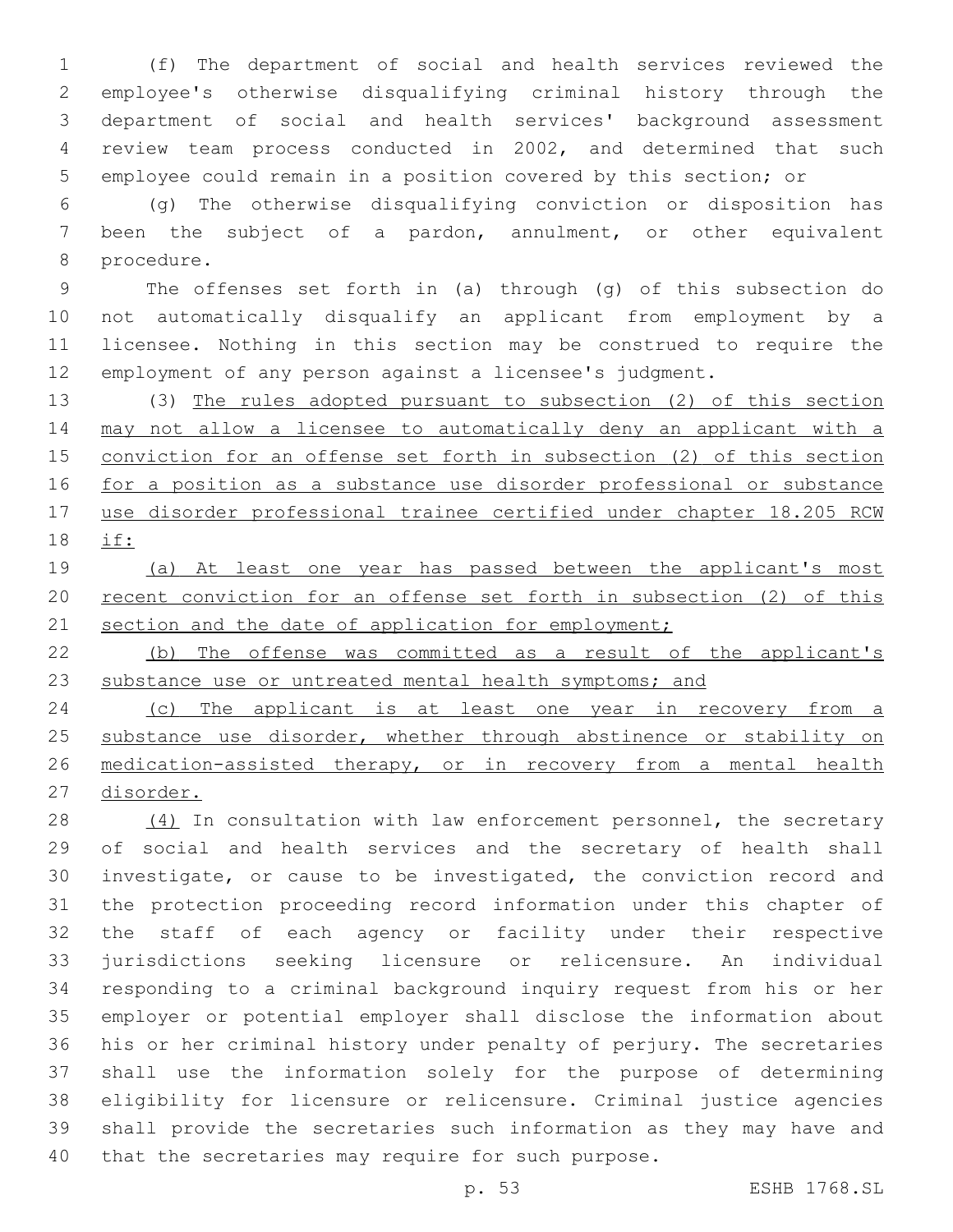(f) The department of social and health services reviewed the employee's otherwise disqualifying criminal history through the department of social and health services' background assessment review team process conducted in 2002, and determined that such employee could remain in a position covered by this section; or

(g) The otherwise disqualifying conviction or disposition has been the subject of a pardon, annulment, or other equivalent procedure.

The offenses set forth in (a) through (g) of this subsection do not automatically disqualify an applicant from employment by a licensee. Nothing in this section may be construed to require the employment of any person against a licensee's judgment.

(3) The rules adopted pursuant to subsection (2) of this section may not allow a licensee to automatically deny an applicant with a conviction for an offense set forth in subsection (2) of this section for a position as a substance use disorder professional or substance use disorder professional trainee certified under chapter 18.205 RCW if:

(a) At least one year has passed between the applicant's most recent conviction for an offense set forth in subsection (2) of this section and the date of application for employment;

(b) The offense was committed as a result of the applicant's substance use or untreated mental health symptoms; and

(c) The applicant is at least one year in recovery from a substance use disorder, whether through abstinence or stability on medication-assisted therapy, or in recovery from a mental health disorder.

(4) In consultation with law enforcement personnel, the secretary of social and health services and the secretary of health shall investigate, or cause to be investigated, the conviction record and the protection proceeding record information under this chapter of the staff of each agency or facility under their respective jurisdictions seeking licensure or relicensure. An individual responding to a criminal background inquiry request from his or her employer or potential employer shall disclose the information about his or her criminal history under penalty of perjury. The secretaries shall use the information solely for the purpose of determining eligibility for licensure or relicensure. Criminal justice agencies shall provide the secretaries such information as they may have and that the secretaries may require for such purpose.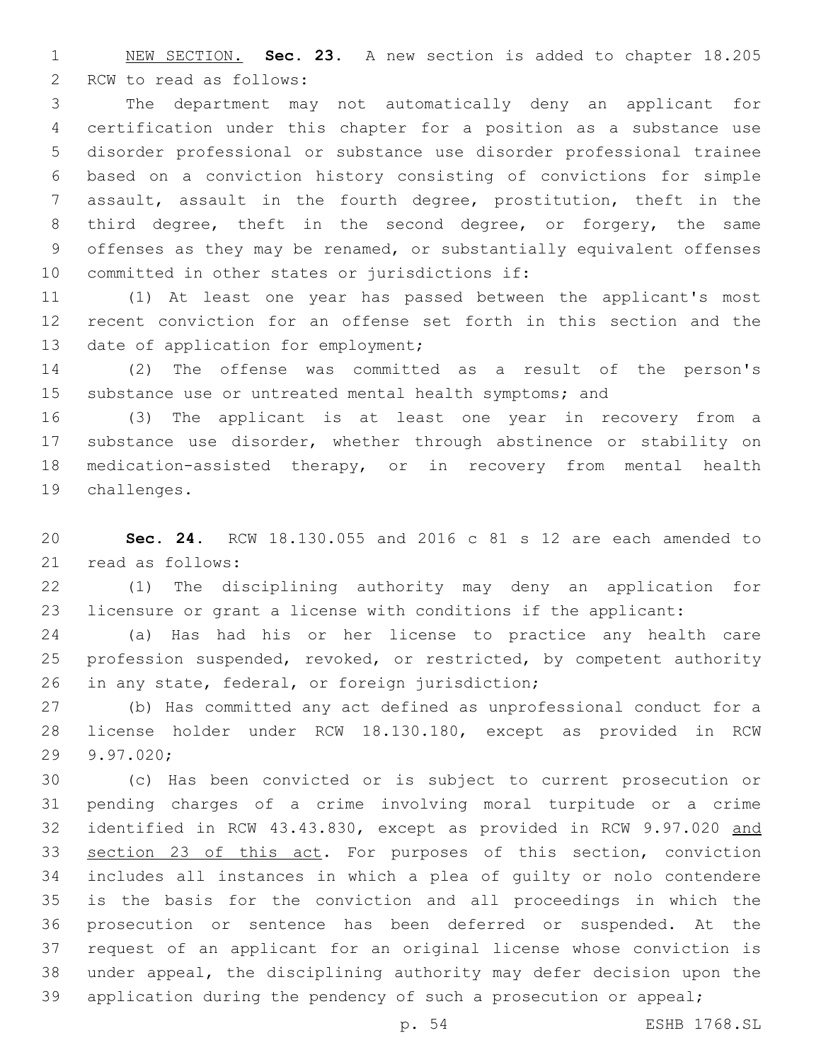NEW SECTION. **Sec. 23.** A new section is added to chapter 18.205 RCW to read as follows:

The department may not automatically deny an applicant for certification under this chapter for a position as a substance use disorder professional or substance use disorder professional trainee based on a conviction history consisting of convictions for simple assault, assault in the fourth degree, prostitution, theft in the third degree, theft in the second degree, or forgery, the same offenses as they may be renamed, or substantially equivalent offenses committed in other states or jurisdictions if:

(1) At least one year has passed between the applicant's most recent conviction for an offense set forth in this section and the date of application for employment;

(2) The offense was committed as a result of the person's substance use or untreated mental health symptoms; and

(3) The applicant is at least one year in recovery from a substance use disorder, whether through abstinence or stability on medication-assisted therapy, or in recovery from mental health challenges.

**Sec. 24.** RCW 18.130.055 and 2016 c 81 s 12 are each amended to read as follows:

(1) The disciplining authority may deny an application for licensure or grant a license with conditions if the applicant:

(a) Has had his or her license to practice any health care profession suspended, revoked, or restricted, by competent authority in any state, federal, or foreign jurisdiction;

(b) Has committed any act defined as unprofessional conduct for a license holder under RCW 18.130.180, except as provided in RCW 9.97.020;

(c) Has been convicted or is subject to current prosecution or pending charges of a crime involving moral turpitude or a crime identified in RCW 43.43.830, except as provided in RCW 9.97.020 and section 23 of this act. For purposes of this section, conviction includes all instances in which a plea of guilty or nolo contendere is the basis for the conviction and all proceedings in which the prosecution or sentence has been deferred or suspended. At the request of an applicant for an original license whose conviction is under appeal, the disciplining authority may defer decision upon the application during the pendency of such a prosecution or appeal;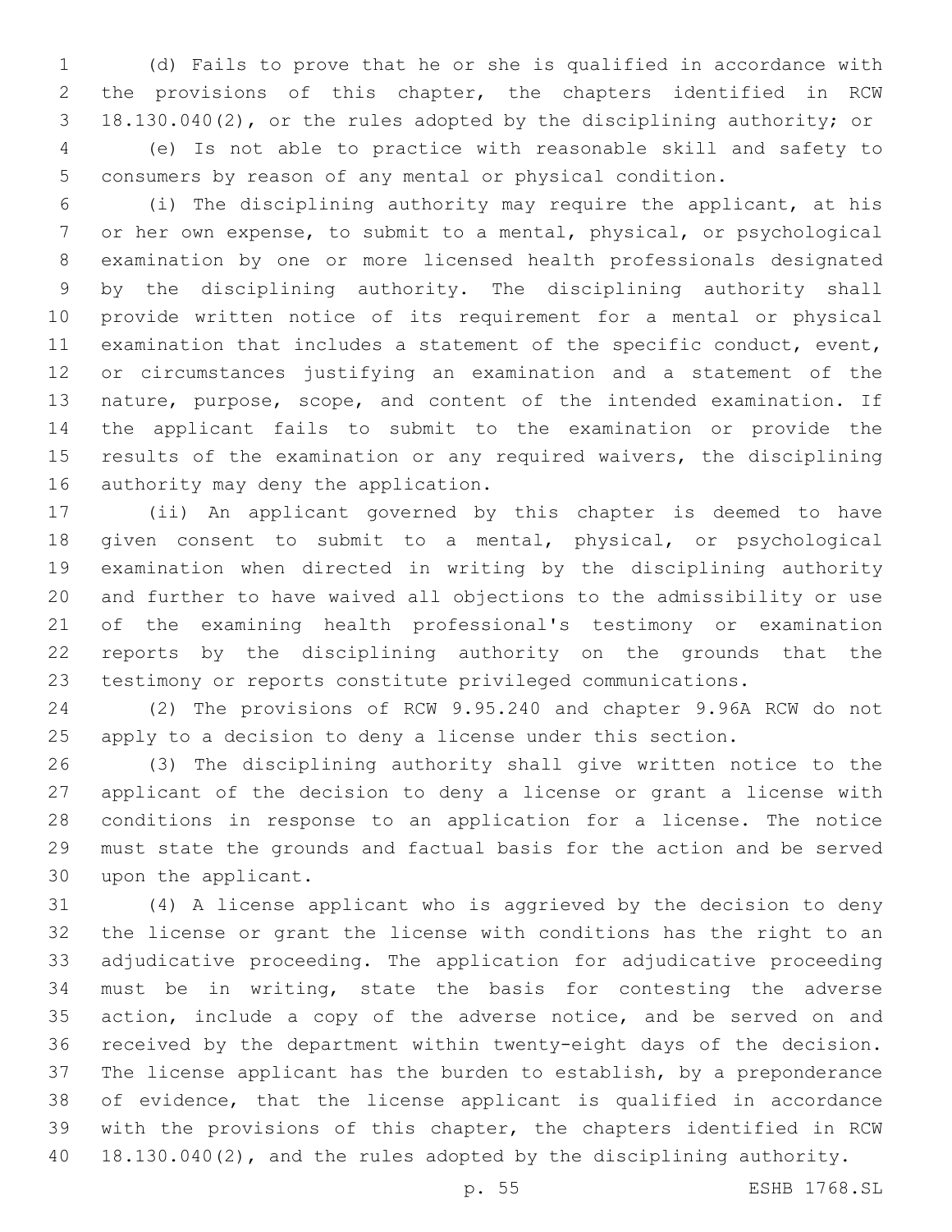(d) Fails to prove that he or she is qualified in accordance with the provisions of this chapter, the chapters identified in RCW 18.130.040(2), or the rules adopted by the disciplining authority; or

(e) Is not able to practice with reasonable skill and safety to consumers by reason of any mental or physical condition.

(i) The disciplining authority may require the applicant, at his or her own expense, to submit to a mental, physical, or psychological examination by one or more licensed health professionals designated by the disciplining authority. The disciplining authority shall provide written notice of its requirement for a mental or physical examination that includes a statement of the specific conduct, event, or circumstances justifying an examination and a statement of the nature, purpose, scope, and content of the intended examination. If the applicant fails to submit to the examination or provide the results of the examination or any required waivers, the disciplining authority may deny the application.

(ii) An applicant governed by this chapter is deemed to have given consent to submit to a mental, physical, or psychological examination when directed in writing by the disciplining authority and further to have waived all objections to the admissibility or use of the examining health professional's testimony or examination reports by the disciplining authority on the grounds that the testimony or reports constitute privileged communications.

(2) The provisions of RCW 9.95.240 and chapter 9.96A RCW do not apply to a decision to deny a license under this section.

(3) The disciplining authority shall give written notice to the applicant of the decision to deny a license or grant a license with conditions in response to an application for a license. The notice must state the grounds and factual basis for the action and be served upon the applicant.

(4) A license applicant who is aggrieved by the decision to deny the license or grant the license with conditions has the right to an adjudicative proceeding. The application for adjudicative proceeding must be in writing, state the basis for contesting the adverse action, include a copy of the adverse notice, and be served on and received by the department within twenty-eight days of the decision. The license applicant has the burden to establish, by a preponderance of evidence, that the license applicant is qualified in accordance with the provisions of this chapter, the chapters identified in RCW 18.130.040(2), and the rules adopted by the disciplining authority.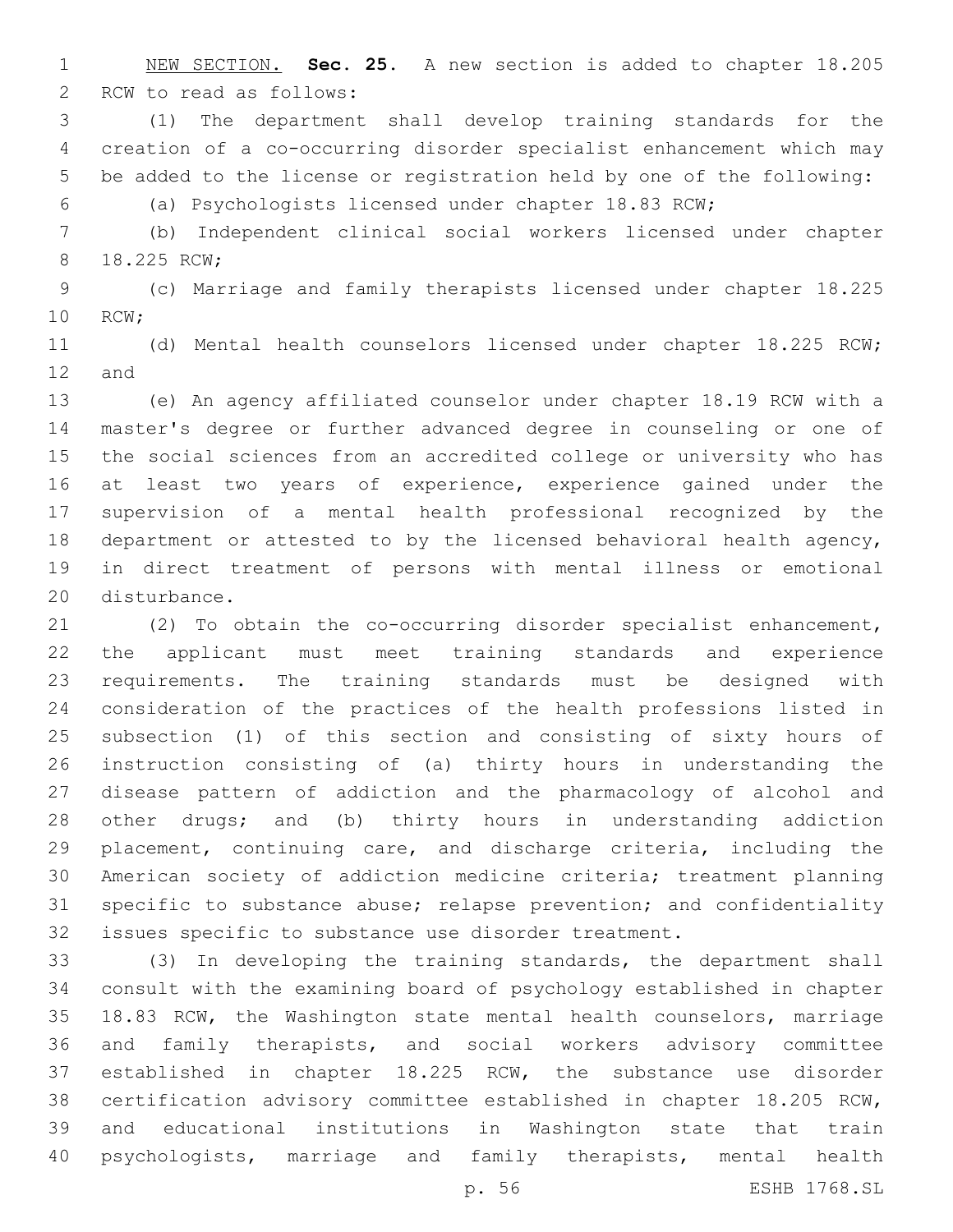NEW SECTION. **Sec. 25.** A new section is added to chapter 18.205 RCW to read as follows:

(1) The department shall develop training standards for the creation of a co-occurring disorder specialist enhancement which may be added to the license or registration held by one of the following:

(a) Psychologists licensed under chapter 18.83 RCW;

(b) Independent clinical social workers licensed under chapter 18.225 RCW;

(c) Marriage and family therapists licensed under chapter 18.225 RCW;

(d) Mental health counselors licensed under chapter 18.225 RCW; and

(e) An agency affiliated counselor under chapter 18.19 RCW with a master's degree or further advanced degree in counseling or one of the social sciences from an accredited college or university who has at least two years of experience, experience gained under the supervision of a mental health professional recognized by the department or attested to by the licensed behavioral health agency, in direct treatment of persons with mental illness or emotional disturbance.

(2) To obtain the co-occurring disorder specialist enhancement, the applicant must meet training standards and experience requirements. The training standards must be designed with consideration of the practices of the health professions listed in subsection (1) of this section and consisting of sixty hours of instruction consisting of (a) thirty hours in understanding the disease pattern of addiction and the pharmacology of alcohol and other drugs; and (b) thirty hours in understanding addiction placement, continuing care, and discharge criteria, including the American society of addiction medicine criteria; treatment planning specific to substance abuse; relapse prevention; and confidentiality issues specific to substance use disorder treatment.

(3) In developing the training standards, the department shall consult with the examining board of psychology established in chapter 18.83 RCW, the Washington state mental health counselors, marriage and family therapists, and social workers advisory committee established in chapter 18.225 RCW, the substance use disorder certification advisory committee established in chapter 18.205 RCW, and educational institutions in Washington state that train psychologists, marriage and family therapists, mental health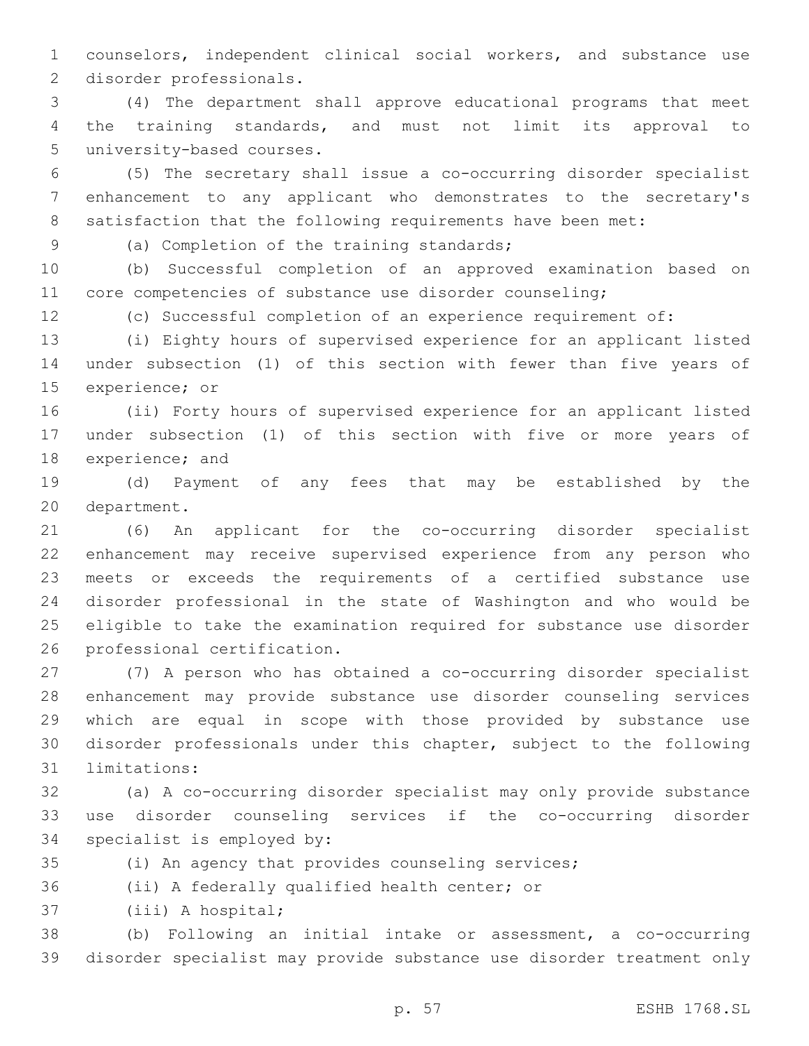counselors, independent clinical social workers, and substance use disorder professionals.

(4) The department shall approve educational programs that meet the training standards, and must not limit its approval to university-based courses.

(5) The secretary shall issue a co-occurring disorder specialist enhancement to any applicant who demonstrates to the secretary's satisfaction that the following requirements have been met:

(a) Completion of the training standards;

(b) Successful completion of an approved examination based on core competencies of substance use disorder counseling;

(c) Successful completion of an experience requirement of:

(i) Eighty hours of supervised experience for an applicant listed under subsection (1) of this section with fewer than five years of experience; or

(ii) Forty hours of supervised experience for an applicant listed under subsection (1) of this section with five or more years of experience; and

(d) Payment of any fees that may be established by the department.

(6) An applicant for the co-occurring disorder specialist enhancement may receive supervised experience from any person who meets or exceeds the requirements of a certified substance use disorder professional in the state of Washington and who would be eligible to take the examination required for substance use disorder professional certification.

(7) A person who has obtained a co-occurring disorder specialist enhancement may provide substance use disorder counseling services which are equal in scope with those provided by substance use disorder professionals under this chapter, subject to the following limitations:

(a) A co-occurring disorder specialist may only provide substance use disorder counseling services if the co-occurring disorder specialist is employed by:

(i) An agency that provides counseling services;

(ii) A federally qualified health center; or

(iii) A hospital;

(b) Following an initial intake or assessment, a co-occurring disorder specialist may provide substance use disorder treatment only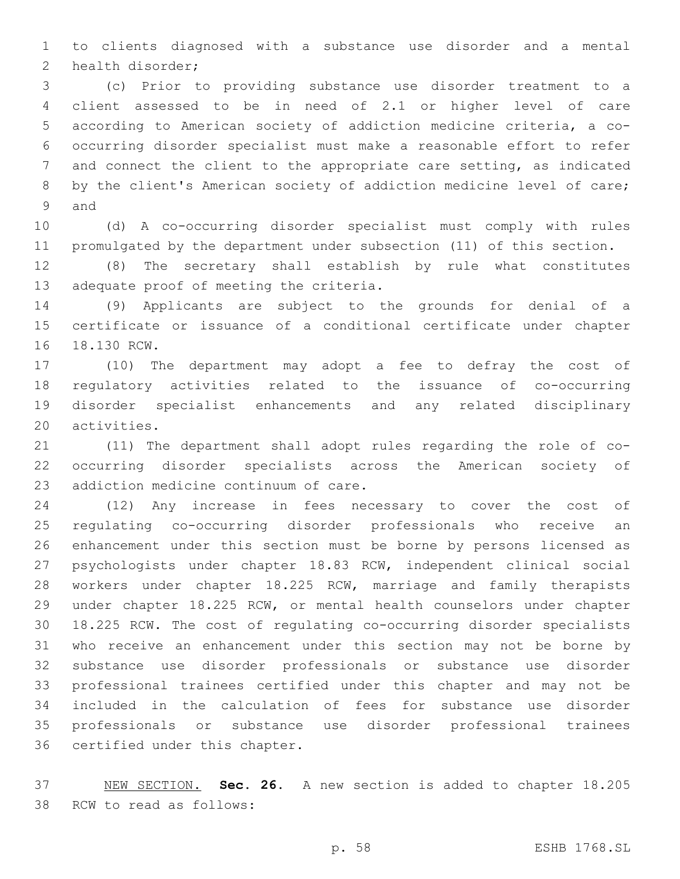to clients diagnosed with a substance use disorder and a mental health disorder;

(c) Prior to providing substance use disorder treatment to a client assessed to be in need of 2.1 or higher level of care according to American society of addiction medicine criteria, a co-occurring disorder specialist must make a reasonable effort to refer and connect the client to the appropriate care setting, as indicated by the client's American society of addiction medicine level of care; and

(d) A co-occurring disorder specialist must comply with rules promulgated by the department under subsection (11) of this section.

(8) The secretary shall establish by rule what constitutes adequate proof of meeting the criteria.

(9) Applicants are subject to the grounds for denial of a certificate or issuance of a conditional certificate under chapter 18.130 RCW.

(10) The department may adopt a fee to defray the cost of regulatory activities related to the issuance of co-occurring disorder specialist enhancements and any related disciplinary activities.

(11) The department shall adopt rules regarding the role of co-occurring disorder specialists across the American society of addiction medicine continuum of care.

(12) Any increase in fees necessary to cover the cost of regulating co-occurring disorder professionals who receive an enhancement under this section must be borne by persons licensed as psychologists under chapter 18.83 RCW, independent clinical social workers under chapter 18.225 RCW, marriage and family therapists under chapter 18.225 RCW, or mental health counselors under chapter 18.225 RCW. The cost of regulating co-occurring disorder specialists who receive an enhancement under this section may not be borne by substance use disorder professionals or substance use disorder professional trainees certified under this chapter and may not be included in the calculation of fees for substance use disorder professionals or substance use disorder professional trainees certified under this chapter.

NEW SECTION. **Sec. 26.** A new section is added to chapter 18.205 RCW to read as follows: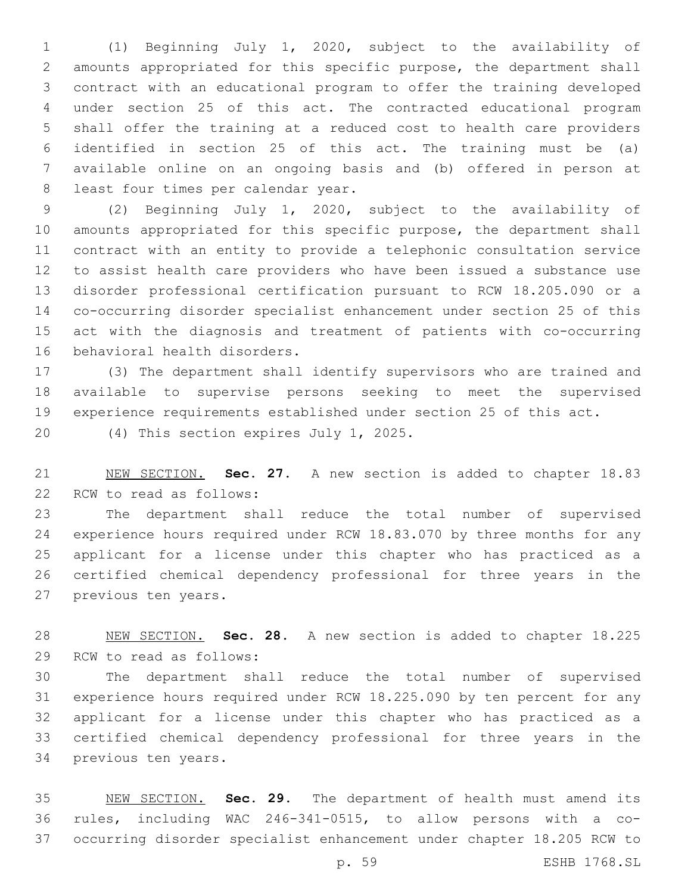(1) Beginning July 1, 2020, subject to the availability of amounts appropriated for this specific purpose, the department shall contract with an educational program to offer the training developed under section 25 of this act. The contracted educational program shall offer the training at a reduced cost to health care providers identified in section 25 of this act. The training must be (a) available online on an ongoing basis and (b) offered in person at least four times per calendar year.

(2) Beginning July 1, 2020, subject to the availability of amounts appropriated for this specific purpose, the department shall contract with an entity to provide a telephonic consultation service to assist health care providers who have been issued a substance use disorder professional certification pursuant to RCW 18.205.090 or a co-occurring disorder specialist enhancement under section 25 of this act with the diagnosis and treatment of patients with co-occurring behavioral health disorders.

(3) The department shall identify supervisors who are trained and available to supervise persons seeking to meet the supervised experience requirements established under section 25 of this act.

(4) This section expires July 1, 2025.

NEW SECTION. **Sec. 27.** A new section is added to chapter 18.83 RCW to read as follows:

The department shall reduce the total number of supervised experience hours required under RCW 18.83.070 by three months for any applicant for a license under this chapter who has practiced as a certified chemical dependency professional for three years in the previous ten years.

NEW SECTION. **Sec. 28.** A new section is added to chapter 18.225 RCW to read as follows:

The department shall reduce the total number of supervised experience hours required under RCW 18.225.090 by ten percent for any applicant for a license under this chapter who has practiced as a certified chemical dependency professional for three years in the previous ten years.

NEW SECTION. **Sec. 29.** The department of health must amend its rules, including WAC 246-341-0515, to allow persons with a co-occurring disorder specialist enhancement under chapter 18.205 RCW to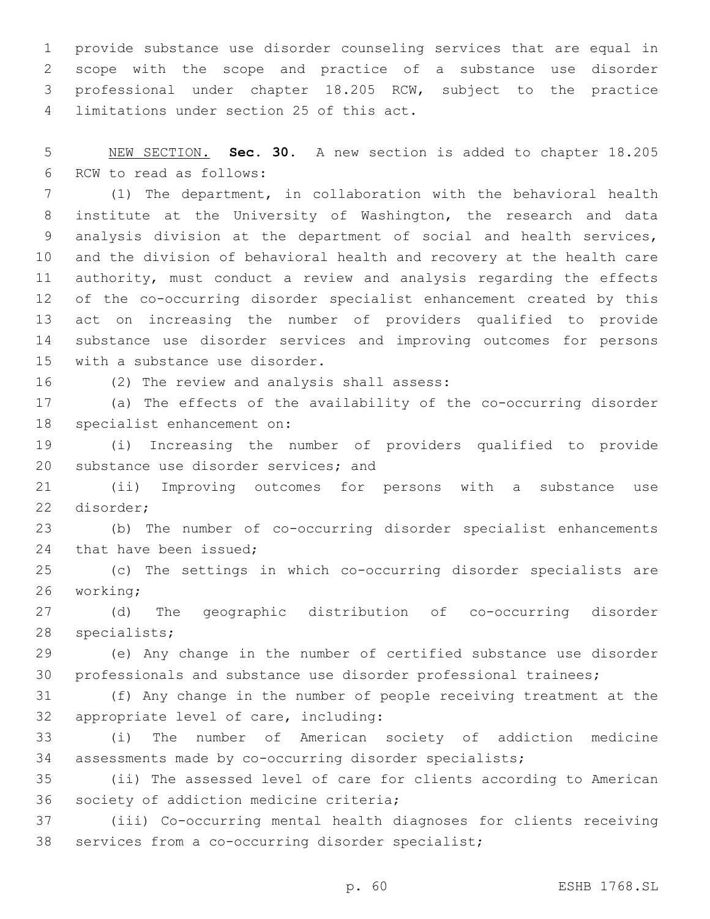provide substance use disorder counseling services that are equal in scope with the scope and practice of a substance use disorder professional under chapter 18.205 RCW, subject to the practice limitations under section 25 of this act.

NEW SECTION. **Sec. 30.** A new section is added to chapter 18.205 RCW to read as follows:

(1) The department, in collaboration with the behavioral health institute at the University of Washington, the research and data analysis division at the department of social and health services, and the division of behavioral health and recovery at the health care authority, must conduct a review and analysis regarding the effects of the co-occurring disorder specialist enhancement created by this act on increasing the number of providers qualified to provide substance use disorder services and improving outcomes for persons with a substance use disorder.

(2) The review and analysis shall assess:

(a) The effects of the availability of the co-occurring disorder specialist enhancement on:

(i) Increasing the number of providers qualified to provide substance use disorder services; and

(ii) Improving outcomes for persons with a substance use disorder;

(b) The number of co-occurring disorder specialist enhancements that have been issued;

(c) The settings in which co-occurring disorder specialists are working;

(d) The geographic distribution of co-occurring disorder specialists;

(e) Any change in the number of certified substance use disorder professionals and substance use disorder professional trainees;

(f) Any change in the number of people receiving treatment at the appropriate level of care, including:

(i) The number of American society of addiction medicine assessments made by co-occurring disorder specialists;

(ii) The assessed level of care for clients according to American society of addiction medicine criteria;

(iii) Co-occurring mental health diagnoses for clients receiving services from a co-occurring disorder specialist;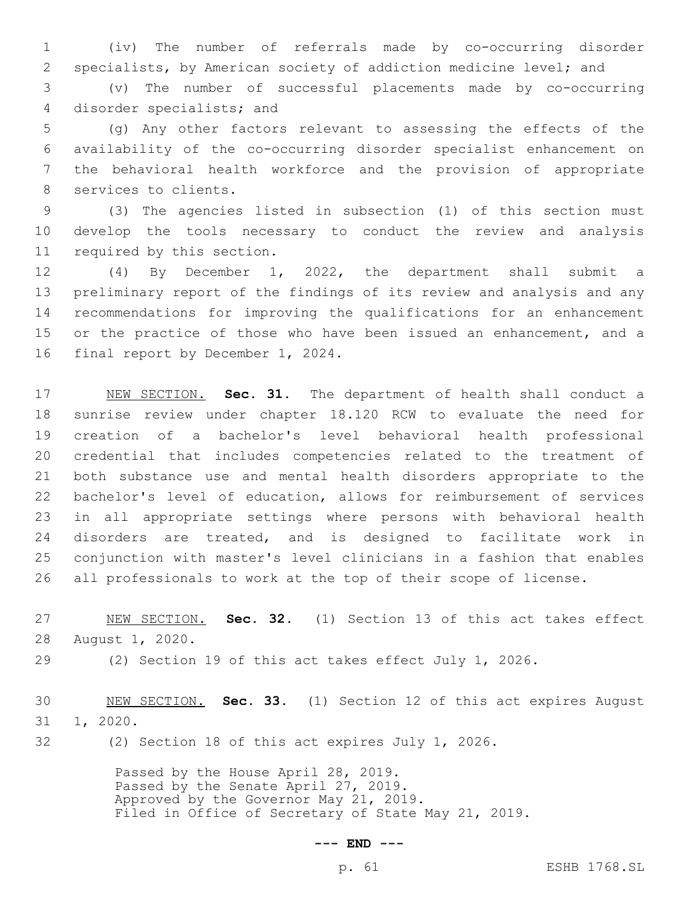(iv) The number of referrals made by co-occurring disorder specialists, by American society of addiction medicine level; and

(v) The number of successful placements made by co-occurring disorder specialists; and

(g) Any other factors relevant to assessing the effects of the availability of the co-occurring disorder specialist enhancement on the behavioral health workforce and the provision of appropriate services to clients.

(3) The agencies listed in subsection (1) of this section must develop the tools necessary to conduct the review and analysis required by this section.

(4) By December 1, 2022, the department shall submit a preliminary report of the findings of its review and analysis and any recommendations for improving the qualifications for an enhancement or the practice of those who have been issued an enhancement, and a final report by December 1, 2024.

NEW SECTION. **Sec. 31.** The department of health shall conduct a sunrise review under chapter 18.120 RCW to evaluate the need for creation of a bachelor's level behavioral health professional credential that includes competencies related to the treatment of both substance use and mental health disorders appropriate to the bachelor's level of education, allows for reimbursement of services in all appropriate settings where persons with behavioral health disorders are treated, and is designed to facilitate work in conjunction with master's level clinicians in a fashion that enables all professionals to work at the top of their scope of license.

NEW SECTION. **Sec. 32.** (1) Section 13 of this act takes effect August 1, 2020.

(2) Section 19 of this act takes effect July 1, 2026.

NEW SECTION. **Sec. 33.** (1) Section 12 of this act expires August 1, 2020.

(2) Section 18 of this act expires July 1, 2026.

Passed by the House April 28, 2019.
Passed by the Senate April 27, 2019.
Approved by the Governor May 21, 2019.
Filed in Office of Secretary of State May 21, 2019.

**--- END ---**